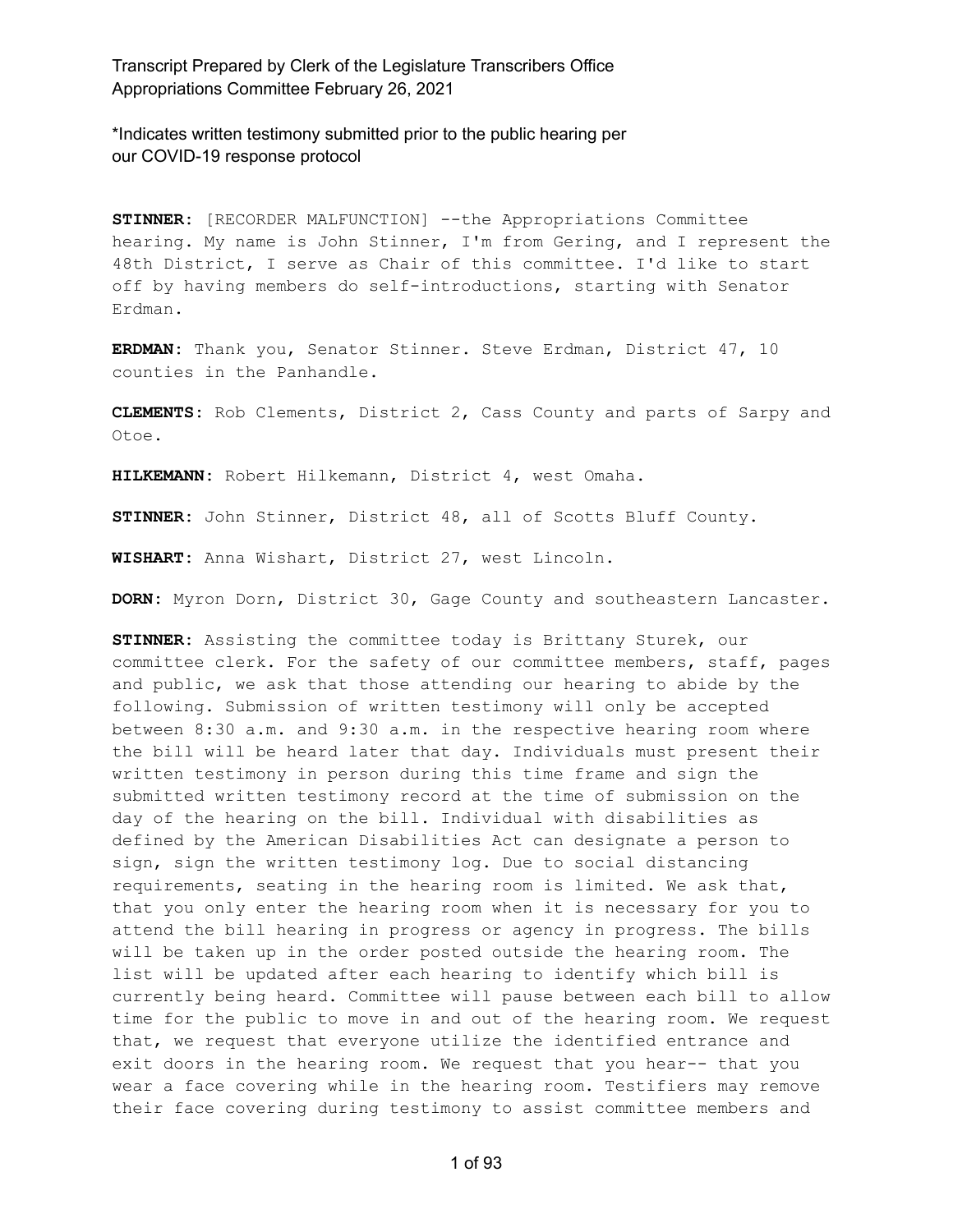\*Indicates written testimony submitted prior to the public hearing per our COVID-19 response protocol

**STINNER:** [RECORDER MALFUNCTION] --the Appropriations Committee hearing. My name is John Stinner, I'm from Gering, and I represent the 48th District, I serve as Chair of this committee. I'd like to start off by having members do self-introductions, starting with Senator Erdman.

**ERDMAN:** Thank you, Senator Stinner. Steve Erdman, District 47, 10 counties in the Panhandle.

**CLEMENTS:** Rob Clements, District 2, Cass County and parts of Sarpy and Otoe.

**HILKEMANN:** Robert Hilkemann, District 4, west Omaha.

**STINNER:** John Stinner, District 48, all of Scotts Bluff County.

**WISHART:** Anna Wishart, District 27, west Lincoln.

**DORN:** Myron Dorn, District 30, Gage County and southeastern Lancaster.

**STINNER:** Assisting the committee today is Brittany Sturek, our committee clerk. For the safety of our committee members, staff, pages and public, we ask that those attending our hearing to abide by the following. Submission of written testimony will only be accepted between 8:30 a.m. and 9:30 a.m. in the respective hearing room where the bill will be heard later that day. Individuals must present their written testimony in person during this time frame and sign the submitted written testimony record at the time of submission on the day of the hearing on the bill. Individual with disabilities as defined by the American Disabilities Act can designate a person to sign, sign the written testimony log. Due to social distancing requirements, seating in the hearing room is limited. We ask that, that you only enter the hearing room when it is necessary for you to attend the bill hearing in progress or agency in progress. The bills will be taken up in the order posted outside the hearing room. The list will be updated after each hearing to identify which bill is currently being heard. Committee will pause between each bill to allow time for the public to move in and out of the hearing room. We request that, we request that everyone utilize the identified entrance and exit doors in the hearing room. We request that you hear-- that you wear a face covering while in the hearing room. Testifiers may remove their face covering during testimony to assist committee members and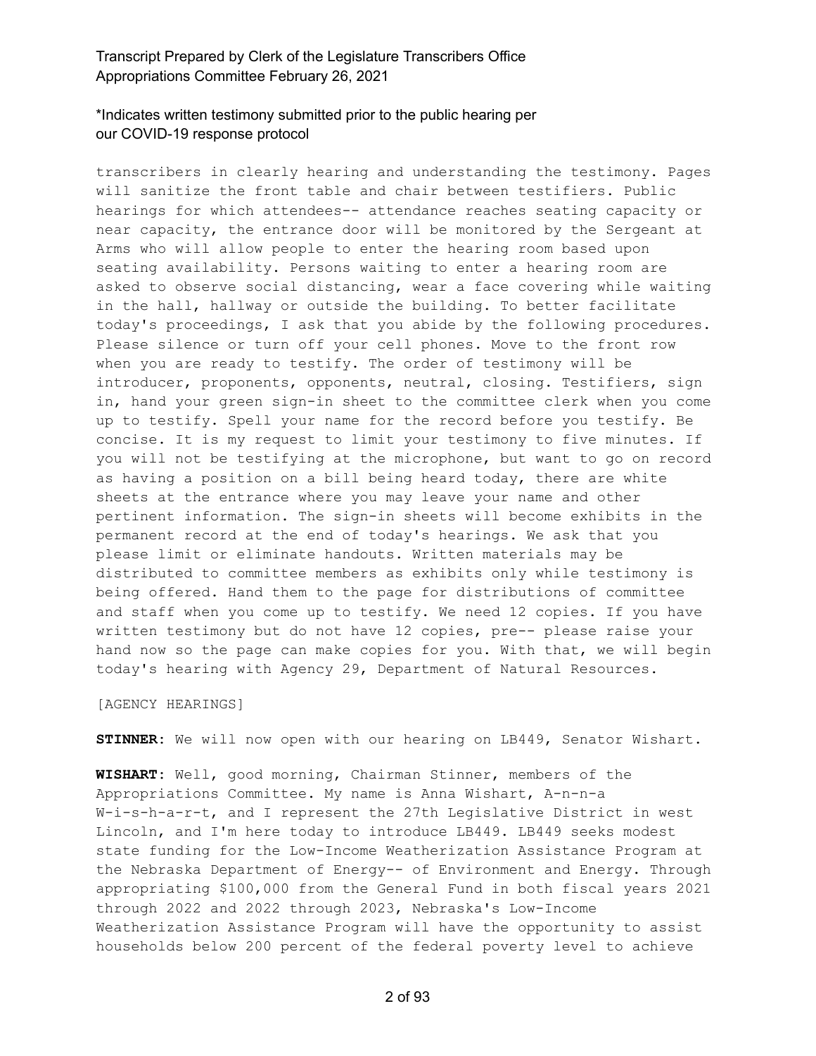transcribers in clearly hearing and understanding the testimony. Pages will sanitize the front table and chair between testifiers. Public hearings for which attendees-- attendance reaches seating capacity or near capacity, the entrance door will be monitored by the Sergeant at Arms who will allow people to enter the hearing room based upon seating availability. Persons waiting to enter a hearing room are asked to observe social distancing, wear a face covering while waiting in the hall, hallway or outside the building. To better facilitate today's proceedings, I ask that you abide by the following procedures. Please silence or turn off your cell phones. Move to the front row when you are ready to testify. The order of testimony will be introducer, proponents, opponents, neutral, closing. Testifiers, sign in, hand your green sign-in sheet to the committee clerk when you come up to testify. Spell your name for the record before you testify. Be concise. It is my request to limit your testimony to five minutes. If you will not be testifying at the microphone, but want to go on record as having a position on a bill being heard today, there are white sheets at the entrance where you may leave your name and other pertinent information. The sign-in sheets will become exhibits in the permanent record at the end of today's hearings. We ask that you please limit or eliminate handouts. Written materials may be distributed to committee members as exhibits only while testimony is being offered. Hand them to the page for distributions of committee and staff when you come up to testify. We need 12 copies. If you have written testimony but do not have 12 copies, pre-- please raise your hand now so the page can make copies for you. With that, we will begin today's hearing with Agency 29, Department of Natural Resources.

[AGENCY HEARINGS]

**STINNER:** We will now open with our hearing on LB449, Senator Wishart.

**WISHART:** Well, good morning, Chairman Stinner, members of the Appropriations Committee. My name is Anna Wishart, A-n-n-a W-i-s-h-a-r-t, and I represent the 27th Legislative District in west Lincoln, and I'm here today to introduce LB449. LB449 seeks modest state funding for the Low-Income Weatherization Assistance Program at the Nebraska Department of Energy-- of Environment and Energy. Through appropriating $100,000 from the General Fund in both fiscal years 2021 through 2022 and 2022 through 2023, Nebraska's Low-Income Weatherization Assistance Program will have the opportunity to assist households below 200 percent of the federal poverty level to achieve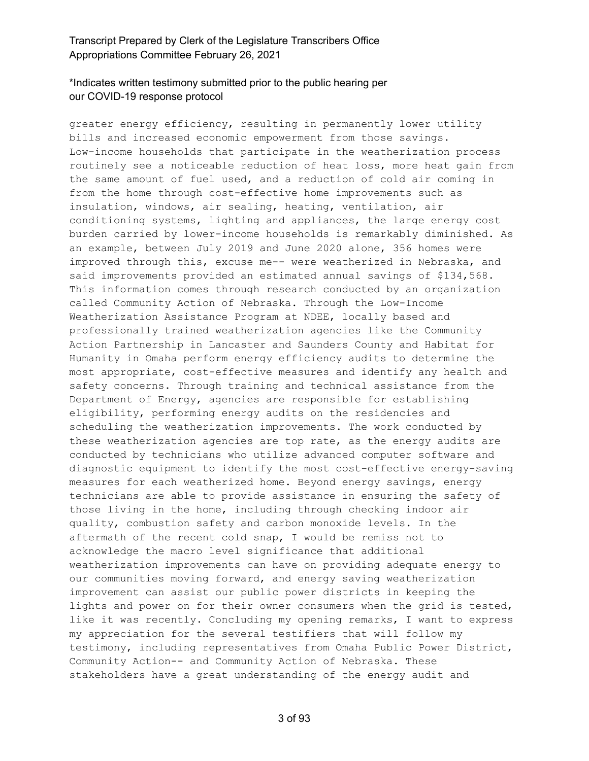greater energy efficiency, resulting in permanently lower utility bills and increased economic empowerment from those savings. Low-income households that participate in the weatherization process routinely see a noticeable reduction of heat loss, more heat gain from the same amount of fuel used, and a reduction of cold air coming in from the home through cost-effective home improvements such as insulation, windows, air sealing, heating, ventilation, air conditioning systems, lighting and appliances, the large energy cost burden carried by lower-income households is remarkably diminished. As an example, between July 2019 and June 2020 alone, 356 homes were improved through this, excuse me-- were weatherized in Nebraska, and said improvements provided an estimated annual savings of $134,568. This information comes through research conducted by an organization called Community Action of Nebraska. Through the Low-Income Weatherization Assistance Program at NDEE, locally based and professionally trained weatherization agencies like the Community Action Partnership in Lancaster and Saunders County and Habitat for Humanity in Omaha perform energy efficiency audits to determine the most appropriate, cost-effective measures and identify any health and safety concerns. Through training and technical assistance from the Department of Energy, agencies are responsible for establishing eligibility, performing energy audits on the residencies and scheduling the weatherization improvements. The work conducted by these weatherization agencies are top rate, as the energy audits are conducted by technicians who utilize advanced computer software and diagnostic equipment to identify the most cost-effective energy-saving measures for each weatherized home. Beyond energy savings, energy technicians are able to provide assistance in ensuring the safety of those living in the home, including through checking indoor air quality, combustion safety and carbon monoxide levels. In the aftermath of the recent cold snap, I would be remiss not to acknowledge the macro level significance that additional weatherization improvements can have on providing adequate energy to our communities moving forward, and energy saving weatherization improvement can assist our public power districts in keeping the lights and power on for their owner consumers when the grid is tested, like it was recently. Concluding my opening remarks, I want to express my appreciation for the several testifiers that will follow my testimony, including representatives from Omaha Public Power District, Community Action-- and Community Action of Nebraska. These stakeholders have a great understanding of the energy audit and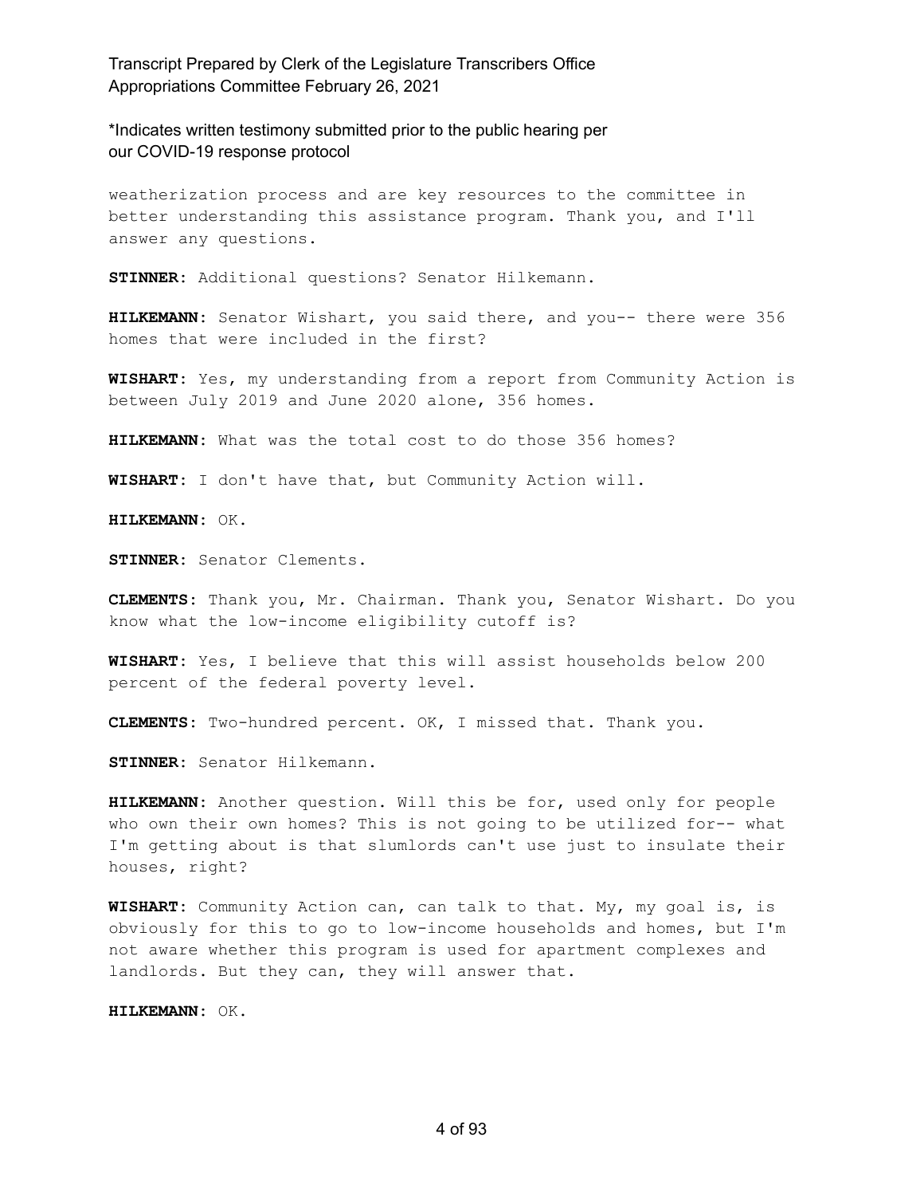weatherization process and are key resources to the committee in better understanding this assistance program. Thank you, and I'll answer any questions.

**STINNER:** Additional questions? Senator Hilkemann.

**HILKEMANN:** Senator Wishart, you said there, and you-- there were 356 homes that were included in the first?

**WISHART:** Yes, my understanding from a report from Community Action is between July 2019 and June 2020 alone, 356 homes.

**HILKEMANN:** What was the total cost to do those 356 homes?

**WISHART:** I don't have that, but Community Action will.

**HILKEMANN:** OK.

**STINNER:** Senator Clements.

**CLEMENTS:** Thank you, Mr. Chairman. Thank you, Senator Wishart. Do you know what the low-income eligibility cutoff is?

**WISHART:** Yes, I believe that this will assist households below 200 percent of the federal poverty level.

**CLEMENTS:** Two-hundred percent. OK, I missed that. Thank you.

**STINNER:** Senator Hilkemann.

**HILKEMANN:** Another question. Will this be for, used only for people who own their own homes? This is not going to be utilized for-- what I'm getting about is that slumlords can't use just to insulate their houses, right?

**WISHART:** Community Action can, can talk to that. My, my goal is, is obviously for this to go to low-income households and homes, but I'm not aware whether this program is used for apartment complexes and landlords. But they can, they will answer that.

**HILKEMANN:** OK.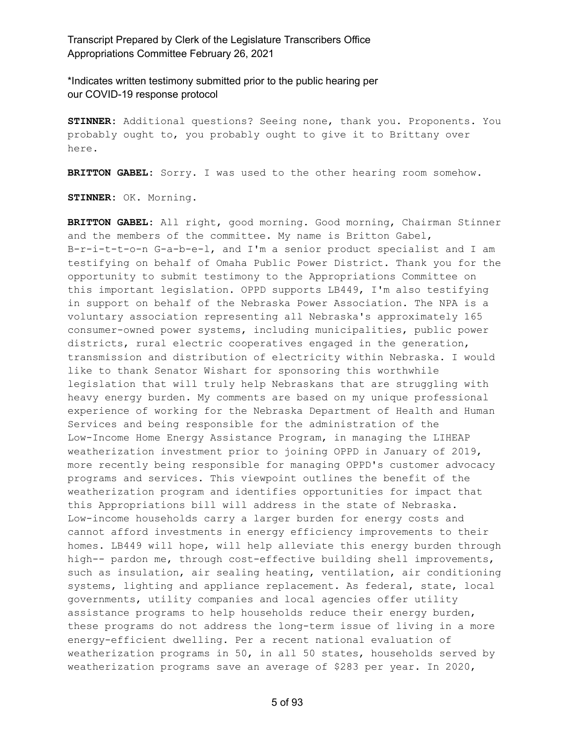\*Indicates written testimony submitted prior to the public hearing per our COVID-19 response protocol

**STINNER:** Additional questions? Seeing none, thank you. Proponents. You probably ought to, you probably ought to give it to Brittany over here.

**BRITTON GABEL:** Sorry. I was used to the other hearing room somehow.

**STINNER:** OK. Morning.

**BRITTON GABEL:** All right, good morning. Good morning, Chairman Stinner and the members of the committee. My name is Britton Gabel, B-r-i-t-t-o-n G-a-b-e-l, and I'm a senior product specialist and I am testifying on behalf of Omaha Public Power District. Thank you for the opportunity to submit testimony to the Appropriations Committee on this important legislation. OPPD supports LB449, I'm also testifying in support on behalf of the Nebraska Power Association. The NPA is a voluntary association representing all Nebraska's approximately 165 consumer-owned power systems, including municipalities, public power districts, rural electric cooperatives engaged in the generation, transmission and distribution of electricity within Nebraska. I would like to thank Senator Wishart for sponsoring this worthwhile legislation that will truly help Nebraskans that are struggling with heavy energy burden. My comments are based on my unique professional experience of working for the Nebraska Department of Health and Human Services and being responsible for the administration of the Low-Income Home Energy Assistance Program, in managing the LIHEAP weatherization investment prior to joining OPPD in January of 2019, more recently being responsible for managing OPPD's customer advocacy programs and services. This viewpoint outlines the benefit of the weatherization program and identifies opportunities for impact that this Appropriations bill will address in the state of Nebraska. Low-income households carry a larger burden for energy costs and cannot afford investments in energy efficiency improvements to their homes. LB449 will hope, will help alleviate this energy burden through high-- pardon me, through cost-effective building shell improvements, such as insulation, air sealing heating, ventilation, air conditioning systems, lighting and appliance replacement. As federal, state, local governments, utility companies and local agencies offer utility assistance programs to help households reduce their energy burden, these programs do not address the long-term issue of living in a more energy-efficient dwelling. Per a recent national evaluation of weatherization programs in 50, in all 50 states, households served by weatherization programs save an average of $283 per year. In 2020,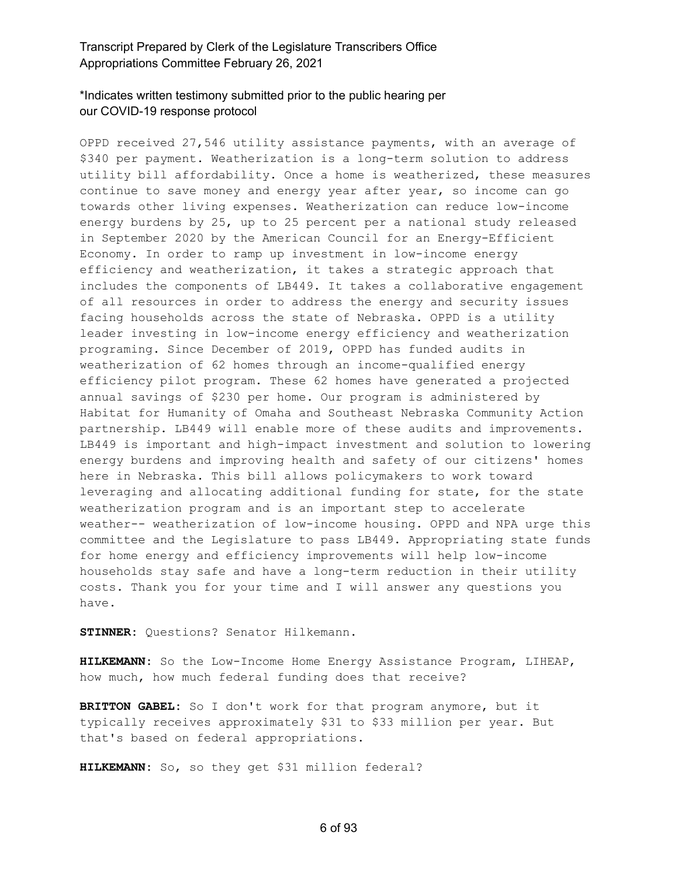\*Indicates written testimony submitted prior to the public hearing per our COVID-19 response protocol

OPPD received 27,546 utility assistance payments, with an average of $340 per payment. Weatherization is a long-term solution to address utility bill affordability. Once a home is weatherized, these measures continue to save money and energy year after year, so income can go towards other living expenses. Weatherization can reduce low-income energy burdens by 25, up to 25 percent per a national study released in September 2020 by the American Council for an Energy-Efficient Economy. In order to ramp up investment in low-income energy efficiency and weatherization, it takes a strategic approach that includes the components of LB449. It takes a collaborative engagement of all resources in order to address the energy and security issues facing households across the state of Nebraska. OPPD is a utility leader investing in low-income energy efficiency and weatherization programing. Since December of 2019, OPPD has funded audits in weatherization of 62 homes through an income-qualified energy efficiency pilot program. These 62 homes have generated a projected annual savings of $230 per home. Our program is administered by Habitat for Humanity of Omaha and Southeast Nebraska Community Action partnership. LB449 will enable more of these audits and improvements. LB449 is important and high-impact investment and solution to lowering energy burdens and improving health and safety of our citizens' homes here in Nebraska. This bill allows policymakers to work toward leveraging and allocating additional funding for state, for the state weatherization program and is an important step to accelerate weather-- weatherization of low-income housing. OPPD and NPA urge this committee and the Legislature to pass LB449. Appropriating state funds for home energy and efficiency improvements will help low-income households stay safe and have a long-term reduction in their utility costs. Thank you for your time and I will answer any questions you have.

**STINNER:** Questions? Senator Hilkemann.

**HILKEMANN:** So the Low-Income Home Energy Assistance Program, LIHEAP, how much, how much federal funding does that receive?

**BRITTON GABEL:** So I don't work for that program anymore, but it typically receives approximately $31 to $33 million per year. But that's based on federal appropriations.

**HILKEMANN:** So, so they get $31 million federal?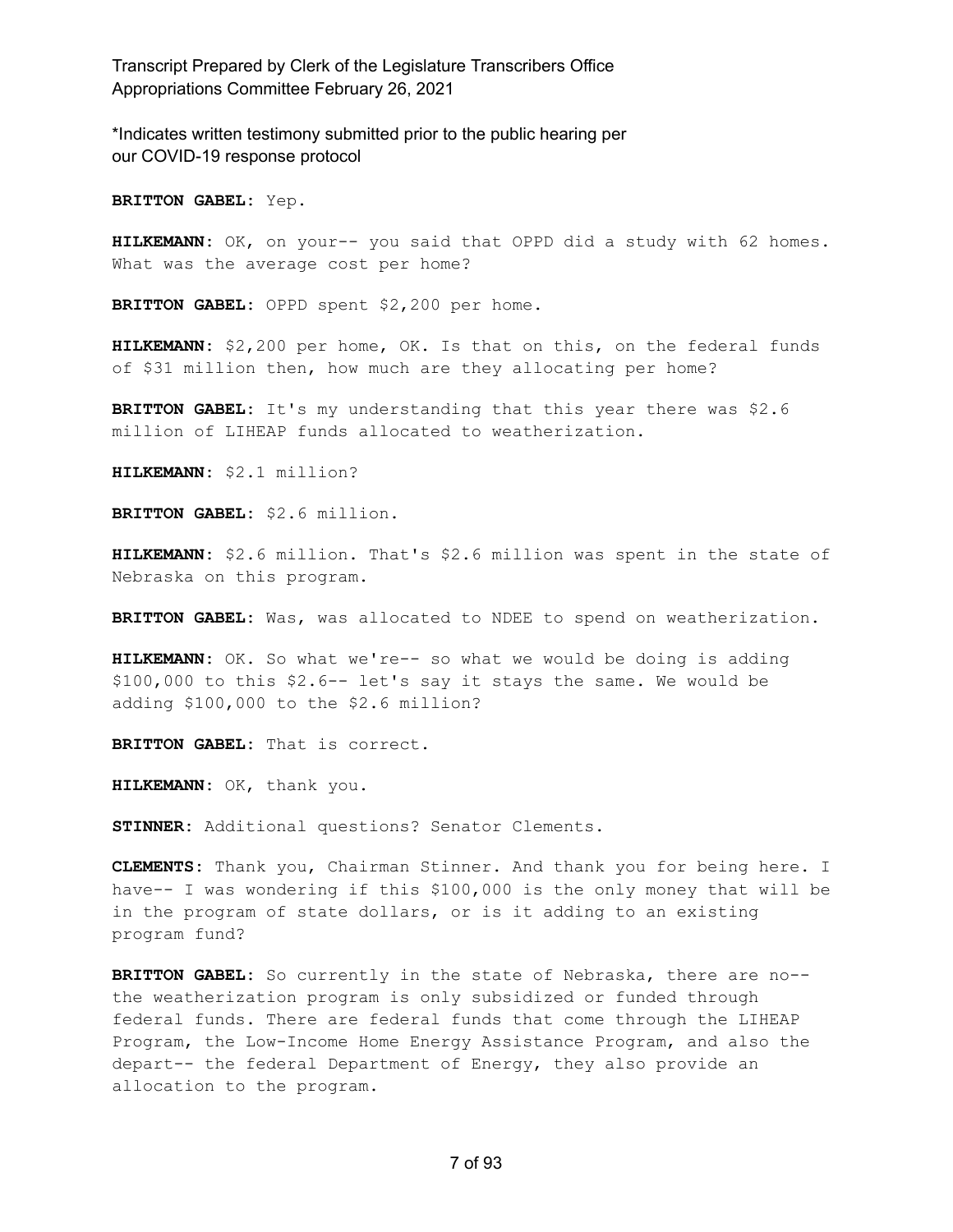\*Indicates written testimony submitted prior to the public hearing per our COVID-19 response protocol

**BRITTON GABEL:** Yep.

**HILKEMANN:** OK, on your-- you said that OPPD did a study with 62 homes. What was the average cost per home?

**BRITTON GABEL:** OPPD spent $2,200 per home.

**HILKEMANN:** $2,200 per home, OK. Is that on this, on the federal funds of $31 million then, how much are they allocating per home?

**BRITTON GABEL:** It's my understanding that this year there was $2.6 million of LIHEAP funds allocated to weatherization.

**HILKEMANN:** $2.1 million?

**BRITTON GABEL:** $2.6 million.

**HILKEMANN:** $2.6 million. That's $2.6 million was spent in the state of Nebraska on this program.

**BRITTON GABEL:** Was, was allocated to NDEE to spend on weatherization.

**HILKEMANN:** OK. So what we're-- so what we would be doing is adding $100,000 to this $2.6-- let's say it stays the same. We would be adding $100,000 to the $2.6 million?

**BRITTON GABEL:** That is correct.

**HILKEMANN:** OK, thank you.

**STINNER:** Additional questions? Senator Clements.

**CLEMENTS:** Thank you, Chairman Stinner. And thank you for being here. I have-- I was wondering if this $100,000 is the only money that will be in the program of state dollars, or is it adding to an existing program fund?

**BRITTON GABEL:** So currently in the state of Nebraska, there are no-- the weatherization program is only subsidized or funded through federal funds. There are federal funds that come through the LIHEAP Program, the Low-Income Home Energy Assistance Program, and also the depart-- the federal Department of Energy, they also provide an allocation to the program.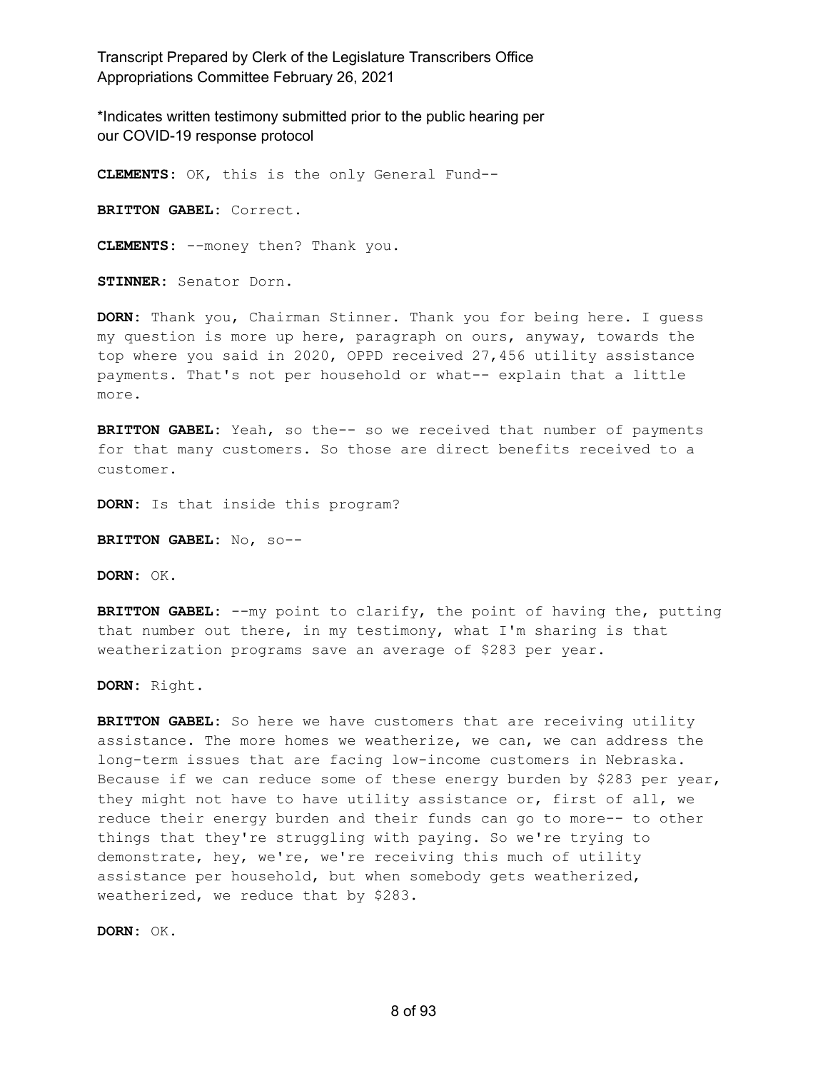*Indicates written testimony submitted prior to the public hearing per our COVID-19 response protocol

**CLEMENTS:** OK, this is the only General Fund--

**BRITTON GABEL:** Correct.

**CLEMENTS:** --money then? Thank you.

**STINNER:** Senator Dorn.

**DORN:** Thank you, Chairman Stinner. Thank you for being here. I guess my question is more up here, paragraph on ours, anyway, towards the top where you said in 2020, OPPD received 27,456 utility assistance payments. That's not per household or what-- explain that a little more.

**BRITTON GABEL:** Yeah, so the-- so we received that number of payments for that many customers. So those are direct benefits received to a customer.

**DORN:** Is that inside this program?

**BRITTON GABEL:** No, so--

**DORN:** OK.

**BRITTON GABEL:** --my point to clarify, the point of having the, putting that number out there, in my testimony, what I'm sharing is that weatherization programs save an average of $283 per year.

**DORN:** Right.

**BRITTON GABEL:** So here we have customers that are receiving utility assistance. The more homes we weatherize, we can, we can address the long-term issues that are facing low-income customers in Nebraska. Because if we can reduce some of these energy burden by $283 per year, they might not have to have utility assistance or, first of all, we reduce their energy burden and their funds can go to more-- to other things that they're struggling with paying. So we're trying to demonstrate, hey, we're, we're receiving this much of utility assistance per household, but when somebody gets weatherized, weatherized, we reduce that by $283.

**DORN:** OK.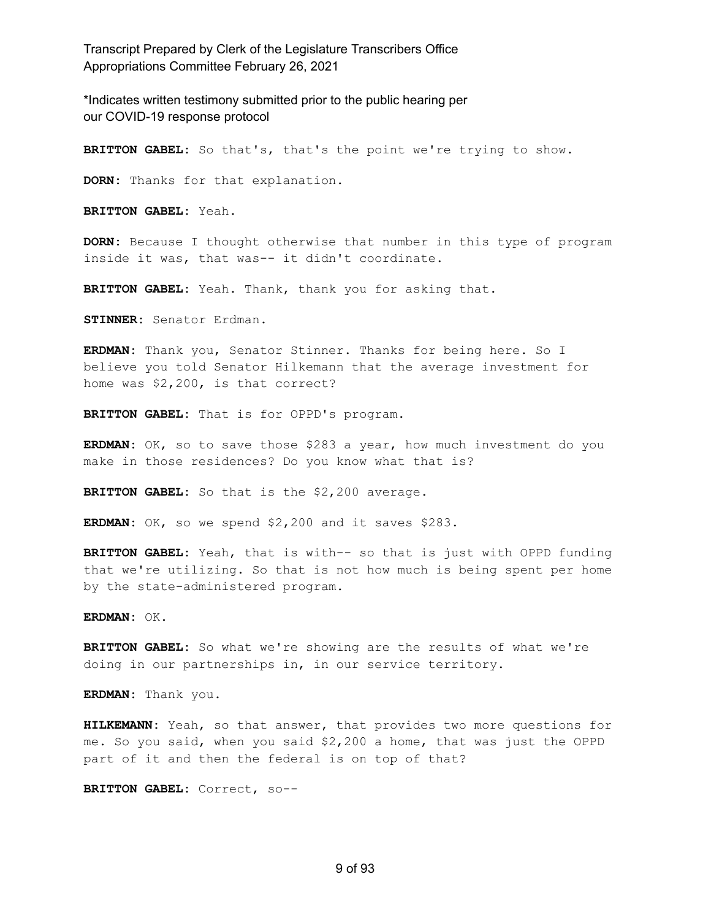*Indicates written testimony submitted prior to the public hearing per our COVID-19 response protocol

**BRITTON GABEL:** So that's, that's the point we're trying to show.

**DORN:** Thanks for that explanation.

**BRITTON GABEL:** Yeah.

**DORN:** Because I thought otherwise that number in this type of program inside it was, that was-- it didn't coordinate.

**BRITTON GABEL:** Yeah. Thank, thank you for asking that.

**STINNER:** Senator Erdman.

**ERDMAN:** Thank you, Senator Stinner. Thanks for being here. So I believe you told Senator Hilkemann that the average investment for home was $2,200, is that correct?

**BRITTON GABEL:** That is for OPPD's program.

**ERDMAN:** OK, so to save those $283 a year, how much investment do you make in those residences? Do you know what that is?

**BRITTON GABEL:** So that is the $2,200 average.

**ERDMAN:** OK, so we spend $2,200 and it saves $283.

**BRITTON GABEL:** Yeah, that is with-- so that is just with OPPD funding that we're utilizing. So that is not how much is being spent per home by the state-administered program.

**ERDMAN:** OK.

**BRITTON GABEL:** So what we're showing are the results of what we're doing in our partnerships in, in our service territory.

**ERDMAN:** Thank you.

**HILKEMANN:** Yeah, so that answer, that provides two more questions for me. So you said, when you said $2,200 a home, that was just the OPPD part of it and then the federal is on top of that?

**BRITTON GABEL:** Correct, so--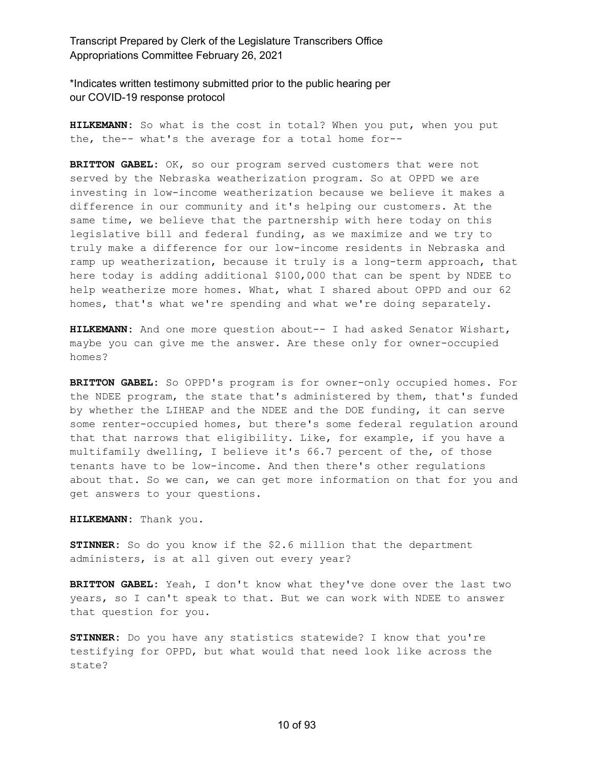**HILKEMANN:** So what is the cost in total? When you put, when you put the, the-- what's the average for a total home for--

**BRITTON GABEL:** OK, so our program served customers that were not served by the Nebraska weatherization program. So at OPPD we are investing in low-income weatherization because we believe it makes a difference in our community and it's helping our customers. At the same time, we believe that the partnership with here today on this legislative bill and federal funding, as we maximize and we try to truly make a difference for our low-income residents in Nebraska and ramp up weatherization, because it truly is a long-term approach, that here today is adding additional $100,000 that can be spent by NDEE to help weatherize more homes. What, what I shared about OPPD and our 62 homes, that's what we're spending and what we're doing separately.

**HILKEMANN:** And one more question about-- I had asked Senator Wishart, maybe you can give me the answer. Are these only for owner-occupied homes?

**BRITTON GABEL:** So OPPD's program is for owner-only occupied homes. For the NDEE program, the state that's administered by them, that's funded by whether the LIHEAP and the NDEE and the DOE funding, it can serve some renter-occupied homes, but there's some federal regulation around that that narrows that eligibility. Like, for example, if you have a multifamily dwelling, I believe it's 66.7 percent of the, of those tenants have to be low-income. And then there's other regulations about that. So we can, we can get more information on that for you and get answers to your questions.

**HILKEMANN:** Thank you.

**STINNER:** So do you know if the $2.6 million that the department administers, is at all given out every year?

**BRITTON GABEL:** Yeah, I don't know what they've done over the last two years, so I can't speak to that. But we can work with NDEE to answer that question for you.

**STINNER:** Do you have any statistics statewide? I know that you're testifying for OPPD, but what would that need look like across the state?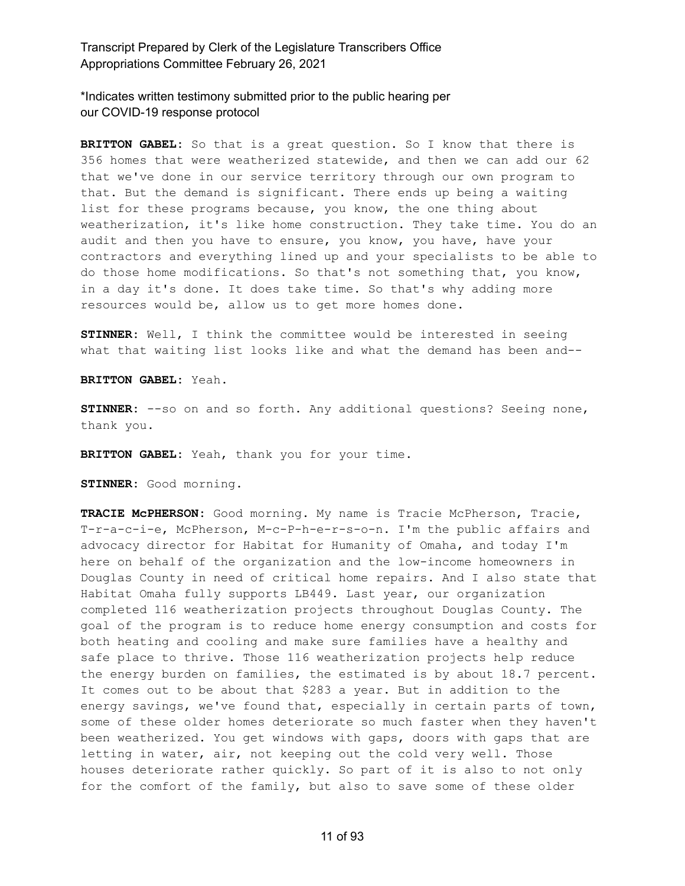*Indicates written testimony submitted prior to the public hearing per our COVID-19 response protocol

**BRITTON GABEL:** So that is a great question. So I know that there is 356 homes that were weatherized statewide, and then we can add our 62 that we've done in our service territory through our own program to that. But the demand is significant. There ends up being a waiting list for these programs because, you know, the one thing about weatherization, it's like home construction. They take time. You do an audit and then you have to ensure, you know, you have, have your contractors and everything lined up and your specialists to be able to do those home modifications. So that's not something that, you know, in a day it's done. It does take time. So that's why adding more resources would be, allow us to get more homes done.

**STINNER:** Well, I think the committee would be interested in seeing what that waiting list looks like and what the demand has been and--

**BRITTON GABEL:** Yeah.

**STINNER:** --so on and so forth. Any additional questions? Seeing none, thank you.

**BRITTON GABEL:** Yeah, thank you for your time.

**STINNER:** Good morning.

**TRACIE McPHERSON:** Good morning. My name is Tracie McPherson, Tracie, T-r-a-c-i-e, McPherson, M-c-P-h-e-r-s-o-n. I'm the public affairs and advocacy director for Habitat for Humanity of Omaha, and today I'm here on behalf of the organization and the low-income homeowners in Douglas County in need of critical home repairs. And I also state that Habitat Omaha fully supports LB449. Last year, our organization completed 116 weatherization projects throughout Douglas County. The goal of the program is to reduce home energy consumption and costs for both heating and cooling and make sure families have a healthy and safe place to thrive. Those 116 weatherization projects help reduce the energy burden on families, the estimated is by about 18.7 percent. It comes out to be about that $283 a year. But in addition to the energy savings, we've found that, especially in certain parts of town, some of these older homes deteriorate so much faster when they haven't been weatherized. You get windows with gaps, doors with gaps that are letting in water, air, not keeping out the cold very well. Those houses deteriorate rather quickly. So part of it is also to not only for the comfort of the family, but also to save some of these older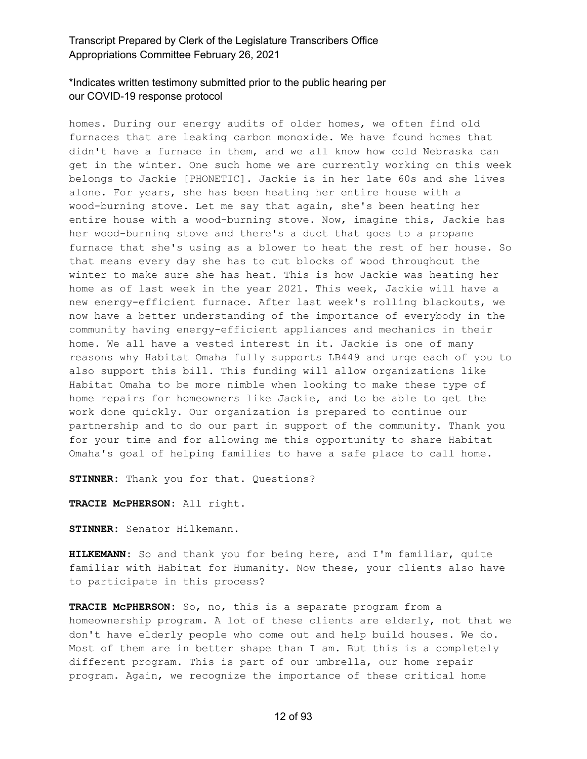homes. During our energy audits of older homes, we often find old furnaces that are leaking carbon monoxide. We have found homes that didn't have a furnace in them, and we all know how cold Nebraska can get in the winter. One such home we are currently working on this week belongs to Jackie [PHONETIC]. Jackie is in her late 60s and she lives alone. For years, she has been heating her entire house with a wood-burning stove. Let me say that again, she's been heating her entire house with a wood-burning stove. Now, imagine this, Jackie has her wood-burning stove and there's a duct that goes to a propane furnace that she's using as a blower to heat the rest of her house. So that means every day she has to cut blocks of wood throughout the winter to make sure she has heat. This is how Jackie was heating her home as of last week in the year 2021. This week, Jackie will have a new energy-efficient furnace. After last week's rolling blackouts, we now have a better understanding of the importance of everybody in the community having energy-efficient appliances and mechanics in their home. We all have a vested interest in it. Jackie is one of many reasons why Habitat Omaha fully supports LB449 and urge each of you to also support this bill. This funding will allow organizations like Habitat Omaha to be more nimble when looking to make these type of home repairs for homeowners like Jackie, and to be able to get the work done quickly. Our organization is prepared to continue our partnership and to do our part in support of the community. Thank you for your time and for allowing me this opportunity to share Habitat Omaha's goal of helping families to have a safe place to call home.

**STINNER:** Thank you for that. Questions?

**TRACIE McPHERSON:** All right.

**STINNER:** Senator Hilkemann.

**HILKEMANN:** So and thank you for being here, and I'm familiar, quite familiar with Habitat for Humanity. Now these, your clients also have to participate in this process?

**TRACIE McPHERSON:** So, no, this is a separate program from a homeownership program. A lot of these clients are elderly, not that we don't have elderly people who come out and help build houses. We do. Most of them are in better shape than I am. But this is a completely different program. This is part of our umbrella, our home repair program. Again, we recognize the importance of these critical home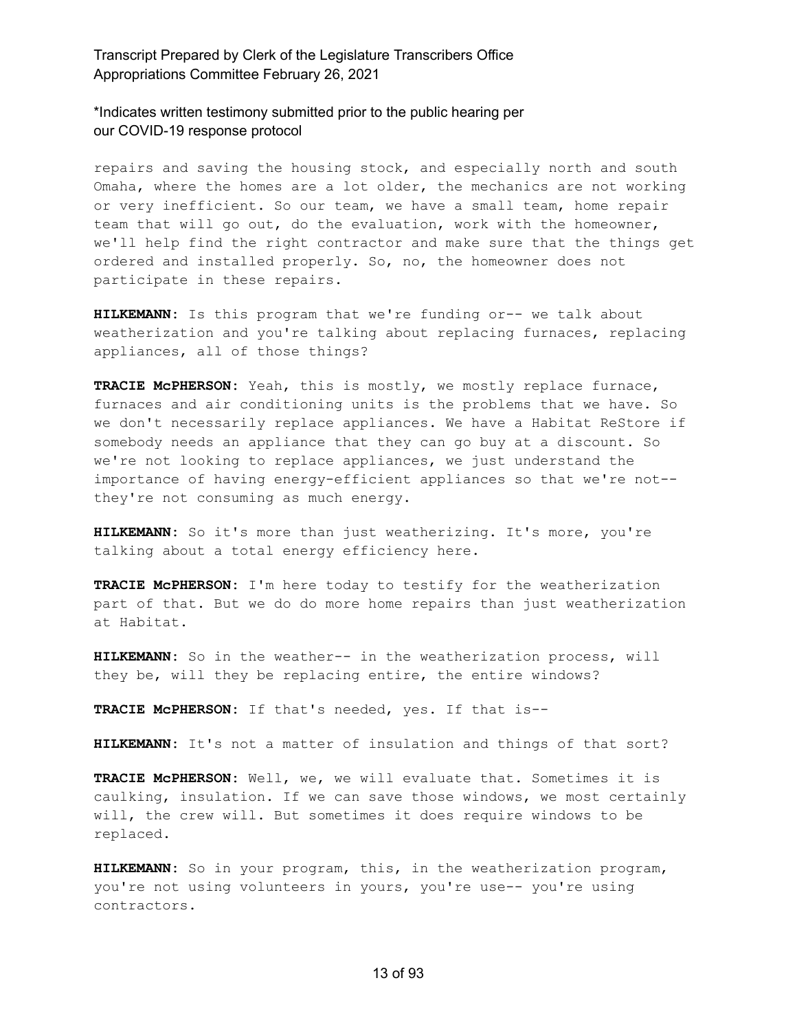\*Indicates written testimony submitted prior to the public hearing per our COVID-19 response protocol

repairs and saving the housing stock, and especially north and south Omaha, where the homes are a lot older, the mechanics are not working or very inefficient. So our team, we have a small team, home repair team that will go out, do the evaluation, work with the homeowner, we'll help find the right contractor and make sure that the things get ordered and installed properly. So, no, the homeowner does not participate in these repairs.

**HILKEMANN:** Is this program that we're funding or-- we talk about weatherization and you're talking about replacing furnaces, replacing appliances, all of those things?

**TRACIE McPHERSON:** Yeah, this is mostly, we mostly replace furnace, furnaces and air conditioning units is the problems that we have. So we don't necessarily replace appliances. We have a Habitat ReStore if somebody needs an appliance that they can go buy at a discount. So we're not looking to replace appliances, we just understand the importance of having energy-efficient appliances so that we're not-- they're not consuming as much energy.

**HILKEMANN:** So it's more than just weatherizing. It's more, you're talking about a total energy efficiency here.

**TRACIE McPHERSON:** I'm here today to testify for the weatherization part of that. But we do do more home repairs than just weatherization at Habitat.

**HILKEMANN:** So in the weather-- in the weatherization process, will they be, will they be replacing entire, the entire windows?

**TRACIE McPHERSON:** If that's needed, yes. If that is--

**HILKEMANN:** It's not a matter of insulation and things of that sort?

**TRACIE McPHERSON:** Well, we, we will evaluate that. Sometimes it is caulking, insulation. If we can save those windows, we most certainly will, the crew will. But sometimes it does require windows to be replaced.

**HILKEMANN:** So in your program, this, in the weatherization program, you're not using volunteers in yours, you're use-- you're using contractors.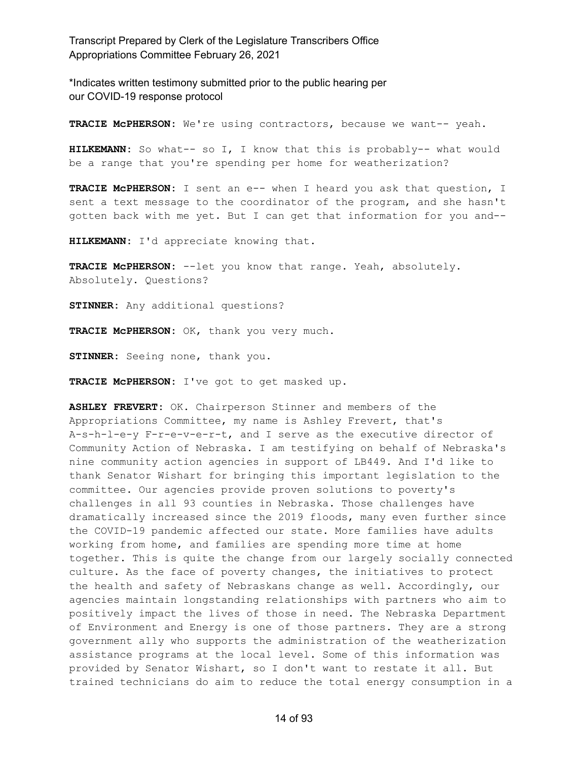*Indicates written testimony submitted prior to the public hearing per our COVID-19 response protocol

**TRACIE McPHERSON:** We're using contractors, because we want-- yeah.

**HILKEMANN:** So what-- so I, I know that this is probably-- what would be a range that you're spending per home for weatherization?

**TRACIE McPHERSON:** I sent an e-- when I heard you ask that question, I sent a text message to the coordinator of the program, and she hasn't gotten back with me yet. But I can get that information for you and--

**HILKEMANN:** I'd appreciate knowing that.

**TRACIE McPHERSON:** --let you know that range. Yeah, absolutely. Absolutely. Questions?

**STINNER:** Any additional questions?

**TRACIE McPHERSON:** OK, thank you very much.

**STINNER:** Seeing none, thank you.

**TRACIE McPHERSON:** I've got to get masked up.

**ASHLEY FREVERT:** OK. Chairperson Stinner and members of the Appropriations Committee, my name is Ashley Frevert, that's A-s-h-l-e-y F-r-e-v-e-r-t, and I serve as the executive director of Community Action of Nebraska. I am testifying on behalf of Nebraska's nine community action agencies in support of LB449. And I'd like to thank Senator Wishart for bringing this important legislation to the committee. Our agencies provide proven solutions to poverty's challenges in all 93 counties in Nebraska. Those challenges have dramatically increased since the 2019 floods, many even further since the COVID-19 pandemic affected our state. More families have adults working from home, and families are spending more time at home together. This is quite the change from our largely socially connected culture. As the face of poverty changes, the initiatives to protect the health and safety of Nebraskans change as well. Accordingly, our agencies maintain longstanding relationships with partners who aim to positively impact the lives of those in need. The Nebraska Department of Environment and Energy is one of those partners. They are a strong government ally who supports the administration of the weatherization assistance programs at the local level. Some of this information was provided by Senator Wishart, so I don't want to restate it all. But trained technicians do aim to reduce the total energy consumption in a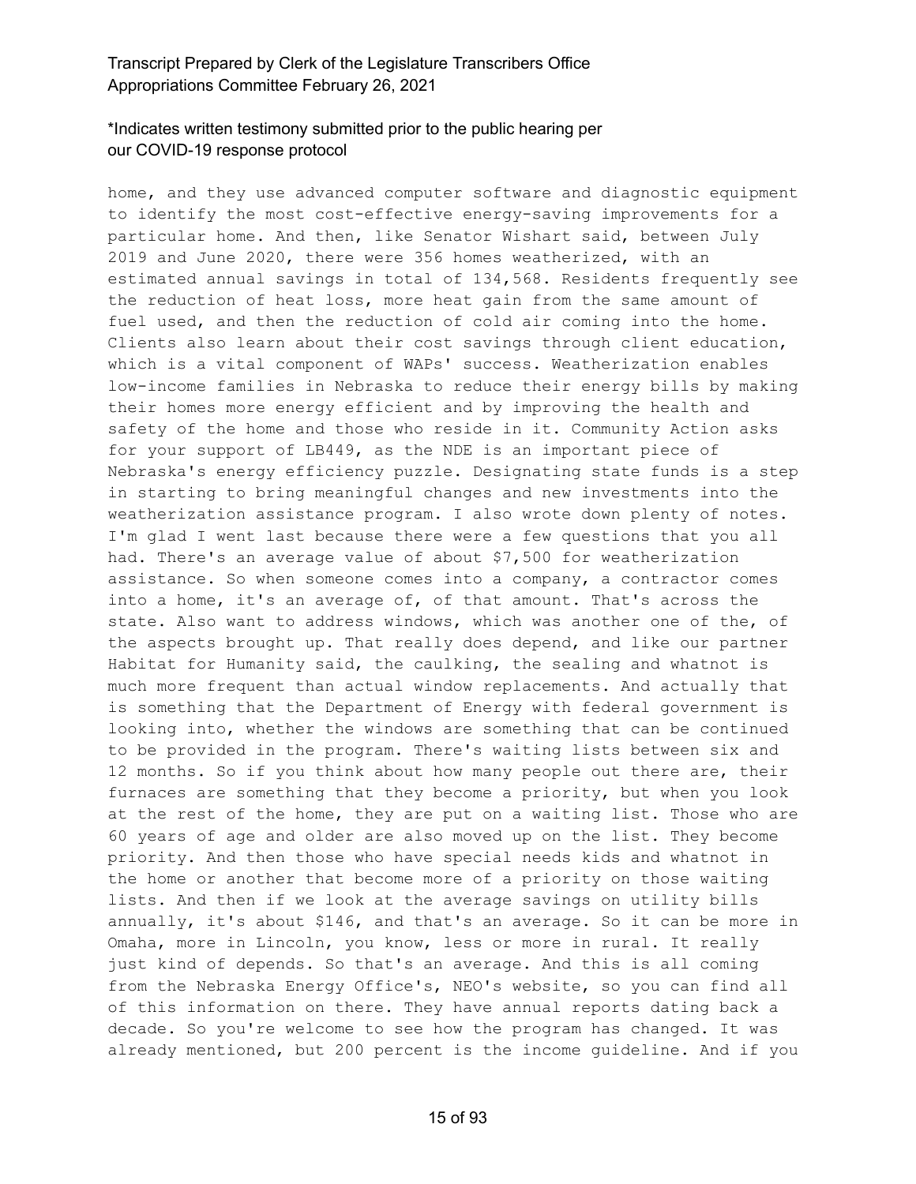home, and they use advanced computer software and diagnostic equipment to identify the most cost-effective energy-saving improvements for a particular home. And then, like Senator Wishart said, between July 2019 and June 2020, there were 356 homes weatherized, with an estimated annual savings in total of 134,568. Residents frequently see the reduction of heat loss, more heat gain from the same amount of fuel used, and then the reduction of cold air coming into the home. Clients also learn about their cost savings through client education, which is a vital component of WAPs' success. Weatherization enables low-income families in Nebraska to reduce their energy bills by making their homes more energy efficient and by improving the health and safety of the home and those who reside in it. Community Action asks for your support of LB449, as the NDE is an important piece of Nebraska's energy efficiency puzzle. Designating state funds is a step in starting to bring meaningful changes and new investments into the weatherization assistance program. I also wrote down plenty of notes. I'm glad I went last because there were a few questions that you all had. There's an average value of about $7,500 for weatherization assistance. So when someone comes into a company, a contractor comes into a home, it's an average of, of that amount. That's across the state. Also want to address windows, which was another one of the, of the aspects brought up. That really does depend, and like our partner Habitat for Humanity said, the caulking, the sealing and whatnot is much more frequent than actual window replacements. And actually that is something that the Department of Energy with federal government is looking into, whether the windows are something that can be continued to be provided in the program. There's waiting lists between six and 12 months. So if you think about how many people out there are, their furnaces are something that they become a priority, but when you look at the rest of the home, they are put on a waiting list. Those who are 60 years of age and older are also moved up on the list. They become priority. And then those who have special needs kids and whatnot in the home or another that become more of a priority on those waiting lists. And then if we look at the average savings on utility bills annually, it's about $146, and that's an average. So it can be more in Omaha, more in Lincoln, you know, less or more in rural. It really just kind of depends. So that's an average. And this is all coming from the Nebraska Energy Office's, NEO's website, so you can find all of this information on there. They have annual reports dating back a decade. So you're welcome to see how the program has changed. It was already mentioned, but 200 percent is the income guideline. And if you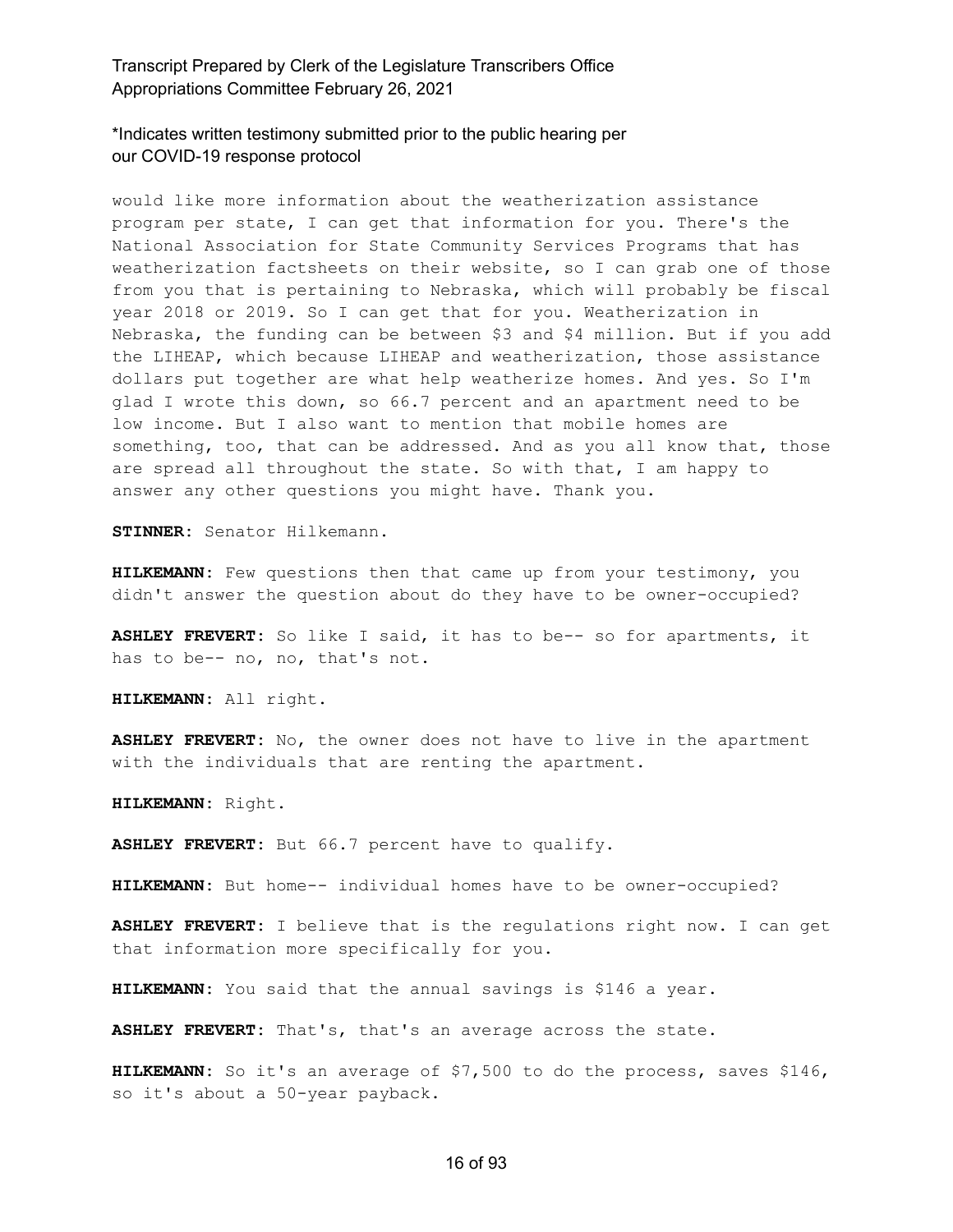would like more information about the weatherization assistance program per state, I can get that information for you. There's the National Association for State Community Services Programs that has weatherization factsheets on their website, so I can grab one of those from you that is pertaining to Nebraska, which will probably be fiscal year 2018 or 2019. So I can get that for you. Weatherization in Nebraska, the funding can be between $3 and $4 million. But if you add the LIHEAP, which because LIHEAP and weatherization, those assistance dollars put together are what help weatherize homes. And yes. So I'm glad I wrote this down, so 66.7 percent and an apartment need to be low income. But I also want to mention that mobile homes are something, too, that can be addressed. And as you all know that, those are spread all throughout the state. So with that, I am happy to answer any other questions you might have. Thank you.

**STINNER:** Senator Hilkemann.

**HILKEMANN:** Few questions then that came up from your testimony, you didn't answer the question about do they have to be owner-occupied?

**ASHLEY FREVERT:** So like I said, it has to be-- so for apartments, it has to be-- no, no, that's not.

**HILKEMANN:** All right.

**ASHLEY FREVERT:** No, the owner does not have to live in the apartment with the individuals that are renting the apartment.

**HILKEMANN:** Right.

**ASHLEY FREVERT:** But 66.7 percent have to qualify.

**HILKEMANN:** But home-- individual homes have to be owner-occupied?

**ASHLEY FREVERT:** I believe that is the regulations right now. I can get that information more specifically for you.

**HILKEMANN:** You said that the annual savings is $146 a year.

**ASHLEY FREVERT:** That's, that's an average across the state.

**HILKEMANN:** So it's an average of $7,500 to do the process, saves $146, so it's about a 50-year payback.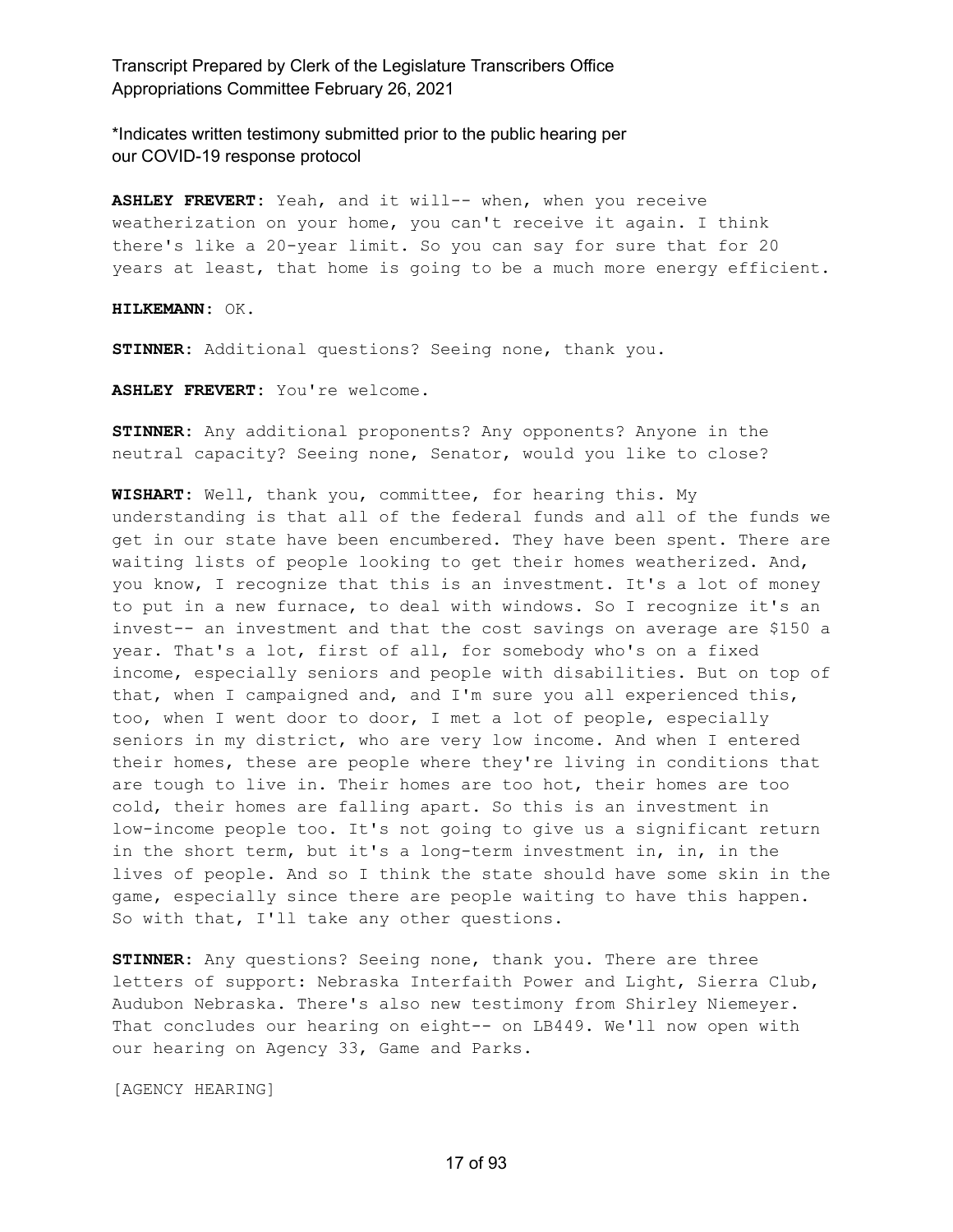\*Indicates written testimony submitted prior to the public hearing per our COVID-19 response protocol

**ASHLEY FREVERT:** Yeah, and it will-- when, when you receive weatherization on your home, you can't receive it again. I think there's like a 20-year limit. So you can say for sure that for 20 years at least, that home is going to be a much more energy efficient.

**HILKEMANN:** OK.

**STINNER:** Additional questions? Seeing none, thank you.

**ASHLEY FREVERT:** You're welcome.

**STINNER:** Any additional proponents? Any opponents? Anyone in the neutral capacity? Seeing none, Senator, would you like to close?

**WISHART:** Well, thank you, committee, for hearing this. My understanding is that all of the federal funds and all of the funds we get in our state have been encumbered. They have been spent. There are waiting lists of people looking to get their homes weatherized. And, you know, I recognize that this is an investment. It's a lot of money to put in a new furnace, to deal with windows. So I recognize it's an invest-- an investment and that the cost savings on average are $150 a year. That's a lot, first of all, for somebody who's on a fixed income, especially seniors and people with disabilities. But on top of that, when I campaigned and, and I'm sure you all experienced this, too, when I went door to door, I met a lot of people, especially seniors in my district, who are very low income. And when I entered their homes, these are people where they're living in conditions that are tough to live in. Their homes are too hot, their homes are too cold, their homes are falling apart. So this is an investment in low-income people too. It's not going to give us a significant return in the short term, but it's a long-term investment in, in, in the lives of people. And so I think the state should have some skin in the game, especially since there are people waiting to have this happen. So with that, I'll take any other questions.

**STINNER:** Any questions? Seeing none, thank you. There are three letters of support: Nebraska Interfaith Power and Light, Sierra Club, Audubon Nebraska. There's also new testimony from Shirley Niemeyer. That concludes our hearing on eight-- on LB449. We'll now open with our hearing on Agency 33, Game and Parks.

[AGENCY HEARING]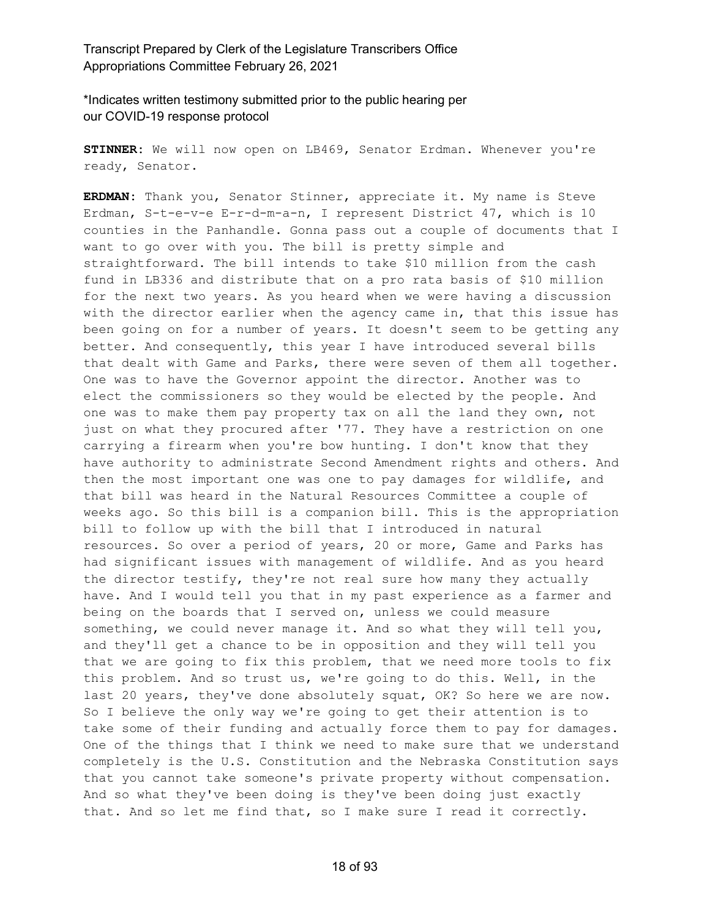*Indicates written testimony submitted prior to the public hearing per our COVID-19 response protocol

**STINNER**: We will now open on LB469, Senator Erdman. Whenever you're ready, Senator.

**ERDMAN**: Thank you, Senator Stinner, appreciate it. My name is Steve Erdman, S-t-e-v-e E-r-d-m-a-n, I represent District 47, which is 10 counties in the Panhandle. Gonna pass out a couple of documents that I want to go over with you. The bill is pretty simple and straightforward. The bill intends to take $10 million from the cash fund in LB336 and distribute that on a pro rata basis of $10 million for the next two years. As you heard when we were having a discussion with the director earlier when the agency came in, that this issue has been going on for a number of years. It doesn't seem to be getting any better. And consequently, this year I have introduced several bills that dealt with Game and Parks, there were seven of them all together. One was to have the Governor appoint the director. Another was to elect the commissioners so they would be elected by the people. And one was to make them pay property tax on all the land they own, not just on what they procured after '77. They have a restriction on one carrying a firearm when you're bow hunting. I don't know that they have authority to administrate Second Amendment rights and others. And then the most important one was one to pay damages for wildlife, and that bill was heard in the Natural Resources Committee a couple of weeks ago. So this bill is a companion bill. This is the appropriation bill to follow up with the bill that I introduced in natural resources. So over a period of years, 20 or more, Game and Parks has had significant issues with management of wildlife. And as you heard the director testify, they're not real sure how many they actually have. And I would tell you that in my past experience as a farmer and being on the boards that I served on, unless we could measure something, we could never manage it. And so what they will tell you, and they'll get a chance to be in opposition and they will tell you that we are going to fix this problem, that we need more tools to fix this problem. And so trust us, we're going to do this. Well, in the last 20 years, they've done absolutely squat, OK? So here we are now. So I believe the only way we're going to get their attention is to take some of their funding and actually force them to pay for damages. One of the things that I think we need to make sure that we understand completely is the U.S. Constitution and the Nebraska Constitution says that you cannot take someone's private property without compensation. And so what they've been doing is they've been doing just exactly that. And so let me find that, so I make sure I read it correctly.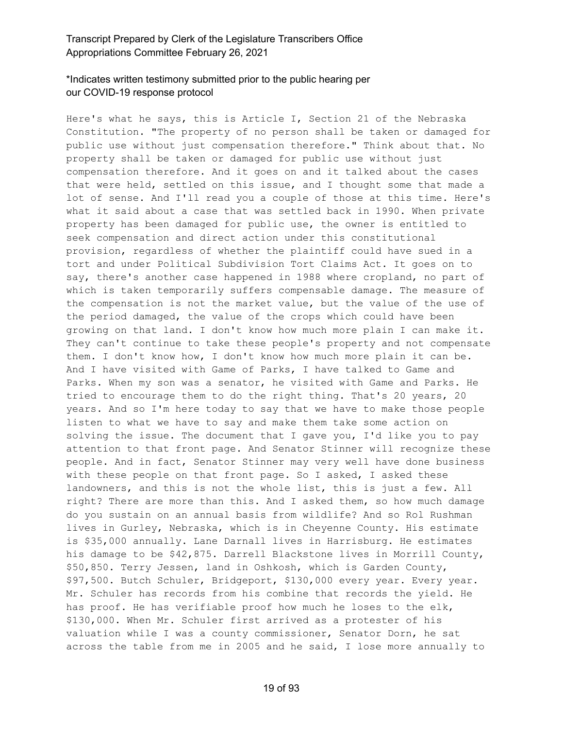Here's what he says, this is Article I, Section 21 of the Nebraska Constitution. "The property of no person shall be taken or damaged for public use without just compensation therefore." Think about that. No property shall be taken or damaged for public use without just compensation therefore. And it goes on and it talked about the cases that were held, settled on this issue, and I thought some that made a lot of sense. And I'll read you a couple of those at this time. Here's what it said about a case that was settled back in 1990. When private property has been damaged for public use, the owner is entitled to seek compensation and direct action under this constitutional provision, regardless of whether the plaintiff could have sued in a tort and under Political Subdivision Tort Claims Act. It goes on to say, there's another case happened in 1988 where cropland, no part of which is taken temporarily suffers compensable damage. The measure of the compensation is not the market value, but the value of the use of the period damaged, the value of the crops which could have been growing on that land. I don't know how much more plain I can make it. They can't continue to take these people's property and not compensate them. I don't know how, I don't know how much more plain it can be. And I have visited with Game of Parks, I have talked to Game and Parks. When my son was a senator, he visited with Game and Parks. He tried to encourage them to do the right thing. That's 20 years, 20 years. And so I'm here today to say that we have to make those people listen to what we have to say and make them take some action on solving the issue. The document that I gave you, I'd like you to pay attention to that front page. And Senator Stinner will recognize these people. And in fact, Senator Stinner may very well have done business with these people on that front page. So I asked, I asked these landowners, and this is not the whole list, this is just a few. All right? There are more than this. And I asked them, so how much damage do you sustain on an annual basis from wildlife? And so Rol Rushman lives in Gurley, Nebraska, which is in Cheyenne County. His estimate is $35,000 annually. Lane Darnall lives in Harrisburg. He estimates his damage to be $42,875. Darrell Blackstone lives in Morrill County, $50,850. Terry Jessen, land in Oshkosh, which is Garden County, $97,500. Butch Schuler, Bridgeport, $130,000 every year. Every year. Mr. Schuler has records from his combine that records the yield. He has proof. He has verifiable proof how much he loses to the elk, $130,000. When Mr. Schuler first arrived as a protester of his valuation while I was a county commissioner, Senator Dorn, he sat across the table from me in 2005 and he said, I lose more annually to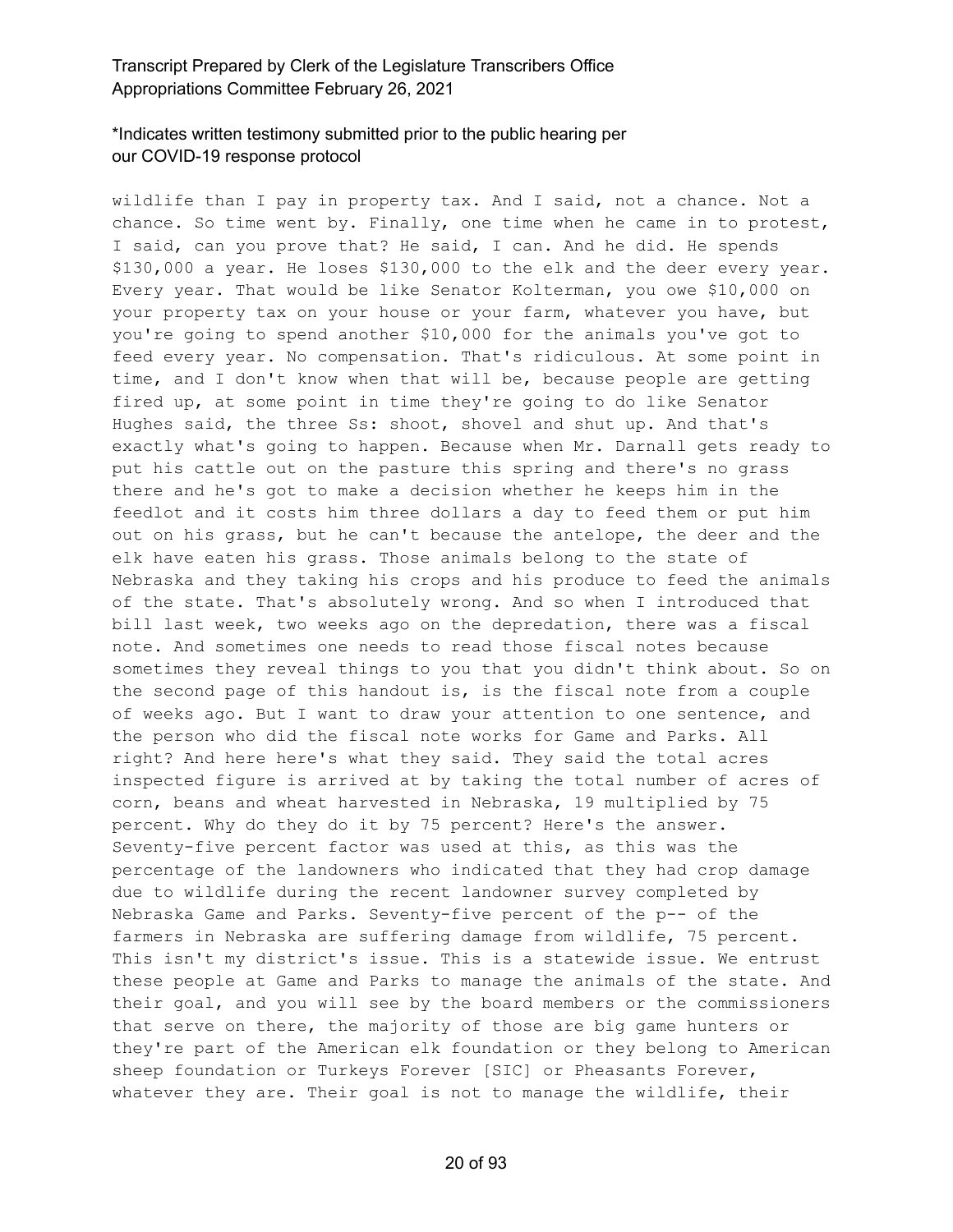wildlife than I pay in property tax. And I said, not a chance. Not a chance. So time went by. Finally, one time when he came in to protest, I said, can you prove that? He said, I can. And he did. He spends $130,000 a year. He loses $130,000 to the elk and the deer every year. Every year. That would be like Senator Kolterman, you owe $10,000 on your property tax on your house or your farm, whatever you have, but you're going to spend another $10,000 for the animals you've got to feed every year. No compensation. That's ridiculous. At some point in time, and I don't know when that will be, because people are getting fired up, at some point in time they're going to do like Senator Hughes said, the three Ss: shoot, shovel and shut up. And that's exactly what's going to happen. Because when Mr. Darnall gets ready to put his cattle out on the pasture this spring and there's no grass there and he's got to make a decision whether he keeps him in the feedlot and it costs him three dollars a day to feed them or put him out on his grass, but he can't because the antelope, the deer and the elk have eaten his grass. Those animals belong to the state of Nebraska and they taking his crops and his produce to feed the animals of the state. That's absolutely wrong. And so when I introduced that bill last week, two weeks ago on the depredation, there was a fiscal note. And sometimes one needs to read those fiscal notes because sometimes they reveal things to you that you didn't think about. So on the second page of this handout is, is the fiscal note from a couple of weeks ago. But I want to draw your attention to one sentence, and the person who did the fiscal note works for Game and Parks. All right? And here here's what they said. They said the total acres inspected figure is arrived at by taking the total number of acres of corn, beans and wheat harvested in Nebraska, 19 multiplied by 75 percent. Why do they do it by 75 percent? Here's the answer. Seventy-five percent factor was used at this, as this was the percentage of the landowners who indicated that they had crop damage due to wildlife during the recent landowner survey completed by Nebraska Game and Parks. Seventy-five percent of the p-- of the farmers in Nebraska are suffering damage from wildlife, 75 percent. This isn't my district's issue. This is a statewide issue. We entrust these people at Game and Parks to manage the animals of the state. And their goal, and you will see by the board members or the commissioners that serve on there, the majority of those are big game hunters or they're part of the American elk foundation or they belong to American sheep foundation or Turkeys Forever [SIC] or Pheasants Forever, whatever they are. Their goal is not to manage the wildlife, their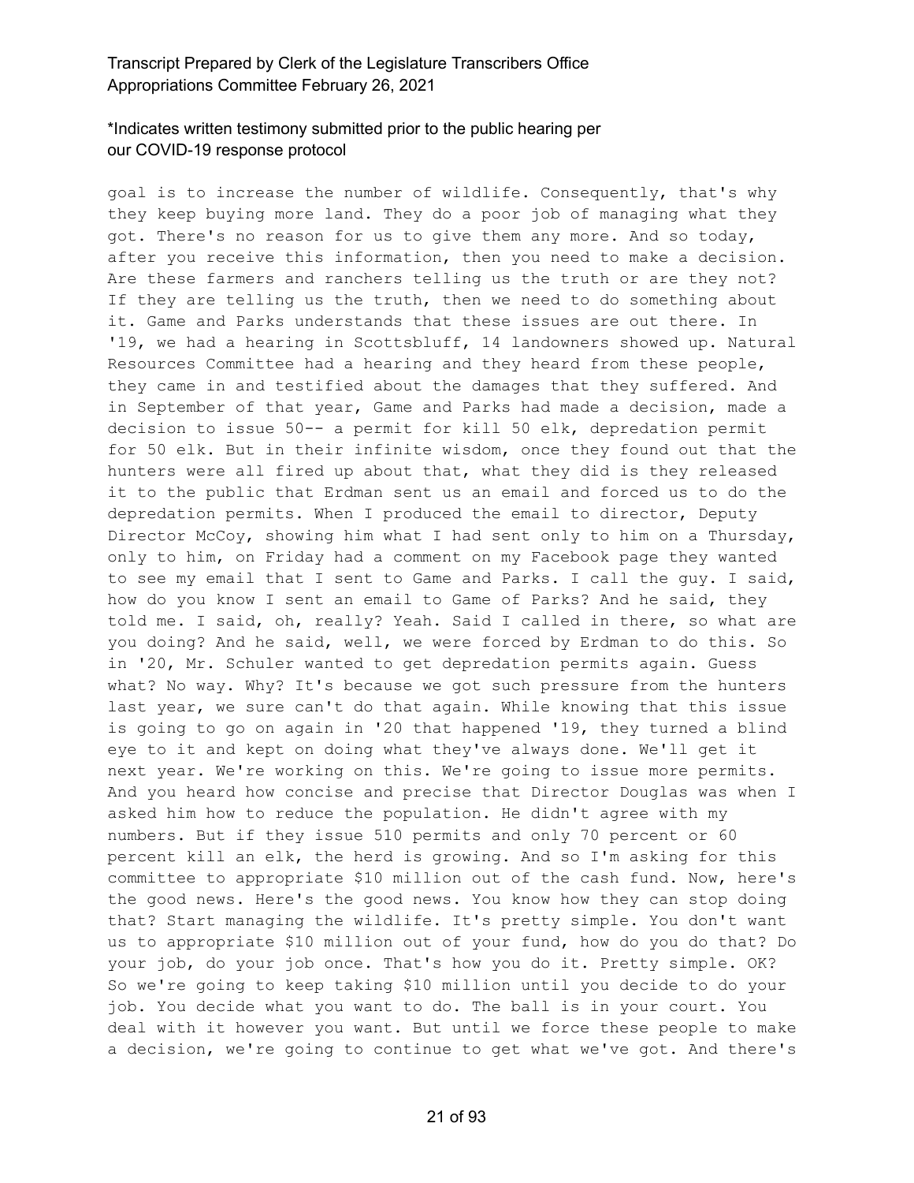goal is to increase the number of wildlife. Consequently, that's why they keep buying more land. They do a poor job of managing what they got. There's no reason for us to give them any more. And so today, after you receive this information, then you need to make a decision. Are these farmers and ranchers telling us the truth or are they not? If they are telling us the truth, then we need to do something about it. Game and Parks understands that these issues are out there. In '19, we had a hearing in Scottsbluff, 14 landowners showed up. Natural Resources Committee had a hearing and they heard from these people, they came in and testified about the damages that they suffered. And in September of that year, Game and Parks had made a decision, made a decision to issue 50-- a permit for kill 50 elk, depredation permit for 50 elk. But in their infinite wisdom, once they found out that the hunters were all fired up about that, what they did is they released it to the public that Erdman sent us an email and forced us to do the depredation permits. When I produced the email to director, Deputy Director McCoy, showing him what I had sent only to him on a Thursday, only to him, on Friday had a comment on my Facebook page they wanted to see my email that I sent to Game and Parks. I call the guy. I said, how do you know I sent an email to Game of Parks? And he said, they told me. I said, oh, really? Yeah. Said I called in there, so what are you doing? And he said, well, we were forced by Erdman to do this. So in '20, Mr. Schuler wanted to get depredation permits again. Guess what? No way. Why? It's because we got such pressure from the hunters last year, we sure can't do that again. While knowing that this issue is going to go on again in '20 that happened '19, they turned a blind eye to it and kept on doing what they've always done. We'll get it next year. We're working on this. We're going to issue more permits. And you heard how concise and precise that Director Douglas was when I asked him how to reduce the population. He didn't agree with my numbers. But if they issue 510 permits and only 70 percent or 60 percent kill an elk, the herd is growing. And so I'm asking for this committee to appropriate $10 million out of the cash fund. Now, here's the good news. Here's the good news. You know how they can stop doing that? Start managing the wildlife. It's pretty simple. You don't want us to appropriate $10 million out of your fund, how do you do that? Do your job, do your job once. That's how you do it. Pretty simple. OK? So we're going to keep taking $10 million until you decide to do your job. You decide what you want to do. The ball is in your court. You deal with it however you want. But until we force these people to make a decision, we're going to continue to get what we've got. And there's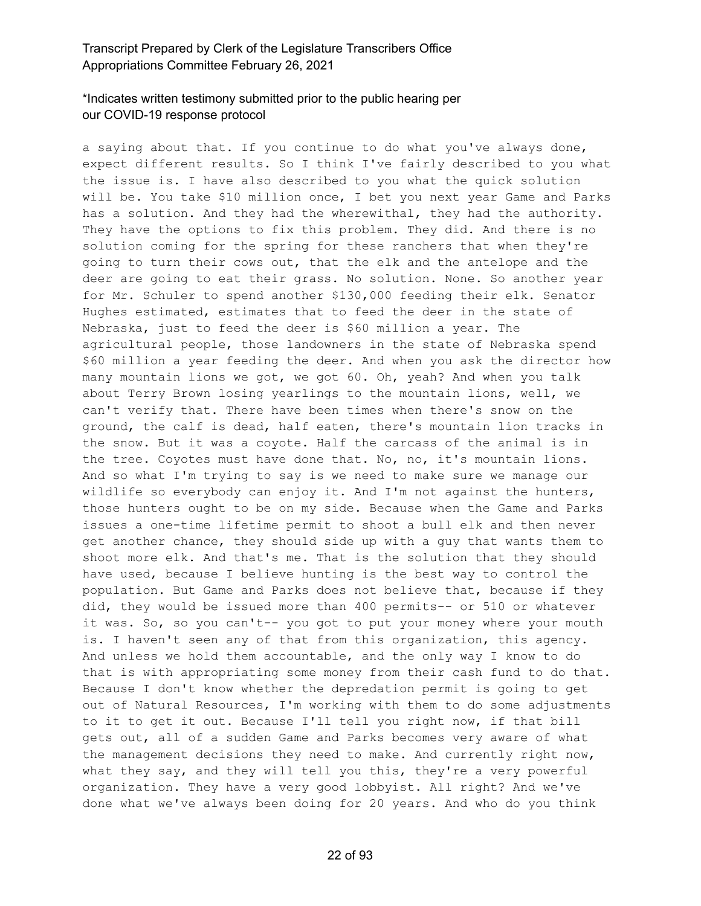a saying about that. If you continue to do what you've always done, expect different results. So I think I've fairly described to you what the issue is. I have also described to you what the quick solution will be. You take $10 million once, I bet you next year Game and Parks has a solution. And they had the wherewithal, they had the authority. They have the options to fix this problem. They did. And there is no solution coming for the spring for these ranchers that when they're going to turn their cows out, that the elk and the antelope and the deer are going to eat their grass. No solution. None. So another year for Mr. Schuler to spend another $130,000 feeding their elk. Senator Hughes estimated, estimates that to feed the deer in the state of Nebraska, just to feed the deer is $60 million a year. The agricultural people, those landowners in the state of Nebraska spend $60 million a year feeding the deer. And when you ask the director how many mountain lions we got, we got 60. Oh, yeah? And when you talk about Terry Brown losing yearlings to the mountain lions, well, we can't verify that. There have been times when there's snow on the ground, the calf is dead, half eaten, there's mountain lion tracks in the snow. But it was a coyote. Half the carcass of the animal is in the tree. Coyotes must have done that. No, no, it's mountain lions. And so what I'm trying to say is we need to make sure we manage our wildlife so everybody can enjoy it. And I'm not against the hunters, those hunters ought to be on my side. Because when the Game and Parks issues a one-time lifetime permit to shoot a bull elk and then never get another chance, they should side up with a guy that wants them to shoot more elk. And that's me. That is the solution that they should have used, because I believe hunting is the best way to control the population. But Game and Parks does not believe that, because if they did, they would be issued more than 400 permits-- or 510 or whatever it was. So, so you can't-- you got to put your money where your mouth is. I haven't seen any of that from this organization, this agency. And unless we hold them accountable, and the only way I know to do that is with appropriating some money from their cash fund to do that. Because I don't know whether the depredation permit is going to get out of Natural Resources, I'm working with them to do some adjustments to it to get it out. Because I'll tell you right now, if that bill gets out, all of a sudden Game and Parks becomes very aware of what the management decisions they need to make. And currently right now, what they say, and they will tell you this, they're a very powerful organization. They have a very good lobbyist. All right? And we've done what we've always been doing for 20 years. And who do you think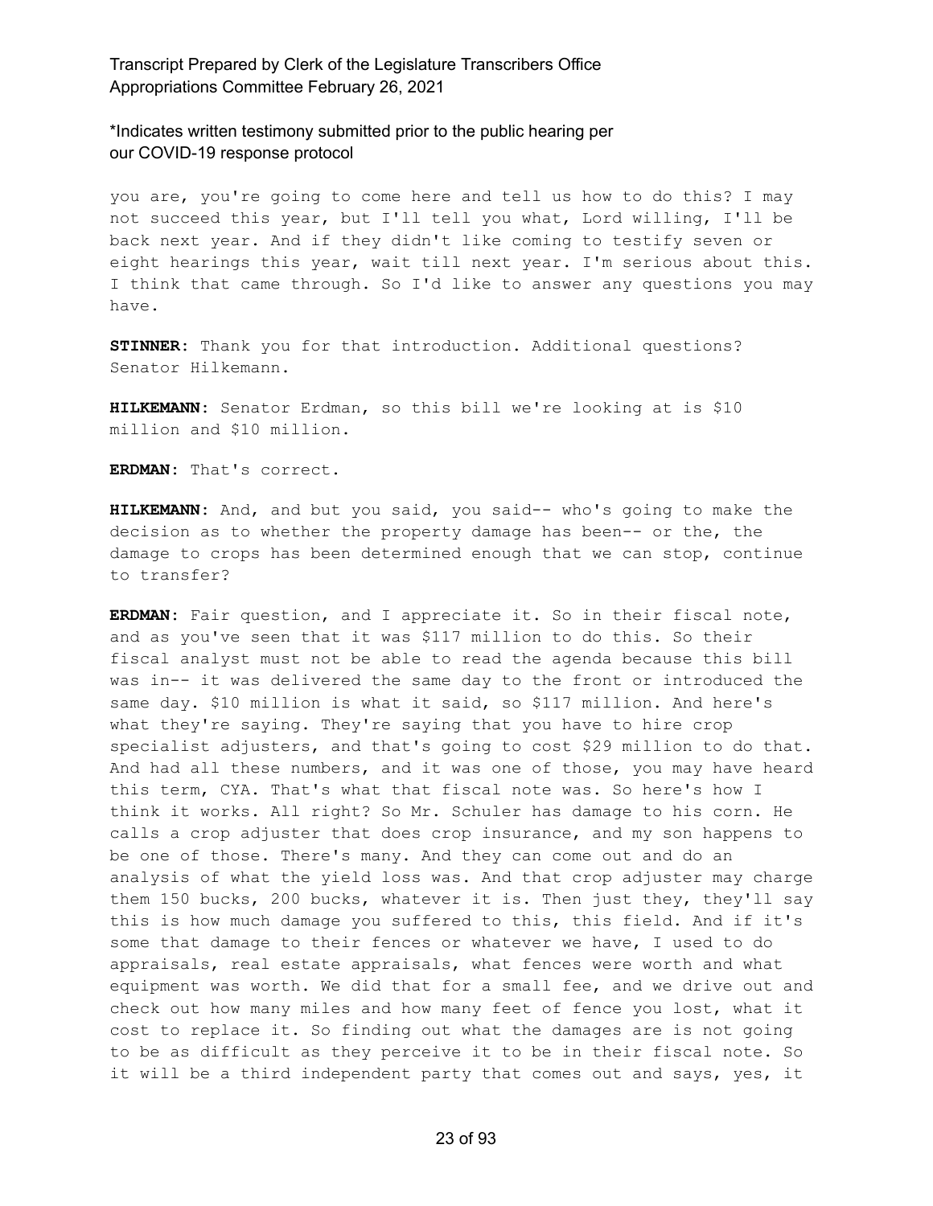you are, you're going to come here and tell us how to do this? I may not succeed this year, but I'll tell you what, Lord willing, I'll be back next year. And if they didn't like coming to testify seven or eight hearings this year, wait till next year. I'm serious about this. I think that came through. So I'd like to answer any questions you may have.

**STINNER:** Thank you for that introduction. Additional questions? Senator Hilkemann.

**HILKEMANN:** Senator Erdman, so this bill we're looking at is $10 million and $10 million.

**ERDMAN:** That's correct.

**HILKEMANN:** And, and but you said, you said-- who's going to make the decision as to whether the property damage has been-- or the, the damage to crops has been determined enough that we can stop, continue to transfer?

**ERDMAN:** Fair question, and I appreciate it. So in their fiscal note, and as you've seen that it was $117 million to do this. So their fiscal analyst must not be able to read the agenda because this bill was in-- it was delivered the same day to the front or introduced the same day. $10 million is what it said, so $117 million. And here's what they're saying. They're saying that you have to hire crop specialist adjusters, and that's going to cost $29 million to do that. And had all these numbers, and it was one of those, you may have heard this term, CYA. That's what that fiscal note was. So here's how I think it works. All right? So Mr. Schuler has damage to his corn. He calls a crop adjuster that does crop insurance, and my son happens to be one of those. There's many. And they can come out and do an analysis of what the yield loss was. And that crop adjuster may charge them 150 bucks, 200 bucks, whatever it is. Then just they, they'll say this is how much damage you suffered to this, this field. And if it's some that damage to their fences or whatever we have, I used to do appraisals, real estate appraisals, what fences were worth and what equipment was worth. We did that for a small fee, and we drive out and check out how many miles and how many feet of fence you lost, what it cost to replace it. So finding out what the damages are is not going to be as difficult as they perceive it to be in their fiscal note. So it will be a third independent party that comes out and says, yes, it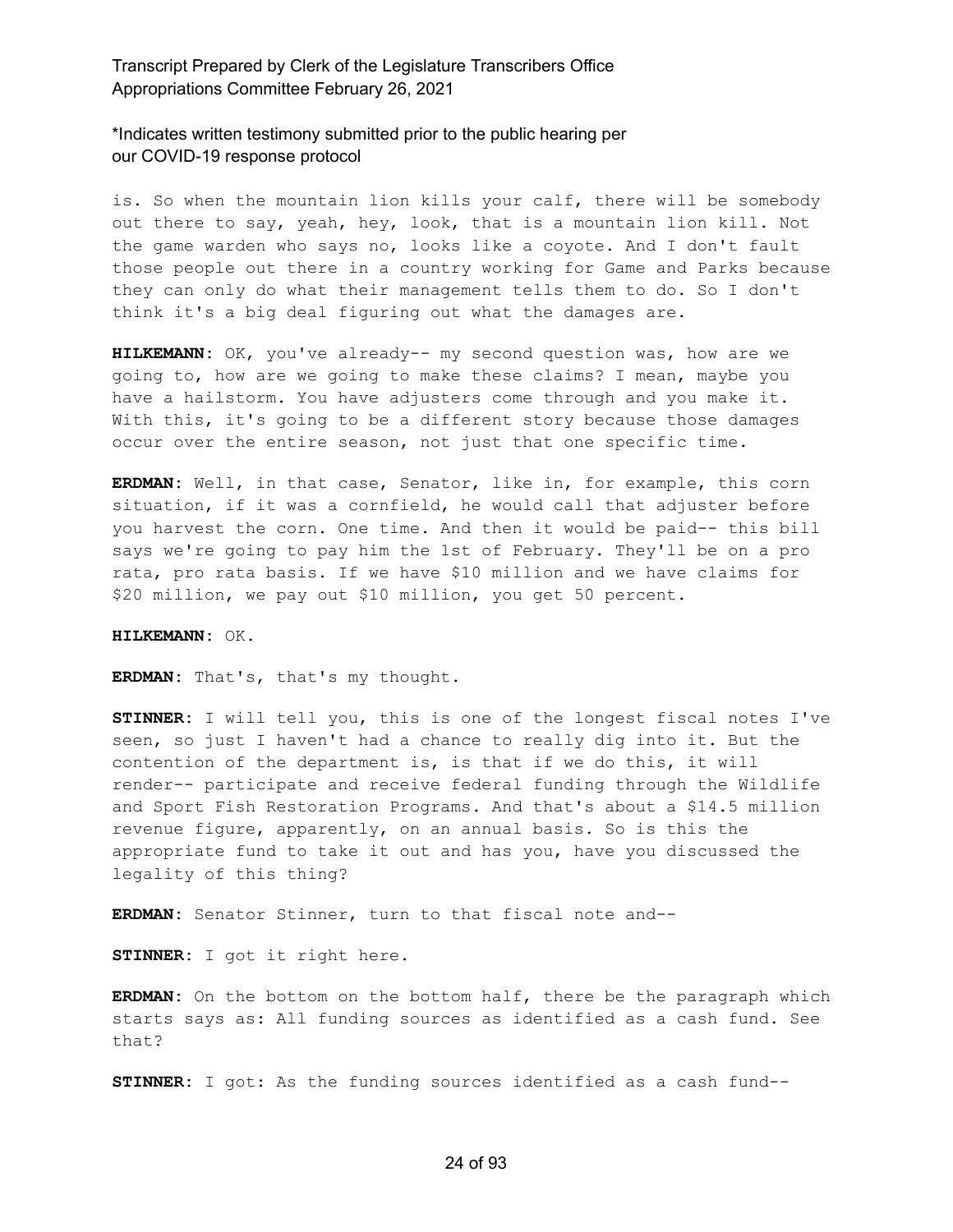\*Indicates written testimony submitted prior to the public hearing per our COVID-19 response protocol

is. So when the mountain lion kills your calf, there will be somebody out there to say, yeah, hey, look, that is a mountain lion kill. Not the game warden who says no, looks like a coyote. And I don't fault those people out there in a country working for Game and Parks because they can only do what their management tells them to do. So I don't think it's a big deal figuring out what the damages are.

**HILKEMANN:** OK, you've already-- my second question was, how are we going to, how are we going to make these claims? I mean, maybe you have a hailstorm. You have adjusters come through and you make it. With this, it's going to be a different story because those damages occur over the entire season, not just that one specific time.

**ERDMAN:** Well, in that case, Senator, like in, for example, this corn situation, if it was a cornfield, he would call that adjuster before you harvest the corn. One time. And then it would be paid-- this bill says we're going to pay him the 1st of February. They'll be on a pro rata, pro rata basis. If we have $10 million and we have claims for $20 million, we pay out $10 million, you get 50 percent.

**HILKEMANN:** OK.

**ERDMAN:** That's, that's my thought.

**STINNER:** I will tell you, this is one of the longest fiscal notes I've seen, so just I haven't had a chance to really dig into it. But the contention of the department is, is that if we do this, it will render-- participate and receive federal funding through the Wildlife and Sport Fish Restoration Programs. And that's about a $14.5 million revenue figure, apparently, on an annual basis. So is this the appropriate fund to take it out and has you, have you discussed the legality of this thing?

**ERDMAN:** Senator Stinner, turn to that fiscal note and--

**STINNER:** I got it right here.

**ERDMAN:** On the bottom on the bottom half, there be the paragraph which starts says as: All funding sources as identified as a cash fund. See that?

**STINNER:** I got: As the funding sources identified as a cash fund--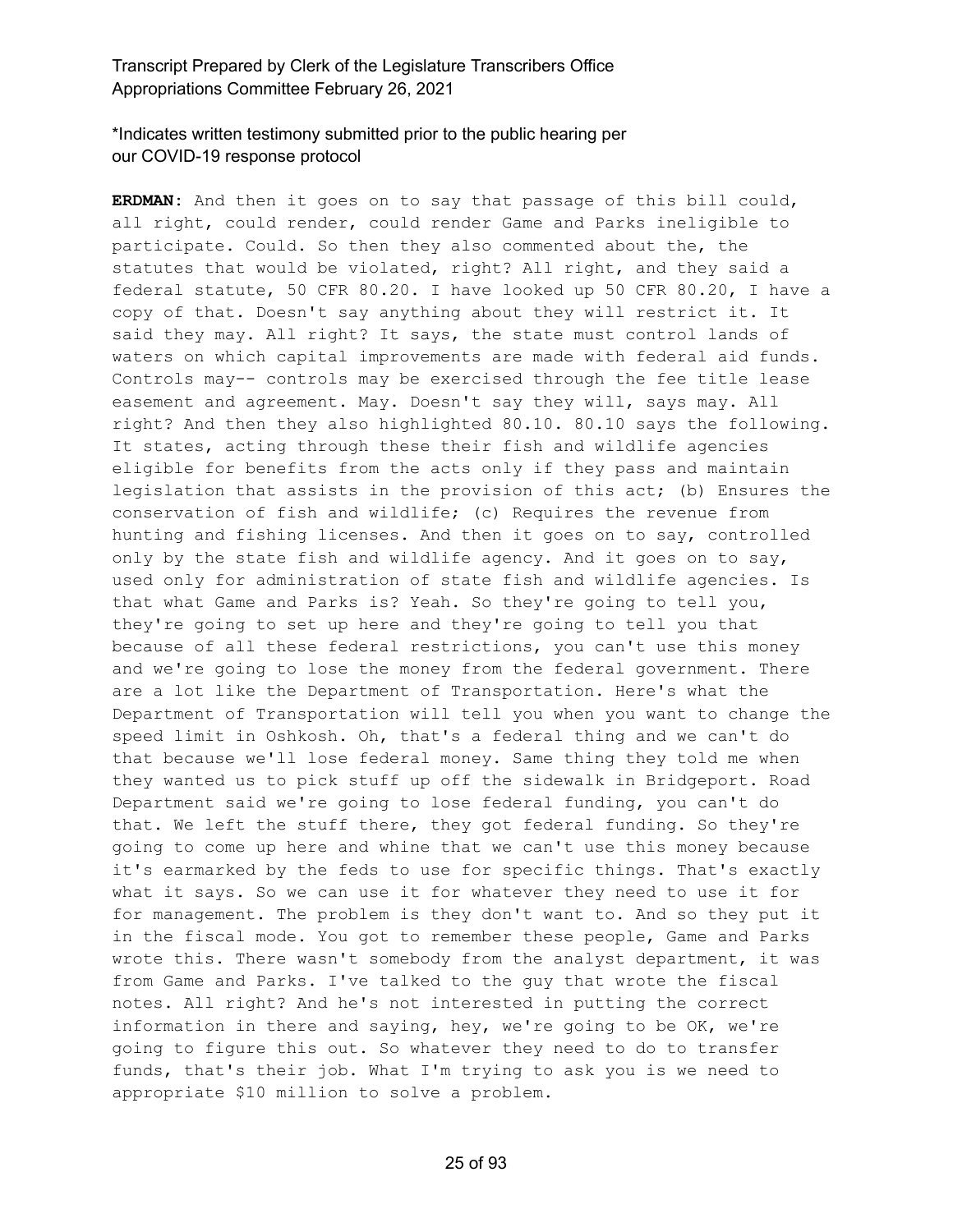\*Indicates written testimony submitted prior to the public hearing per our COVID-19 response protocol

**ERDMAN:** And then it goes on to say that passage of this bill could, all right, could render, could render Game and Parks ineligible to participate. Could. So then they also commented about the, the statutes that would be violated, right? All right, and they said a federal statute, 50 CFR 80.20. I have looked up 50 CFR 80.20, I have a copy of that. Doesn't say anything about they will restrict it. It said they may. All right? It says, the state must control lands of waters on which capital improvements are made with federal aid funds. Controls may-- controls may be exercised through the fee title lease easement and agreement. May. Doesn't say they will, says may. All right? And then they also highlighted 80.10. 80.10 says the following. It states, acting through these their fish and wildlife agencies eligible for benefits from the acts only if they pass and maintain legislation that assists in the provision of this act; (b) Ensures the conservation of fish and wildlife; (c) Requires the revenue from hunting and fishing licenses. And then it goes on to say, controlled only by the state fish and wildlife agency. And it goes on to say, used only for administration of state fish and wildlife agencies. Is that what Game and Parks is? Yeah. So they're going to tell you, they're going to set up here and they're going to tell you that because of all these federal restrictions, you can't use this money and we're going to lose the money from the federal government. There are a lot like the Department of Transportation. Here's what the Department of Transportation will tell you when you want to change the speed limit in Oshkosh. Oh, that's a federal thing and we can't do that because we'll lose federal money. Same thing they told me when they wanted us to pick stuff up off the sidewalk in Bridgeport. Road Department said we're going to lose federal funding, you can't do that. We left the stuff there, they got federal funding. So they're going to come up here and whine that we can't use this money because it's earmarked by the feds to use for specific things. That's exactly what it says. So we can use it for whatever they need to use it for for management. The problem is they don't want to. And so they put it in the fiscal mode. You got to remember these people, Game and Parks wrote this. There wasn't somebody from the analyst department, it was from Game and Parks. I've talked to the guy that wrote the fiscal notes. All right? And he's not interested in putting the correct information in there and saying, hey, we're going to be OK, we're going to figure this out. So whatever they need to do to transfer funds, that's their job. What I'm trying to ask you is we need to appropriate $10 million to solve a problem.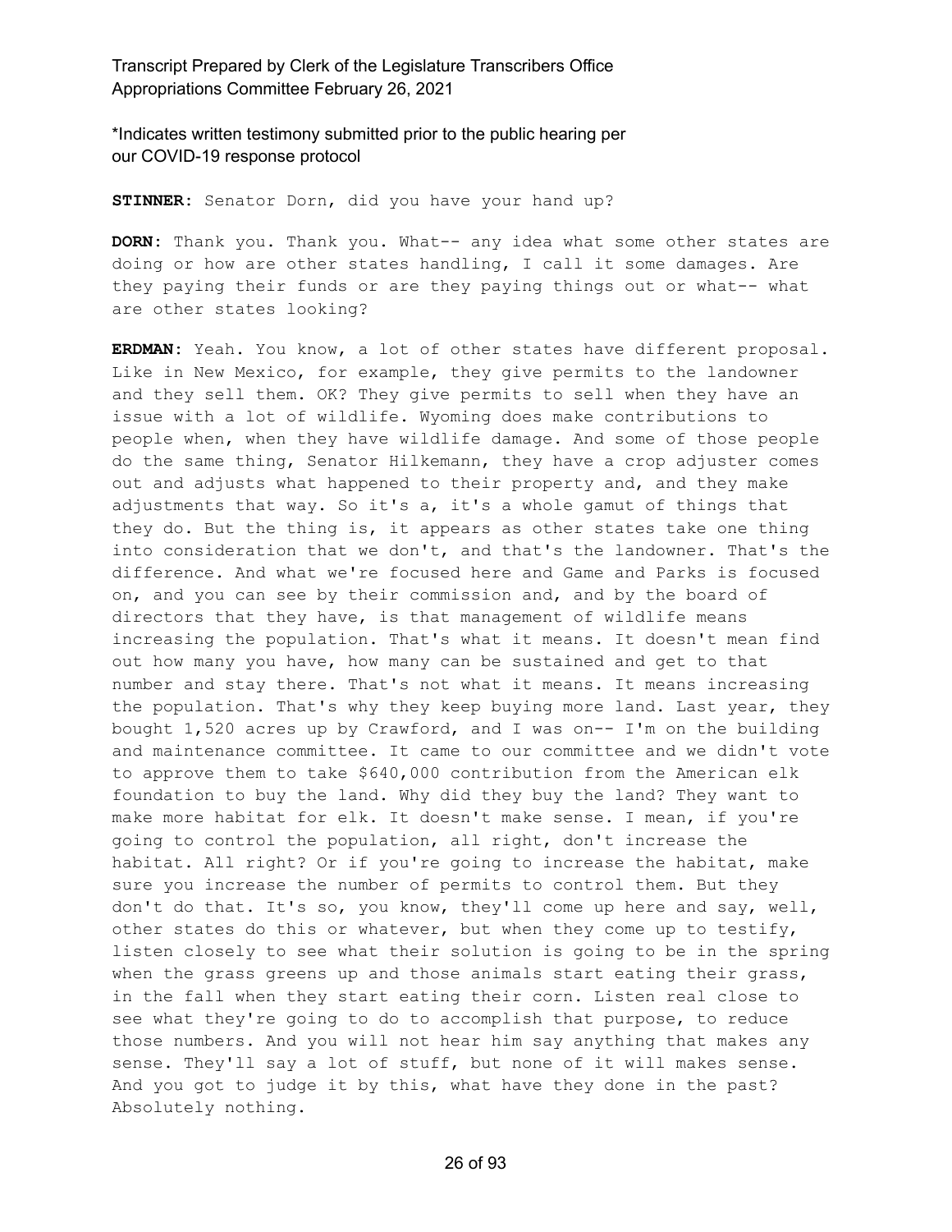\*Indicates written testimony submitted prior to the public hearing per our COVID-19 response protocol

**STINNER:** Senator Dorn, did you have your hand up?

**DORN:** Thank you. Thank you. What-- any idea what some other states are doing or how are other states handling, I call it some damages. Are they paying their funds or are they paying things out or what-- what are other states looking?

**ERDMAN:** Yeah. You know, a lot of other states have different proposal. Like in New Mexico, for example, they give permits to the landowner and they sell them. OK? They give permits to sell when they have an issue with a lot of wildlife. Wyoming does make contributions to people when, when they have wildlife damage. And some of those people do the same thing, Senator Hilkemann, they have a crop adjuster comes out and adjusts what happened to their property and, and they make adjustments that way. So it's a, it's a whole gamut of things that they do. But the thing is, it appears as other states take one thing into consideration that we don't, and that's the landowner. That's the difference. And what we're focused here and Game and Parks is focused on, and you can see by their commission and, and by the board of directors that they have, is that management of wildlife means increasing the population. That's what it means. It doesn't mean find out how many you have, how many can be sustained and get to that number and stay there. That's not what it means. It means increasing the population. That's why they keep buying more land. Last year, they bought 1,520 acres up by Crawford, and I was on-- I'm on the building and maintenance committee. It came to our committee and we didn't vote to approve them to take $640,000 contribution from the American elk foundation to buy the land. Why did they buy the land? They want to make more habitat for elk. It doesn't make sense. I mean, if you're going to control the population, all right, don't increase the habitat. All right? Or if you're going to increase the habitat, make sure you increase the number of permits to control them. But they don't do that. It's so, you know, they'll come up here and say, well, other states do this or whatever, but when they come up to testify, listen closely to see what their solution is going to be in the spring when the grass greens up and those animals start eating their grass, in the fall when they start eating their corn. Listen real close to see what they're going to do to accomplish that purpose, to reduce those numbers. And you will not hear him say anything that makes any sense. They'll say a lot of stuff, but none of it will makes sense. And you got to judge it by this, what have they done in the past? Absolutely nothing.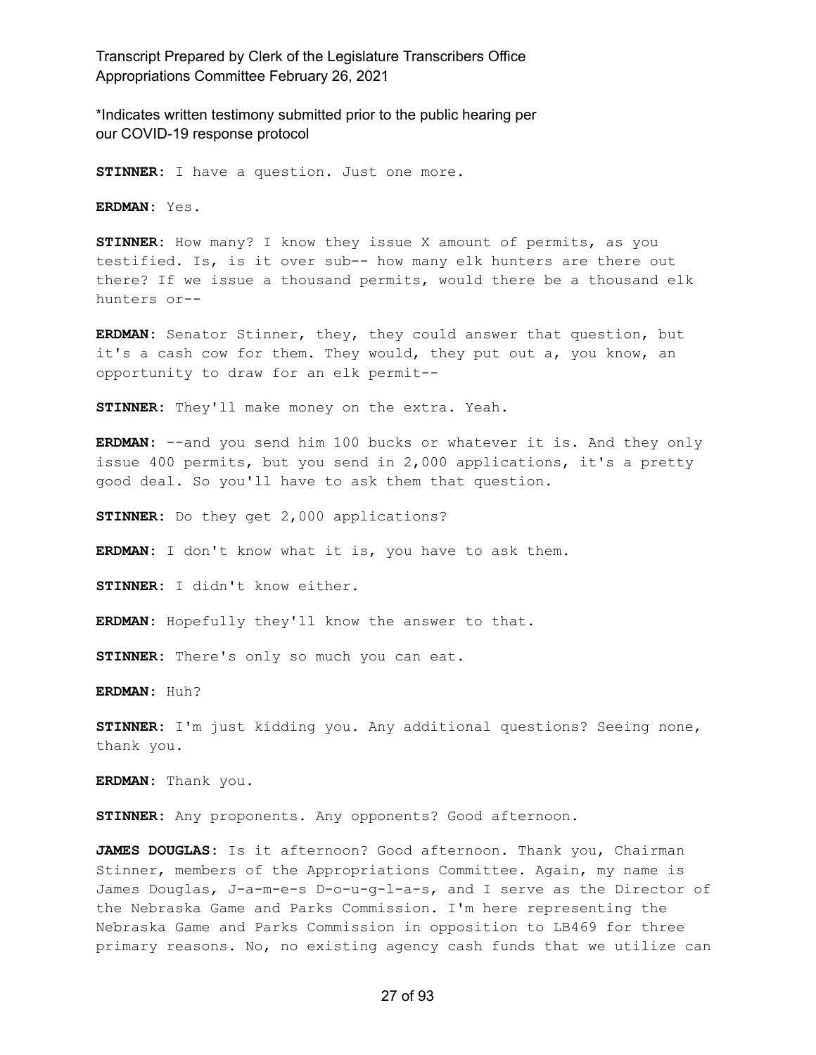*Indicates written testimony submitted prior to the public hearing per our COVID-19 response protocol

**STINNER:** I have a question. Just one more.

**ERDMAN:** Yes.

**STINNER:** How many? I know they issue X amount of permits, as you testified. Is, is it over sub-- how many elk hunters are there out there? If we issue a thousand permits, would there be a thousand elk hunters or--

**ERDMAN:** Senator Stinner, they, they could answer that question, but it's a cash cow for them. They would, they put out a, you know, an opportunity to draw for an elk permit--

**STINNER:** They'll make money on the extra. Yeah.

**ERDMAN:** --and you send him 100 bucks or whatever it is. And they only issue 400 permits, but you send in 2,000 applications, it's a pretty good deal. So you'll have to ask them that question.

**STINNER:** Do they get 2,000 applications?

**ERDMAN:** I don't know what it is, you have to ask them.

**STINNER:** I didn't know either.

**ERDMAN:** Hopefully they'll know the answer to that.

**STINNER:** There's only so much you can eat.

**ERDMAN:** Huh?

**STINNER:** I'm just kidding you. Any additional questions? Seeing none, thank you.

**ERDMAN:** Thank you.

**STINNER:** Any proponents. Any opponents? Good afternoon.

**JAMES DOUGLAS:** Is it afternoon? Good afternoon. Thank you, Chairman Stinner, members of the Appropriations Committee. Again, my name is James Douglas, J-a-m-e-s D-o-u-g-l-a-s, and I serve as the Director of the Nebraska Game and Parks Commission. I'm here representing the Nebraska Game and Parks Commission in opposition to LB469 for three primary reasons. No, no existing agency cash funds that we utilize can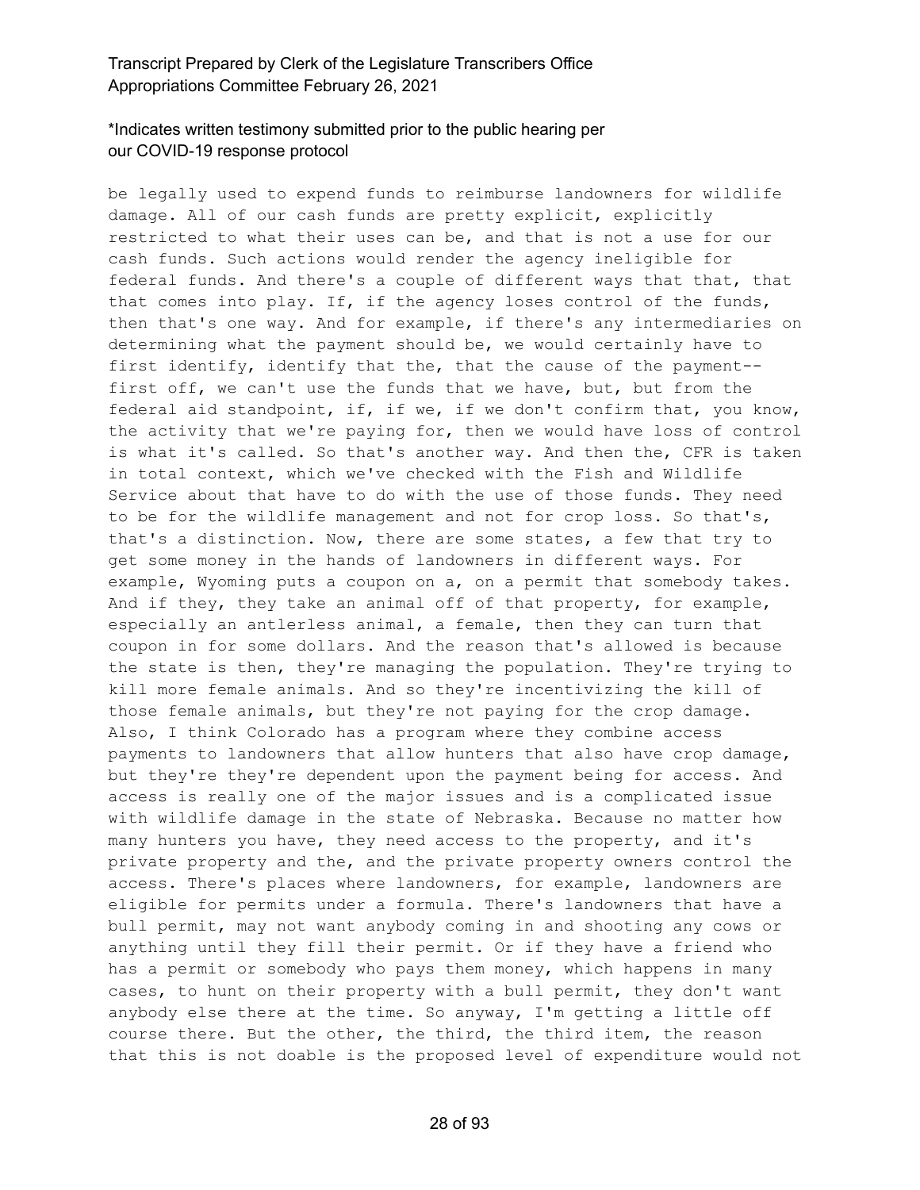be legally used to expend funds to reimburse landowners for wildlife damage. All of our cash funds are pretty explicit, explicitly restricted to what their uses can be, and that is not a use for our cash funds. Such actions would render the agency ineligible for federal funds. And there's a couple of different ways that that, that that comes into play. If, if the agency loses control of the funds, then that's one way. And for example, if there's any intermediaries on determining what the payment should be, we would certainly have to first identify, identify that the, that the cause of the payment-- first off, we can't use the funds that we have, but, but from the federal aid standpoint, if, if we, if we don't confirm that, you know, the activity that we're paying for, then we would have loss of control is what it's called. So that's another way. And then the, CFR is taken in total context, which we've checked with the Fish and Wildlife Service about that have to do with the use of those funds. They need to be for the wildlife management and not for crop loss. So that's, that's a distinction. Now, there are some states, a few that try to get some money in the hands of landowners in different ways. For example, Wyoming puts a coupon on a, on a permit that somebody takes. And if they, they take an animal off of that property, for example, especially an antlerless animal, a female, then they can turn that coupon in for some dollars. And the reason that's allowed is because the state is then, they're managing the population. They're trying to kill more female animals. And so they're incentivizing the kill of those female animals, but they're not paying for the crop damage. Also, I think Colorado has a program where they combine access payments to landowners that allow hunters that also have crop damage, but they're they're dependent upon the payment being for access. And access is really one of the major issues and is a complicated issue with wildlife damage in the state of Nebraska. Because no matter how many hunters you have, they need access to the property, and it's private property and the, and the private property owners control the access. There's places where landowners, for example, landowners are eligible for permits under a formula. There's landowners that have a bull permit, may not want anybody coming in and shooting any cows or anything until they fill their permit. Or if they have a friend who has a permit or somebody who pays them money, which happens in many cases, to hunt on their property with a bull permit, they don't want anybody else there at the time. So anyway, I'm getting a little off course there. But the other, the third, the third item, the reason that this is not doable is the proposed level of expenditure would not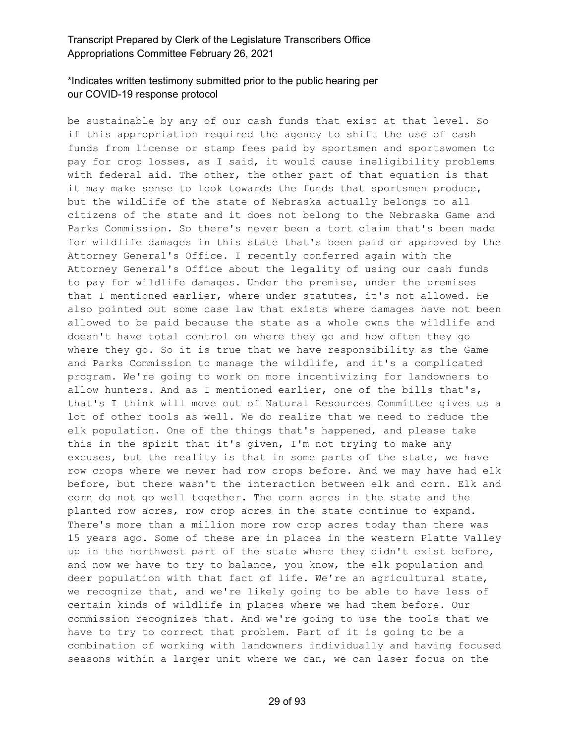be sustainable by any of our cash funds that exist at that level. So if this appropriation required the agency to shift the use of cash funds from license or stamp fees paid by sportsmen and sportswomen to pay for crop losses, as I said, it would cause ineligibility problems with federal aid. The other, the other part of that equation is that it may make sense to look towards the funds that sportsmen produce, but the wildlife of the state of Nebraska actually belongs to all citizens of the state and it does not belong to the Nebraska Game and Parks Commission. So there's never been a tort claim that's been made for wildlife damages in this state that's been paid or approved by the Attorney General's Office. I recently conferred again with the Attorney General's Office about the legality of using our cash funds to pay for wildlife damages. Under the premise, under the premises that I mentioned earlier, where under statutes, it's not allowed. He also pointed out some case law that exists where damages have not been allowed to be paid because the state as a whole owns the wildlife and doesn't have total control on where they go and how often they go where they go. So it is true that we have responsibility as the Game and Parks Commission to manage the wildlife, and it's a complicated program. We're going to work on more incentivizing for landowners to allow hunters. And as I mentioned earlier, one of the bills that's, that's I think will move out of Natural Resources Committee gives us a lot of other tools as well. We do realize that we need to reduce the elk population. One of the things that's happened, and please take this in the spirit that it's given, I'm not trying to make any excuses, but the reality is that in some parts of the state, we have row crops where we never had row crops before. And we may have had elk before, but there wasn't the interaction between elk and corn. Elk and corn do not go well together. The corn acres in the state and the planted row acres, row crop acres in the state continue to expand. There's more than a million more row crop acres today than there was 15 years ago. Some of these are in places in the western Platte Valley up in the northwest part of the state where they didn't exist before, and now we have to try to balance, you know, the elk population and deer population with that fact of life. We're an agricultural state, we recognize that, and we're likely going to be able to have less of certain kinds of wildlife in places where we had them before. Our commission recognizes that. And we're going to use the tools that we have to try to correct that problem. Part of it is going to be a combination of working with landowners individually and having focused seasons within a larger unit where we can, we can laser focus on the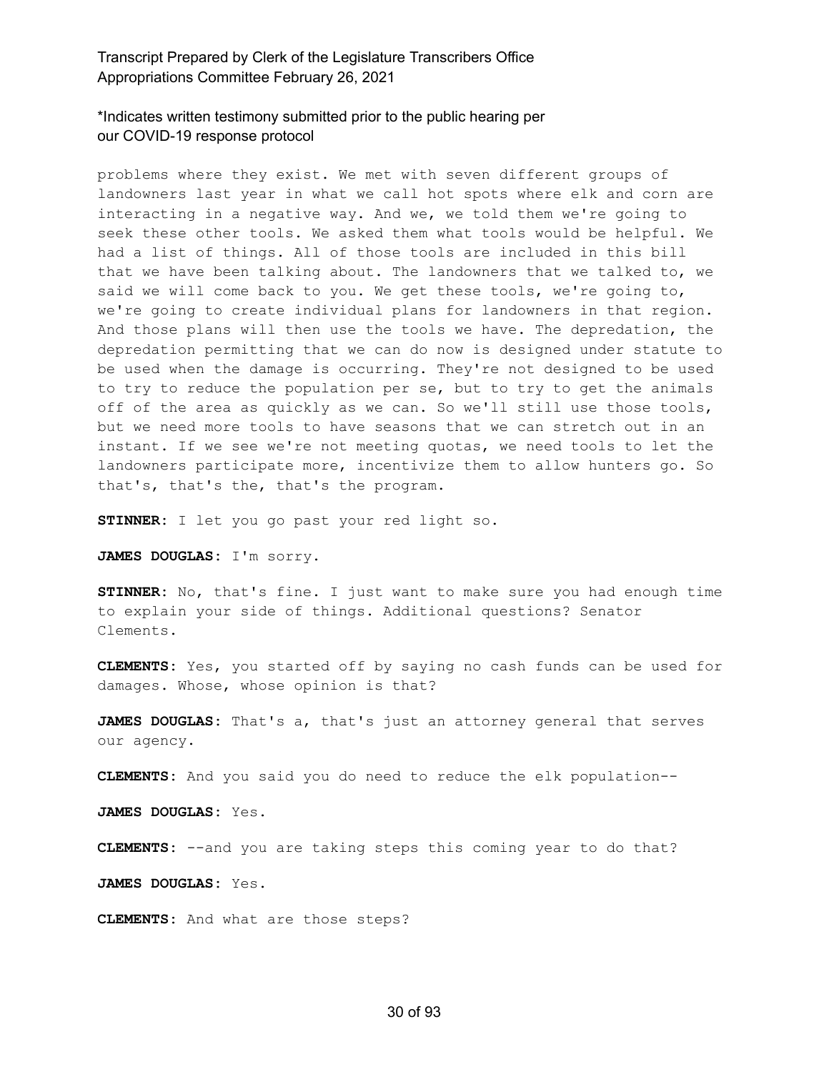problems where they exist. We met with seven different groups of landowners last year in what we call hot spots where elk and corn are interacting in a negative way. And we, we told them we're going to seek these other tools. We asked them what tools would be helpful. We had a list of things. All of those tools are included in this bill that we have been talking about. The landowners that we talked to, we said we will come back to you. We get these tools, we're going to, we're going to create individual plans for landowners in that region. And those plans will then use the tools we have. The depredation, the depredation permitting that we can do now is designed under statute to be used when the damage is occurring. They're not designed to be used to try to reduce the population per se, but to try to get the animals off of the area as quickly as we can. So we'll still use those tools, but we need more tools to have seasons that we can stretch out in an instant. If we see we're not meeting quotas, we need tools to let the landowners participate more, incentivize them to allow hunters go. So that's, that's the, that's the program.

**STINNER:** I let you go past your red light so.

**JAMES DOUGLAS:** I'm sorry.

**STINNER:** No, that's fine. I just want to make sure you had enough time to explain your side of things. Additional questions? Senator Clements.

**CLEMENTS:** Yes, you started off by saying no cash funds can be used for damages. Whose, whose opinion is that?

**JAMES DOUGLAS:** That's a, that's just an attorney general that serves our agency.

**CLEMENTS:** And you said you do need to reduce the elk population--

**JAMES DOUGLAS:** Yes.

**CLEMENTS:** --and you are taking steps this coming year to do that?

**JAMES DOUGLAS:** Yes.

**CLEMENTS:** And what are those steps?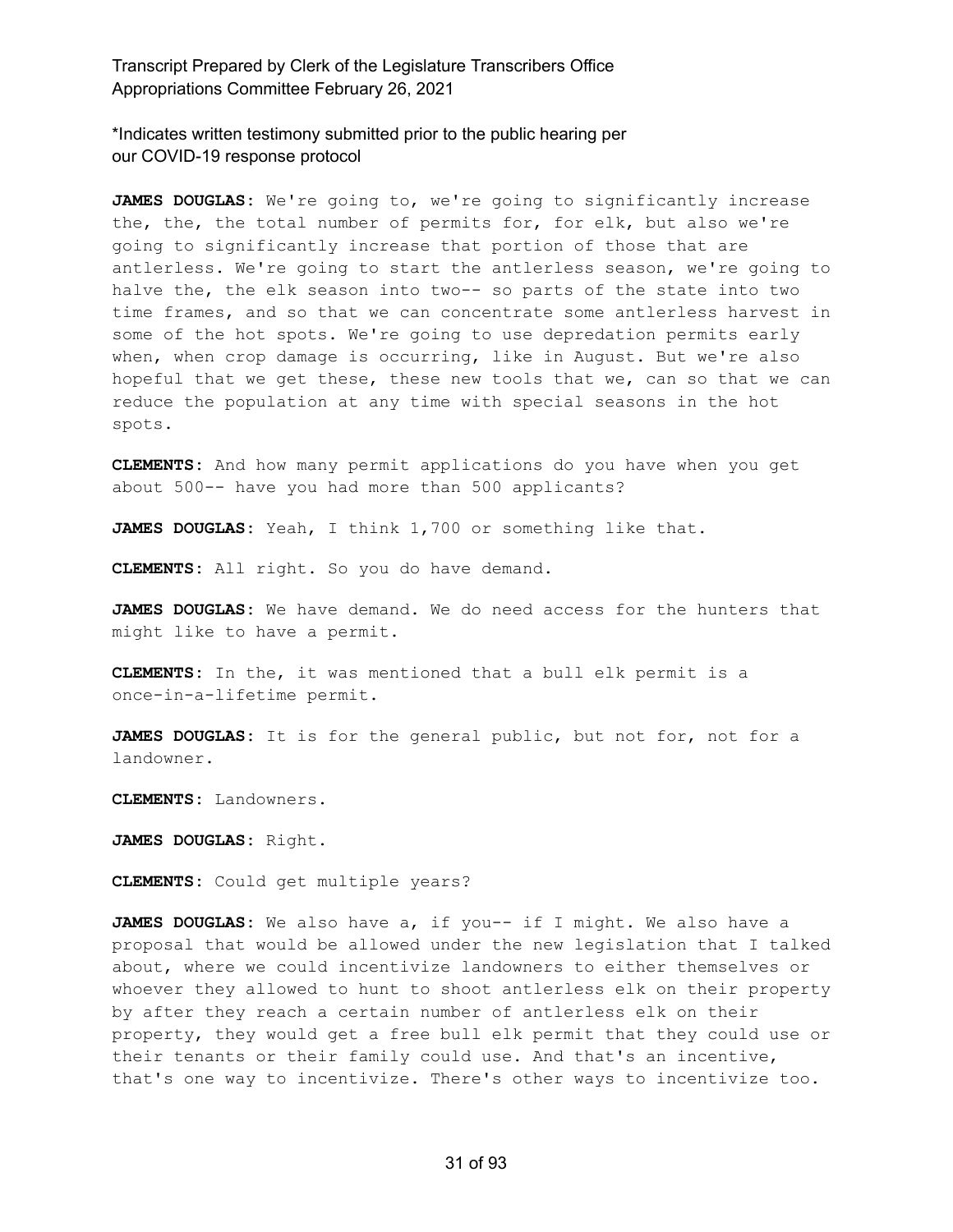\*Indicates written testimony submitted prior to the public hearing per our COVID-19 response protocol

**JAMES DOUGLAS:** We're going to, we're going to significantly increase the, the, the total number of permits for, for elk, but also we're going to significantly increase that portion of those that are antlerless. We're going to start the antlerless season, we're going to halve the, the elk season into two-- so parts of the state into two time frames, and so that we can concentrate some antlerless harvest in some of the hot spots. We're going to use depredation permits early when, when crop damage is occurring, like in August. But we're also hopeful that we get these, these new tools that we, can so that we can reduce the population at any time with special seasons in the hot spots.

**CLEMENTS:** And how many permit applications do you have when you get about 500-- have you had more than 500 applicants?

**JAMES DOUGLAS:** Yeah, I think 1,700 or something like that.

**CLEMENTS:** All right. So you do have demand.

**JAMES DOUGLAS:** We have demand. We do need access for the hunters that might like to have a permit.

**CLEMENTS:** In the, it was mentioned that a bull elk permit is a once-in-a-lifetime permit.

**JAMES DOUGLAS:** It is for the general public, but not for, not for a landowner.

**CLEMENTS:** Landowners.

**JAMES DOUGLAS:** Right.

**CLEMENTS:** Could get multiple years?

**JAMES DOUGLAS:** We also have a, if you-- if I might. We also have a proposal that would be allowed under the new legislation that I talked about, where we could incentivize landowners to either themselves or whoever they allowed to hunt to shoot antlerless elk on their property by after they reach a certain number of antlerless elk on their property, they would get a free bull elk permit that they could use or their tenants or their family could use. And that's an incentive, that's one way to incentivize. There's other ways to incentivize too.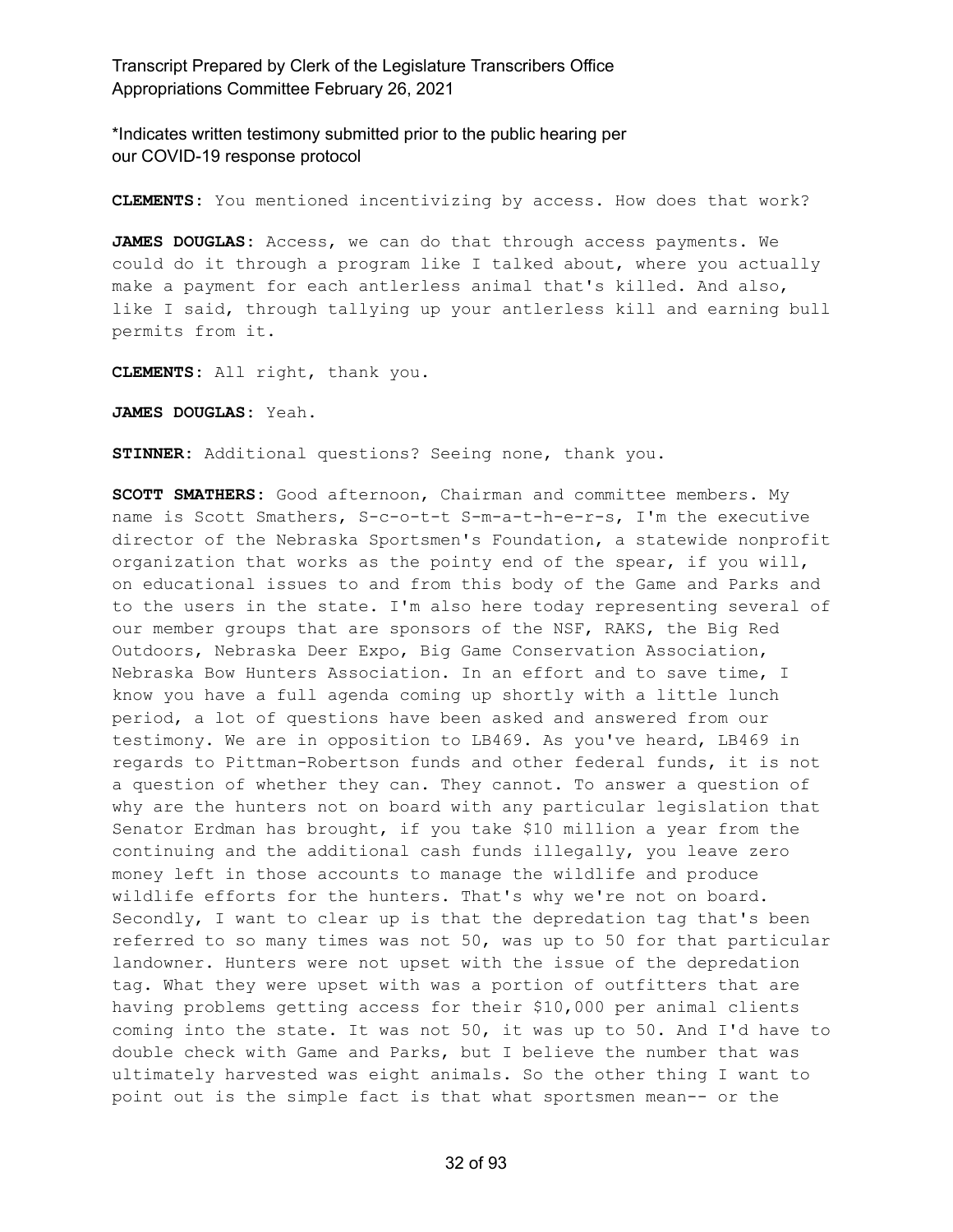\*Indicates written testimony submitted prior to the public hearing per our COVID-19 response protocol

**CLEMENTS:** You mentioned incentivizing by access. How does that work?

**JAMES DOUGLAS:** Access, we can do that through access payments. We could do it through a program like I talked about, where you actually make a payment for each antlerless animal that's killed. And also, like I said, through tallying up your antlerless kill and earning bull permits from it.

**CLEMENTS:** All right, thank you.

**JAMES DOUGLAS:** Yeah.

**STINNER:** Additional questions? Seeing none, thank you.

**SCOTT SMATHERS:** Good afternoon, Chairman and committee members. My name is Scott Smathers, S-c-o-t-t S-m-a-t-h-e-r-s, I'm the executive director of the Nebraska Sportsmen's Foundation, a statewide nonprofit organization that works as the pointy end of the spear, if you will, on educational issues to and from this body of the Game and Parks and to the users in the state. I'm also here today representing several of our member groups that are sponsors of the NSF, RAKS, the Big Red Outdoors, Nebraska Deer Expo, Big Game Conservation Association, Nebraska Bow Hunters Association. In an effort and to save time, I know you have a full agenda coming up shortly with a little lunch period, a lot of questions have been asked and answered from our testimony. We are in opposition to LB469. As you've heard, LB469 in regards to Pittman-Robertson funds and other federal funds, it is not a question of whether they can. They cannot. To answer a question of why are the hunters not on board with any particular legislation that Senator Erdman has brought, if you take $10 million a year from the continuing and the additional cash funds illegally, you leave zero money left in those accounts to manage the wildlife and produce wildlife efforts for the hunters. That's why we're not on board. Secondly, I want to clear up is that the depredation tag that's been referred to so many times was not 50, was up to 50 for that particular landowner. Hunters were not upset with the issue of the depredation tag. What they were upset with was a portion of outfitters that are having problems getting access for their $10,000 per animal clients coming into the state. It was not 50, it was up to 50. And I'd have to double check with Game and Parks, but I believe the number that was ultimately harvested was eight animals. So the other thing I want to point out is the simple fact is that what sportsmen mean-- or the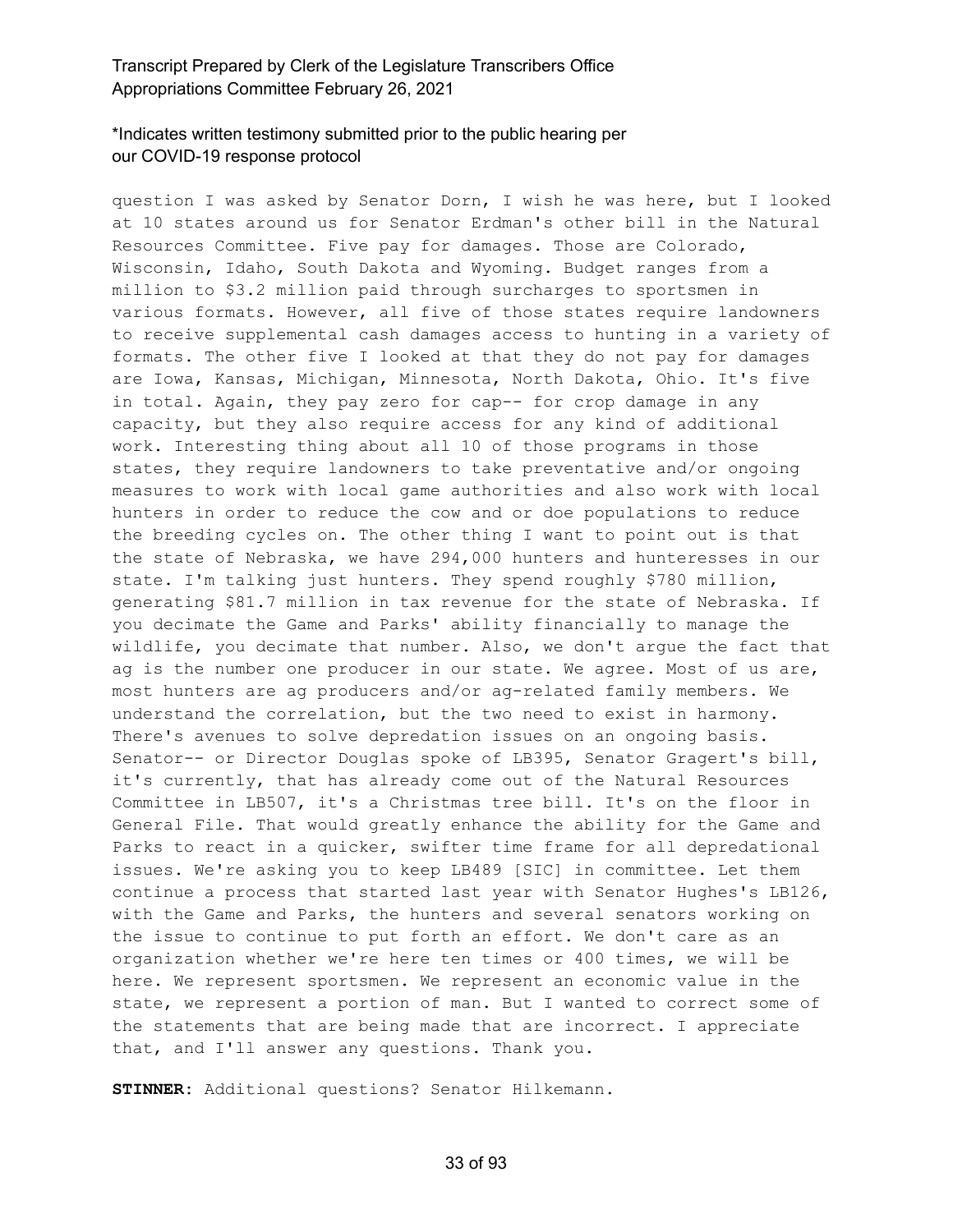\*Indicates written testimony submitted prior to the public hearing per our COVID-19 response protocol

question I was asked by Senator Dorn, I wish he was here, but I looked at 10 states around us for Senator Erdman's other bill in the Natural Resources Committee. Five pay for damages. Those are Colorado, Wisconsin, Idaho, South Dakota and Wyoming. Budget ranges from a million to $3.2 million paid through surcharges to sportsmen in various formats. However, all five of those states require landowners to receive supplemental cash damages access to hunting in a variety of formats. The other five I looked at that they do not pay for damages are Iowa, Kansas, Michigan, Minnesota, North Dakota, Ohio. It's five in total. Again, they pay zero for cap-- for crop damage in any capacity, but they also require access for any kind of additional work. Interesting thing about all 10 of those programs in those states, they require landowners to take preventative and/or ongoing measures to work with local game authorities and also work with local hunters in order to reduce the cow and or doe populations to reduce the breeding cycles on. The other thing I want to point out is that the state of Nebraska, we have 294,000 hunters and hunteresses in our state. I'm talking just hunters. They spend roughly $780 million, generating $81.7 million in tax revenue for the state of Nebraska. If you decimate the Game and Parks' ability financially to manage the wildlife, you decimate that number. Also, we don't argue the fact that ag is the number one producer in our state. We agree. Most of us are, most hunters are ag producers and/or ag-related family members. We understand the correlation, but the two need to exist in harmony. There's avenues to solve depredation issues on an ongoing basis. Senator-- or Director Douglas spoke of LB395, Senator Gragert's bill, it's currently, that has already come out of the Natural Resources Committee in LB507, it's a Christmas tree bill. It's on the floor in General File. That would greatly enhance the ability for the Game and Parks to react in a quicker, swifter time frame for all depredational issues. We're asking you to keep LB489 [SIC] in committee. Let them continue a process that started last year with Senator Hughes's LB126, with the Game and Parks, the hunters and several senators working on the issue to continue to put forth an effort. We don't care as an organization whether we're here ten times or 400 times, we will be here. We represent sportsmen. We represent an economic value in the state, we represent a portion of man. But I wanted to correct some of the statements that are being made that are incorrect. I appreciate that, and I'll answer any questions. Thank you.

**STINNER:** Additional questions? Senator Hilkemann.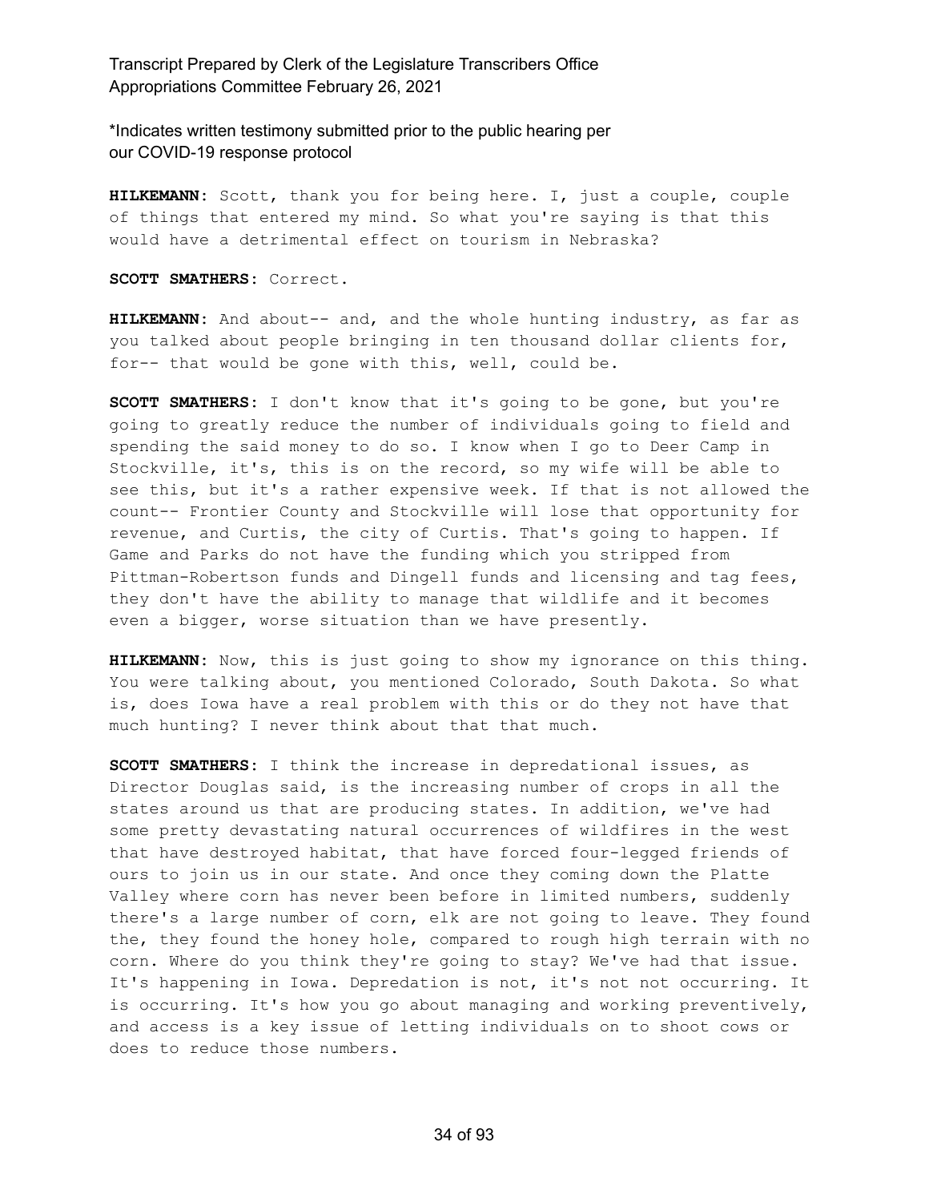*Indicates written testimony submitted prior to the public hearing per our COVID-19 response protocol

**HILKEMANN:** Scott, thank you for being here. I, just a couple, couple of things that entered my mind. So what you're saying is that this would have a detrimental effect on tourism in Nebraska?

**SCOTT SMATHERS:** Correct.

**HILKEMANN:** And about-- and, and the whole hunting industry, as far as you talked about people bringing in ten thousand dollar clients for, for-- that would be gone with this, well, could be.

**SCOTT SMATHERS:** I don't know that it's going to be gone, but you're going to greatly reduce the number of individuals going to field and spending the said money to do so. I know when I go to Deer Camp in Stockville, it's, this is on the record, so my wife will be able to see this, but it's a rather expensive week. If that is not allowed the count-- Frontier County and Stockville will lose that opportunity for revenue, and Curtis, the city of Curtis. That's going to happen. If Game and Parks do not have the funding which you stripped from Pittman-Robertson funds and Dingell funds and licensing and tag fees, they don't have the ability to manage that wildlife and it becomes even a bigger, worse situation than we have presently.

**HILKEMANN:** Now, this is just going to show my ignorance on this thing. You were talking about, you mentioned Colorado, South Dakota. So what is, does Iowa have a real problem with this or do they not have that much hunting? I never think about that that much.

**SCOTT SMATHERS:** I think the increase in depredational issues, as Director Douglas said, is the increasing number of crops in all the states around us that are producing states. In addition, we've had some pretty devastating natural occurrences of wildfires in the west that have destroyed habitat, that have forced four-legged friends of ours to join us in our state. And once they coming down the Platte Valley where corn has never been before in limited numbers, suddenly there's a large number of corn, elk are not going to leave. They found the, they found the honey hole, compared to rough high terrain with no corn. Where do you think they're going to stay? We've had that issue. It's happening in Iowa. Depredation is not, it's not not occurring. It is occurring. It's how you go about managing and working preventively, and access is a key issue of letting individuals on to shoot cows or does to reduce those numbers.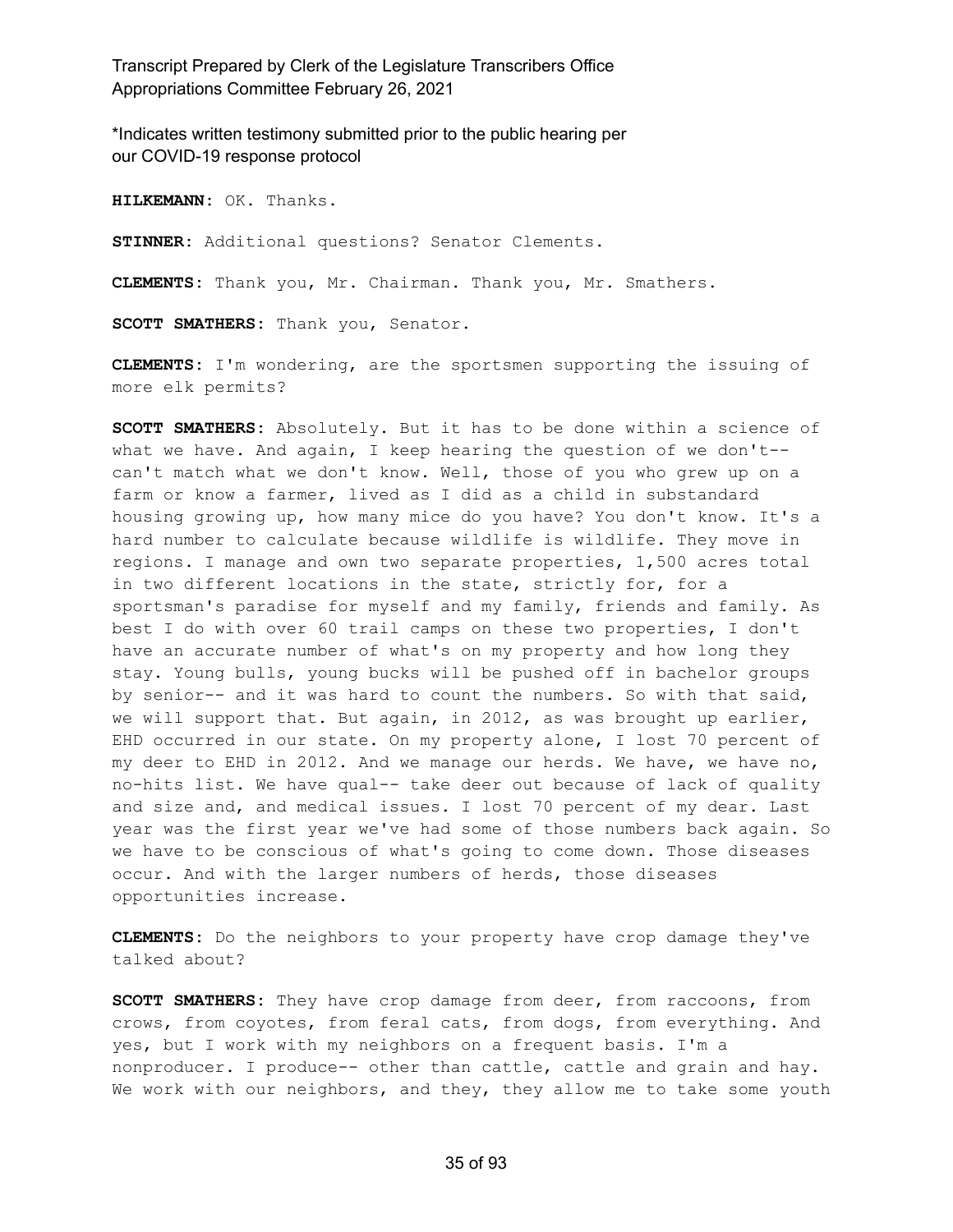\*Indicates written testimony submitted prior to the public hearing per our COVID-19 response protocol

**HILKEMANN:** OK. Thanks.

**STINNER:** Additional questions? Senator Clements.

**CLEMENTS:** Thank you, Mr. Chairman. Thank you, Mr. Smathers.

**SCOTT SMATHERS:** Thank you, Senator.

**CLEMENTS:** I'm wondering, are the sportsmen supporting the issuing of more elk permits?

**SCOTT SMATHERS:** Absolutely. But it has to be done within a science of what we have. And again, I keep hearing the question of we don't-- can't match what we don't know. Well, those of you who grew up on a farm or know a farmer, lived as I did as a child in substandard housing growing up, how many mice do you have? You don't know. It's a hard number to calculate because wildlife is wildlife. They move in regions. I manage and own two separate properties, 1,500 acres total in two different locations in the state, strictly for, for a sportsman's paradise for myself and my family, friends and family. As best I do with over 60 trail camps on these two properties, I don't have an accurate number of what's on my property and how long they stay. Young bulls, young bucks will be pushed off in bachelor groups by senior-- and it was hard to count the numbers. So with that said, we will support that. But again, in 2012, as was brought up earlier, EHD occurred in our state. On my property alone, I lost 70 percent of my deer to EHD in 2012. And we manage our herds. We have, we have no, no-hits list. We have qual-- take deer out because of lack of quality and size and, and medical issues. I lost 70 percent of my dear. Last year was the first year we've had some of those numbers back again. So we have to be conscious of what's going to come down. Those diseases occur. And with the larger numbers of herds, those diseases opportunities increase.

**CLEMENTS:** Do the neighbors to your property have crop damage they've talked about?

**SCOTT SMATHERS:** They have crop damage from deer, from raccoons, from crows, from coyotes, from feral cats, from dogs, from everything. And yes, but I work with my neighbors on a frequent basis. I'm a nonproducer. I produce-- other than cattle, cattle and grain and hay. We work with our neighbors, and they, they allow me to take some youth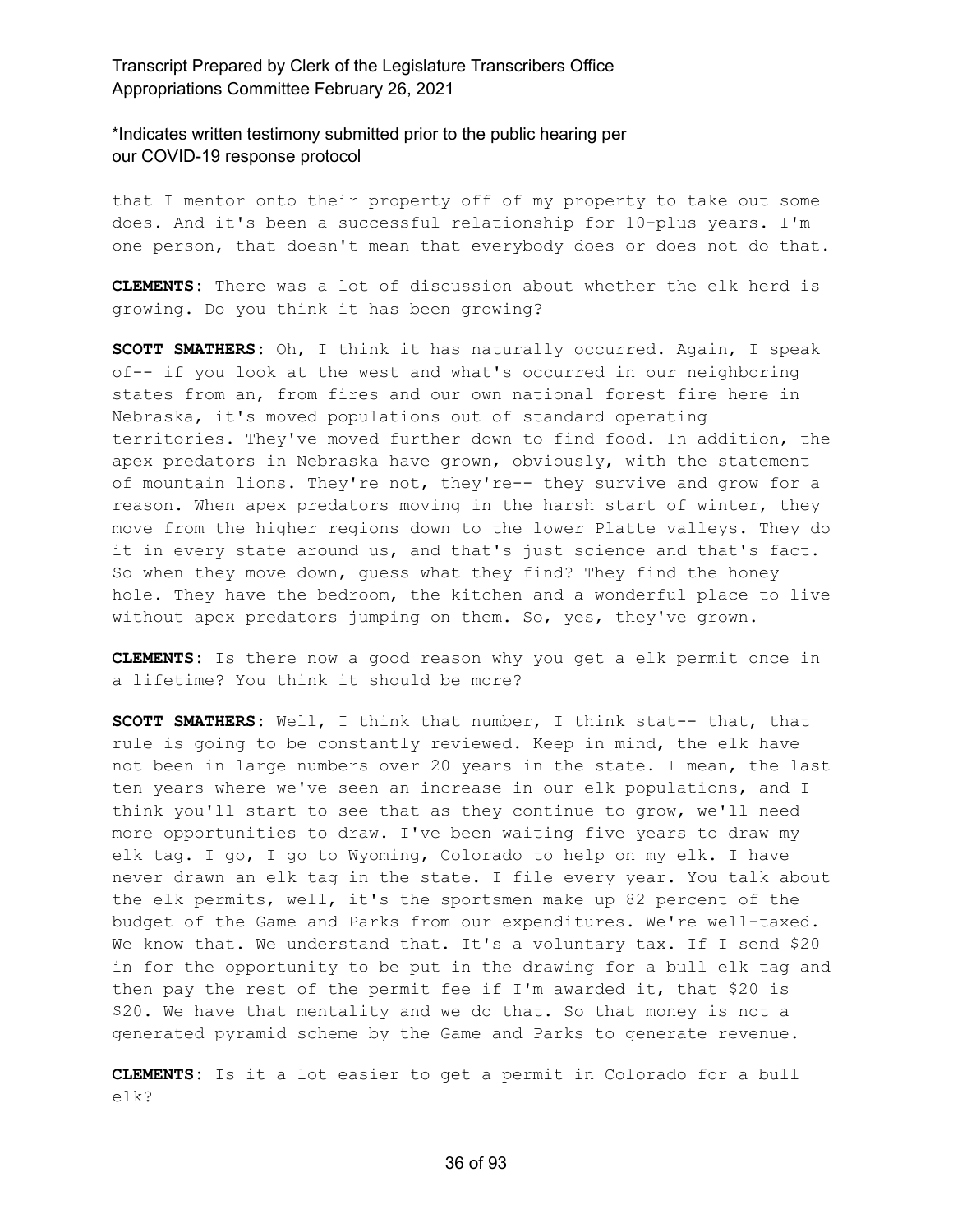that I mentor onto their property off of my property to take out some does. And it's been a successful relationship for 10-plus years. I'm one person, that doesn't mean that everybody does or does not do that.

**CLEMENTS:** There was a lot of discussion about whether the elk herd is growing. Do you think it has been growing?

**SCOTT SMATHERS:** Oh, I think it has naturally occurred. Again, I speak of-- if you look at the west and what's occurred in our neighboring states from an, from fires and our own national forest fire here in Nebraska, it's moved populations out of standard operating territories. They've moved further down to find food. In addition, the apex predators in Nebraska have grown, obviously, with the statement of mountain lions. They're not, they're-- they survive and grow for a reason. When apex predators moving in the harsh start of winter, they move from the higher regions down to the lower Platte valleys. They do it in every state around us, and that's just science and that's fact. So when they move down, guess what they find? They find the honey hole. They have the bedroom, the kitchen and a wonderful place to live without apex predators jumping on them. So, yes, they've grown.

**CLEMENTS:** Is there now a good reason why you get a elk permit once in a lifetime? You think it should be more?

**SCOTT SMATHERS:** Well, I think that number, I think stat-- that, that rule is going to be constantly reviewed. Keep in mind, the elk have not been in large numbers over 20 years in the state. I mean, the last ten years where we've seen an increase in our elk populations, and I think you'll start to see that as they continue to grow, we'll need more opportunities to draw. I've been waiting five years to draw my elk tag. I go, I go to Wyoming, Colorado to help on my elk. I have never drawn an elk tag in the state. I file every year. You talk about the elk permits, well, it's the sportsmen make up 82 percent of the budget of the Game and Parks from our expenditures. We're well-taxed. We know that. We understand that. It's a voluntary tax. If I send $20 in for the opportunity to be put in the drawing for a bull elk tag and then pay the rest of the permit fee if I'm awarded it, that $20 is $20. We have that mentality and we do that. So that money is not a generated pyramid scheme by the Game and Parks to generate revenue.

**CLEMENTS:** Is it a lot easier to get a permit in Colorado for a bull elk?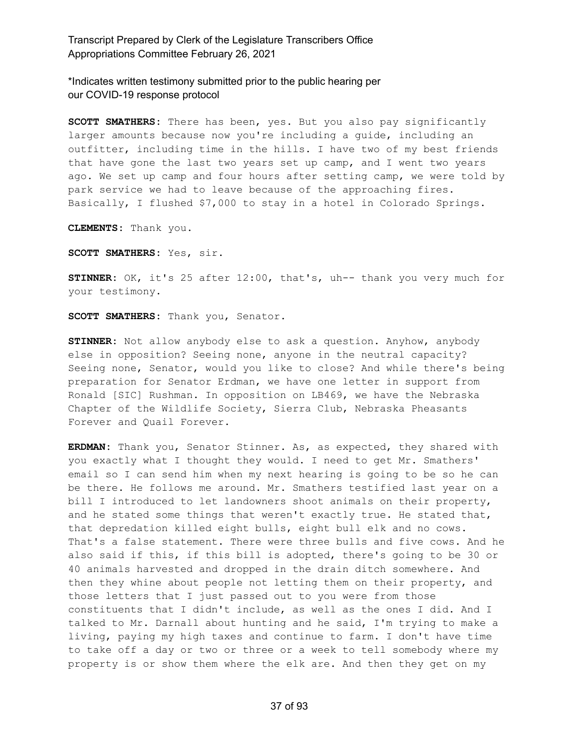*Indicates written testimony submitted prior to the public hearing per our COVID-19 response protocol

**SCOTT SMATHERS:** There has been, yes. But you also pay significantly larger amounts because now you're including a guide, including an outfitter, including time in the hills. I have two of my best friends that have gone the last two years set up camp, and I went two years ago. We set up camp and four hours after setting camp, we were told by park service we had to leave because of the approaching fires. Basically, I flushed $7,000 to stay in a hotel in Colorado Springs.

**CLEMENTS:** Thank you.

**SCOTT SMATHERS:** Yes, sir.

**STINNER:** OK, it's 25 after 12:00, that's, uh-- thank you very much for your testimony.

**SCOTT SMATHERS:** Thank you, Senator.

**STINNER:** Not allow anybody else to ask a question. Anyhow, anybody else in opposition? Seeing none, anyone in the neutral capacity? Seeing none, Senator, would you like to close? And while there's being preparation for Senator Erdman, we have one letter in support from Ronald [SIC] Rushman. In opposition on LB469, we have the Nebraska Chapter of the Wildlife Society, Sierra Club, Nebraska Pheasants Forever and Quail Forever.

**ERDMAN:** Thank you, Senator Stinner. As, as expected, they shared with you exactly what I thought they would. I need to get Mr. Smathers' email so I can send him when my next hearing is going to be so he can be there. He follows me around. Mr. Smathers testified last year on a bill I introduced to let landowners shoot animals on their property, and he stated some things that weren't exactly true. He stated that, that depredation killed eight bulls, eight bull elk and no cows. That's a false statement. There were three bulls and five cows. And he also said if this, if this bill is adopted, there's going to be 30 or 40 animals harvested and dropped in the drain ditch somewhere. And then they whine about people not letting them on their property, and those letters that I just passed out to you were from those constituents that I didn't include, as well as the ones I did. And I talked to Mr. Darnall about hunting and he said, I'm trying to make a living, paying my high taxes and continue to farm. I don't have time to take off a day or two or three or a week to tell somebody where my property is or show them where the elk are. And then they get on my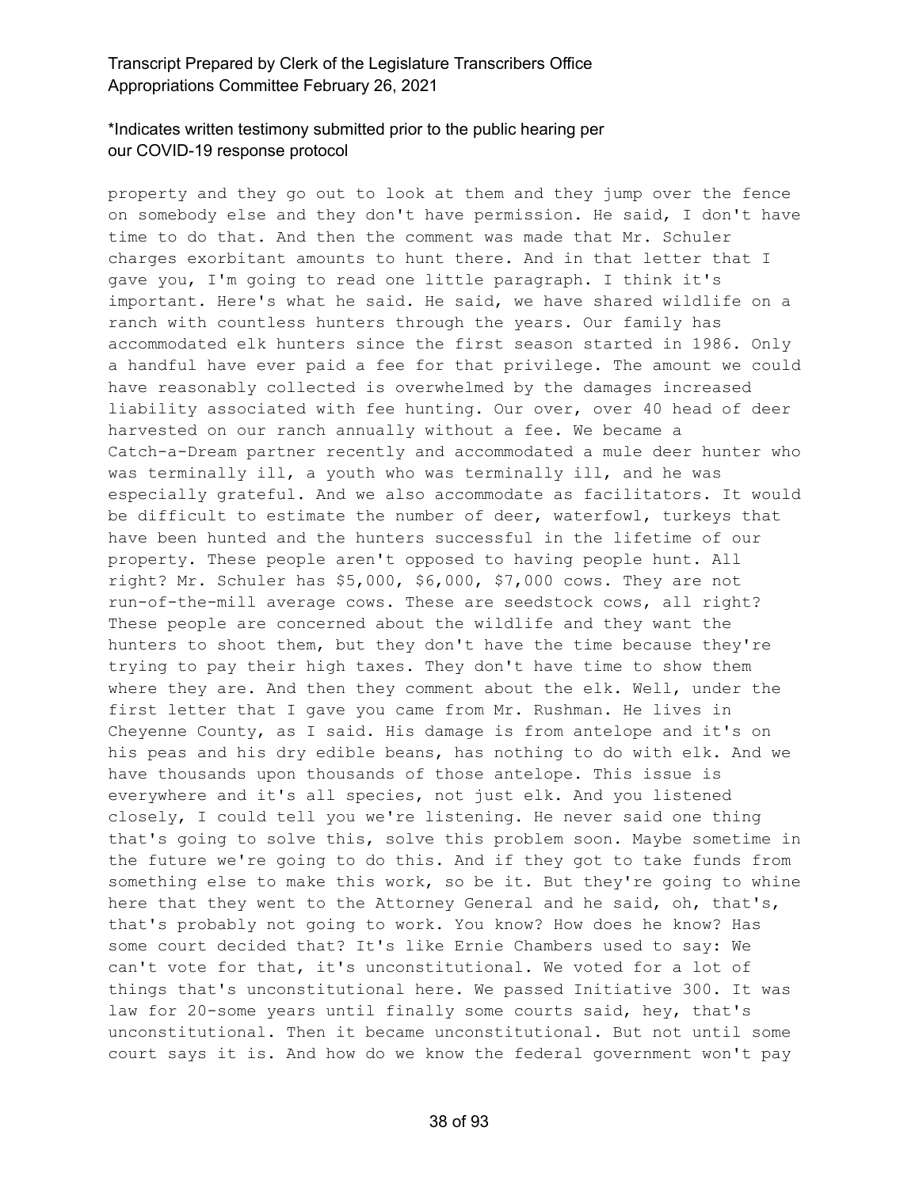property and they go out to look at them and they jump over the fence on somebody else and they don't have permission. He said, I don't have time to do that. And then the comment was made that Mr. Schuler charges exorbitant amounts to hunt there. And in that letter that I gave you, I'm going to read one little paragraph. I think it's important. Here's what he said. He said, we have shared wildlife on a ranch with countless hunters through the years. Our family has accommodated elk hunters since the first season started in 1986. Only a handful have ever paid a fee for that privilege. The amount we could have reasonably collected is overwhelmed by the damages increased liability associated with fee hunting. Our over, over 40 head of deer harvested on our ranch annually without a fee. We became a Catch-a-Dream partner recently and accommodated a mule deer hunter who was terminally ill, a youth who was terminally ill, and he was especially grateful. And we also accommodate as facilitators. It would be difficult to estimate the number of deer, waterfowl, turkeys that have been hunted and the hunters successful in the lifetime of our property. These people aren't opposed to having people hunt. All right? Mr. Schuler has $5,000, $6,000, $7,000 cows. They are not run-of-the-mill average cows. These are seedstock cows, all right? These people are concerned about the wildlife and they want the hunters to shoot them, but they don't have the time because they're trying to pay their high taxes. They don't have time to show them where they are. And then they comment about the elk. Well, under the first letter that I gave you came from Mr. Rushman. He lives in Cheyenne County, as I said. His damage is from antelope and it's on his peas and his dry edible beans, has nothing to do with elk. And we have thousands upon thousands of those antelope. This issue is everywhere and it's all species, not just elk. And you listened closely, I could tell you we're listening. He never said one thing that's going to solve this, solve this problem soon. Maybe sometime in the future we're going to do this. And if they got to take funds from something else to make this work, so be it. But they're going to whine here that they went to the Attorney General and he said, oh, that's, that's probably not going to work. You know? How does he know? Has some court decided that? It's like Ernie Chambers used to say: We can't vote for that, it's unconstitutional. We voted for a lot of things that's unconstitutional here. We passed Initiative 300. It was law for 20-some years until finally some courts said, hey, that's unconstitutional. Then it became unconstitutional. But not until some court says it is. And how do we know the federal government won't pay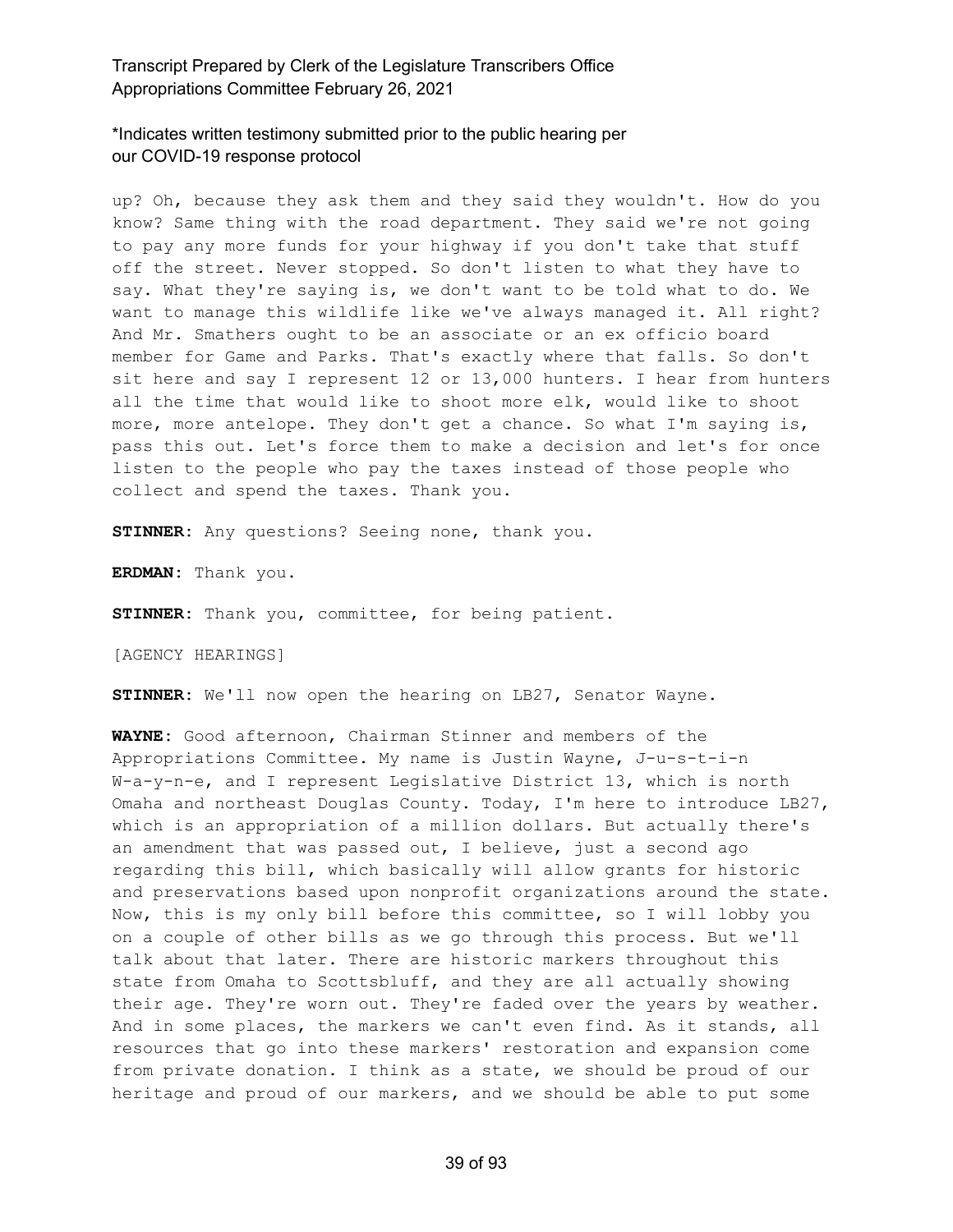up? Oh, because they ask them and they said they wouldn't. How do you know? Same thing with the road department. They said we're not going to pay any more funds for your highway if you don't take that stuff off the street. Never stopped. So don't listen to what they have to say. What they're saying is, we don't want to be told what to do. We want to manage this wildlife like we've always managed it. All right? And Mr. Smathers ought to be an associate or an ex officio board member for Game and Parks. That's exactly where that falls. So don't sit here and say I represent 12 or 13,000 hunters. I hear from hunters all the time that would like to shoot more elk, would like to shoot more, more antelope. They don't get a chance. So what I'm saying is, pass this out. Let's force them to make a decision and let's for once listen to the people who pay the taxes instead of those people who collect and spend the taxes. Thank you.

**STINNER**: Any questions? Seeing none, thank you.

**ERDMAN**: Thank you.

**STINNER**: Thank you, committee, for being patient.

[AGENCY HEARINGS]

**STINNER**: We'll now open the hearing on LB27, Senator Wayne.

**WAYNE**: Good afternoon, Chairman Stinner and members of the Appropriations Committee. My name is Justin Wayne, J-u-s-t-i-n W-a-y-n-e, and I represent Legislative District 13, which is north Omaha and northeast Douglas County. Today, I'm here to introduce LB27, which is an appropriation of a million dollars. But actually there's an amendment that was passed out, I believe, just a second ago regarding this bill, which basically will allow grants for historic and preservations based upon nonprofit organizations around the state. Now, this is my only bill before this committee, so I will lobby you on a couple of other bills as we go through this process. But we'll talk about that later. There are historic markers throughout this state from Omaha to Scottsbluff, and they are all actually showing their age. They're worn out. They're faded over the years by weather. And in some places, the markers we can't even find. As it stands, all resources that go into these markers' restoration and expansion come from private donation. I think as a state, we should be proud of our heritage and proud of our markers, and we should be able to put some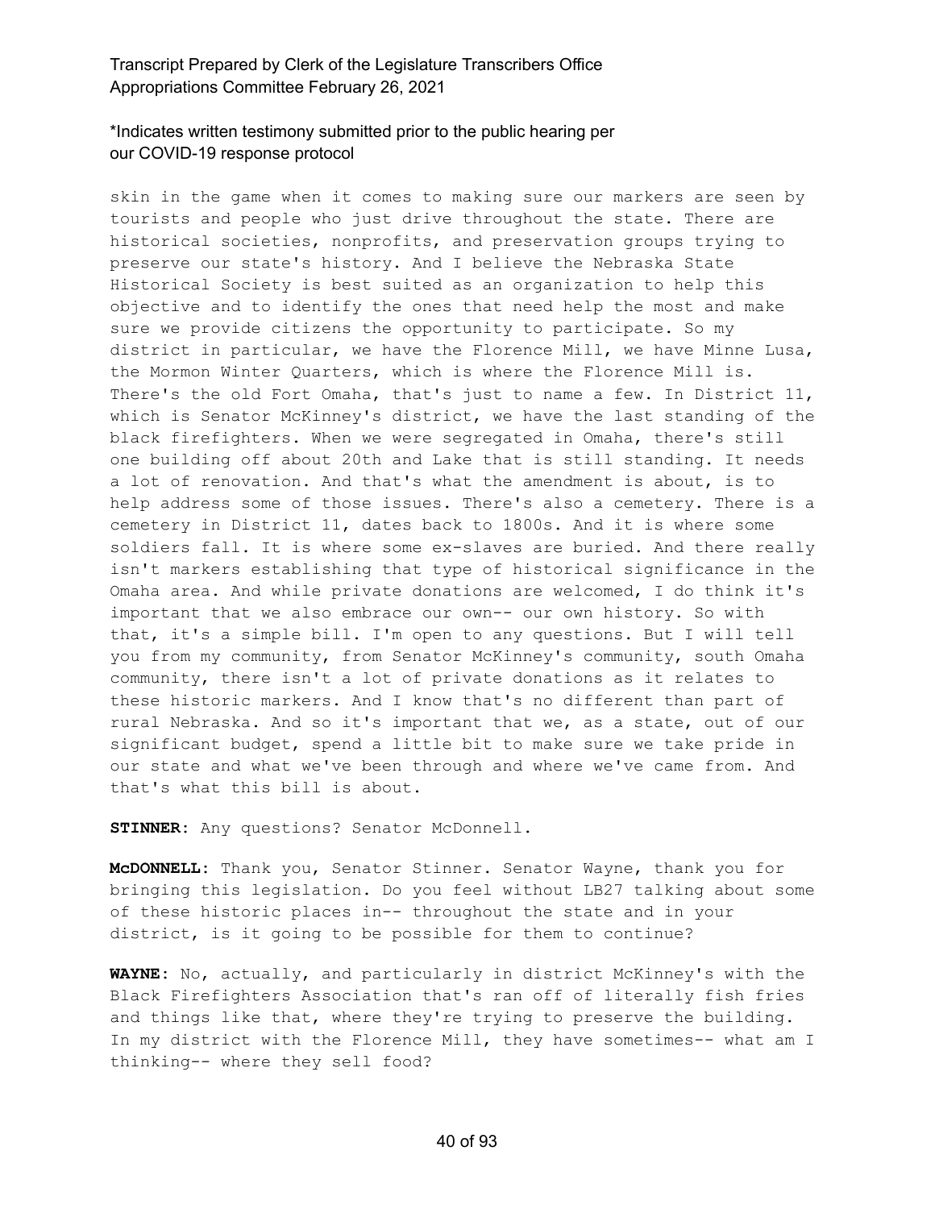skin in the game when it comes to making sure our markers are seen by tourists and people who just drive throughout the state. There are historical societies, nonprofits, and preservation groups trying to preserve our state's history. And I believe the Nebraska State Historical Society is best suited as an organization to help this objective and to identify the ones that need help the most and make sure we provide citizens the opportunity to participate. So my district in particular, we have the Florence Mill, we have Minne Lusa, the Mormon Winter Quarters, which is where the Florence Mill is. There's the old Fort Omaha, that's just to name a few. In District 11, which is Senator McKinney's district, we have the last standing of the black firefighters. When we were segregated in Omaha, there's still one building off about 20th and Lake that is still standing. It needs a lot of renovation. And that's what the amendment is about, is to help address some of those issues. There's also a cemetery. There is a cemetery in District 11, dates back to 1800s. And it is where some soldiers fall. It is where some ex-slaves are buried. And there really isn't markers establishing that type of historical significance in the Omaha area. And while private donations are welcomed, I do think it's important that we also embrace our own-- our own history. So with that, it's a simple bill. I'm open to any questions. But I will tell you from my community, from Senator McKinney's community, south Omaha community, there isn't a lot of private donations as it relates to these historic markers. And I know that's no different than part of rural Nebraska. And so it's important that we, as a state, out of our significant budget, spend a little bit to make sure we take pride in our state and what we've been through and where we've came from. And that's what this bill is about.

**STINNER:** Any questions? Senator McDonnell.

**McDONNELL:** Thank you, Senator Stinner. Senator Wayne, thank you for bringing this legislation. Do you feel without LB27 talking about some of these historic places in-- throughout the state and in your district, is it going to be possible for them to continue?

**WAYNE:** No, actually, and particularly in district McKinney's with the Black Firefighters Association that's ran off of literally fish fries and things like that, where they're trying to preserve the building. In my district with the Florence Mill, they have sometimes-- what am I thinking-- where they sell food?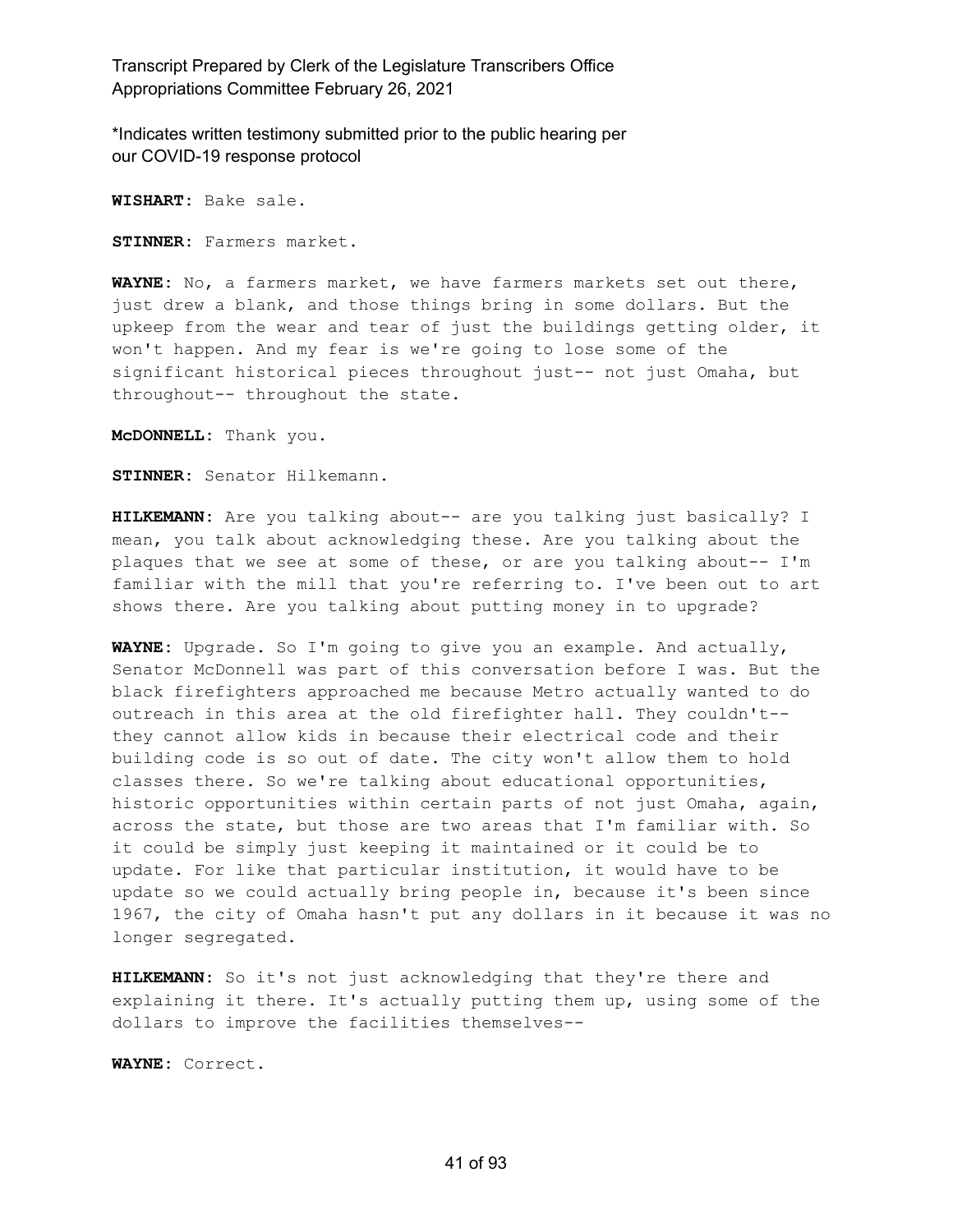*Indicates written testimony submitted prior to the public hearing per our COVID-19 response protocol

**WISHART:** Bake sale.

**STINNER:** Farmers market.

**WAYNE:** No, a farmers market, we have farmers markets set out there, just drew a blank, and those things bring in some dollars. But the upkeep from the wear and tear of just the buildings getting older, it won't happen. And my fear is we're going to lose some of the significant historical pieces throughout just-- not just Omaha, but throughout-- throughout the state.

**McDONNELL:** Thank you.

**STINNER:** Senator Hilkemann.

**HILKEMANN:** Are you talking about-- are you talking just basically? I mean, you talk about acknowledging these. Are you talking about the plaques that we see at some of these, or are you talking about-- I'm familiar with the mill that you're referring to. I've been out to art shows there. Are you talking about putting money in to upgrade?

**WAYNE:** Upgrade. So I'm going to give you an example. And actually, Senator McDonnell was part of this conversation before I was. But the black firefighters approached me because Metro actually wanted to do outreach in this area at the old firefighter hall. They couldn't-- they cannot allow kids in because their electrical code and their building code is so out of date. The city won't allow them to hold classes there. So we're talking about educational opportunities, historic opportunities within certain parts of not just Omaha, again, across the state, but those are two areas that I'm familiar with. So it could be simply just keeping it maintained or it could be to update. For like that particular institution, it would have to be update so we could actually bring people in, because it's been since 1967, the city of Omaha hasn't put any dollars in it because it was no longer segregated.

**HILKEMANN:** So it's not just acknowledging that they're there and explaining it there. It's actually putting them up, using some of the dollars to improve the facilities themselves--

**WAYNE:** Correct.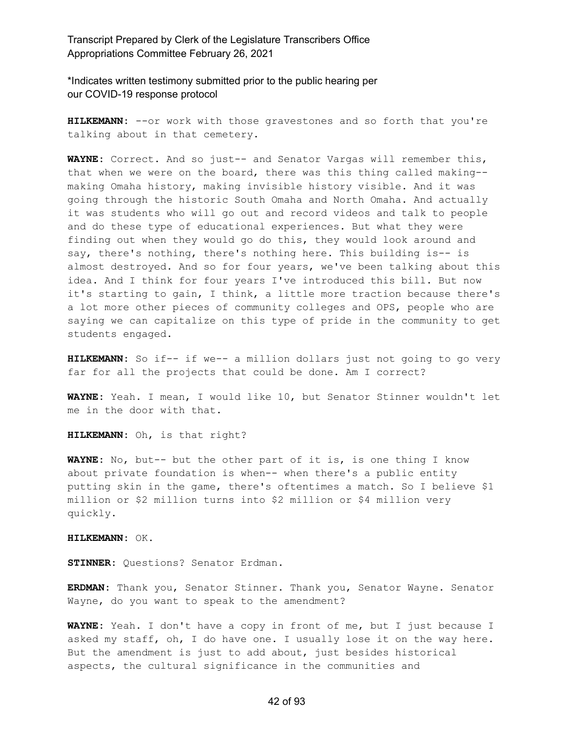*Indicates written testimony submitted prior to the public hearing per our COVID-19 response protocol

**HILKEMANN:** --or work with those gravestones and so forth that you're talking about in that cemetery.

**WAYNE:** Correct. And so just-- and Senator Vargas will remember this, that when we were on the board, there was this thing called making-- making Omaha history, making invisible history visible. And it was going through the historic South Omaha and North Omaha. And actually it was students who will go out and record videos and talk to people and do these type of educational experiences. But what they were finding out when they would go do this, they would look around and say, there's nothing, there's nothing here. This building is-- is almost destroyed. And so for four years, we've been talking about this idea. And I think for four years I've introduced this bill. But now it's starting to gain, I think, a little more traction because there's a lot more other pieces of community colleges and OPS, people who are saying we can capitalize on this type of pride in the community to get students engaged.

**HILKEMANN:** So if-- if we-- a million dollars just not going to go very far for all the projects that could be done. Am I correct?

**WAYNE:** Yeah. I mean, I would like 10, but Senator Stinner wouldn't let me in the door with that.

**HILKEMANN:** Oh, is that right?

**WAYNE:** No, but-- but the other part of it is, is one thing I know about private foundation is when-- when there's a public entity putting skin in the game, there's oftentimes a match. So I believe $1 million or $2 million turns into $2 million or $4 million very quickly.

**HILKEMANN:** OK.

**STINNER:** Questions? Senator Erdman.

**ERDMAN:** Thank you, Senator Stinner. Thank you, Senator Wayne. Senator Wayne, do you want to speak to the amendment?

**WAYNE:** Yeah. I don't have a copy in front of me, but I just because I asked my staff, oh, I do have one. I usually lose it on the way here. But the amendment is just to add about, just besides historical aspects, the cultural significance in the communities and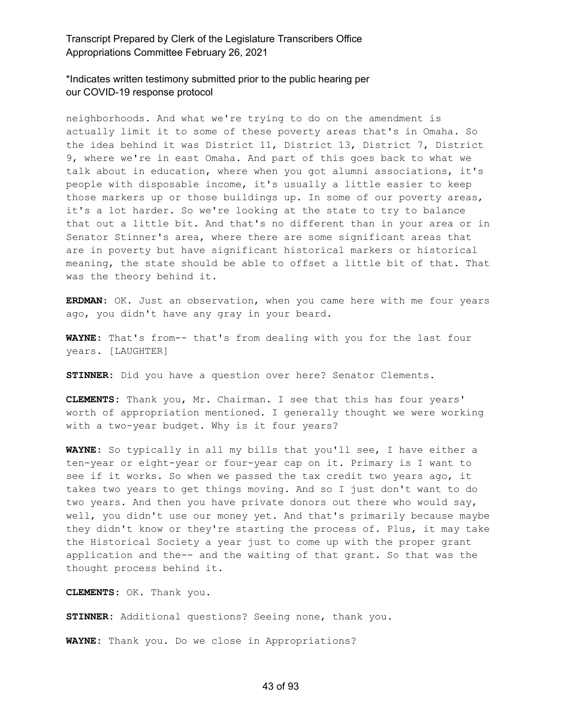\*Indicates written testimony submitted prior to the public hearing per our COVID-19 response protocol

neighborhoods. And what we're trying to do on the amendment is actually limit it to some of these poverty areas that's in Omaha. So the idea behind it was District 11, District 13, District 7, District 9, where we're in east Omaha. And part of this goes back to what we talk about in education, where when you got alumni associations, it's people with disposable income, it's usually a little easier to keep those markers up or those buildings up. In some of our poverty areas, it's a lot harder. So we're looking at the state to try to balance that out a little bit. And that's no different than in your area or in Senator Stinner's area, where there are some significant areas that are in poverty but have significant historical markers or historical meaning, the state should be able to offset a little bit of that. That was the theory behind it.

**ERDMAN:** OK. Just an observation, when you came here with me four years ago, you didn't have any gray in your beard.

**WAYNE:** That's from-- that's from dealing with you for the last four years. [LAUGHTER]

**STINNER:** Did you have a question over here? Senator Clements.

**CLEMENTS:** Thank you, Mr. Chairman. I see that this has four years' worth of appropriation mentioned. I generally thought we were working with a two-year budget. Why is it four years?

**WAYNE:** So typically in all my bills that you'll see, I have either a ten-year or eight-year or four-year cap on it. Primary is I want to see if it works. So when we passed the tax credit two years ago, it takes two years to get things moving. And so I just don't want to do two years. And then you have private donors out there who would say, well, you didn't use our money yet. And that's primarily because maybe they didn't know or they're starting the process of. Plus, it may take the Historical Society a year just to come up with the proper grant application and the-- and the waiting of that grant. So that was the thought process behind it.

**CLEMENTS:** OK. Thank you.

**STINNER:** Additional questions? Seeing none, thank you.

**WAYNE:** Thank you. Do we close in Appropriations?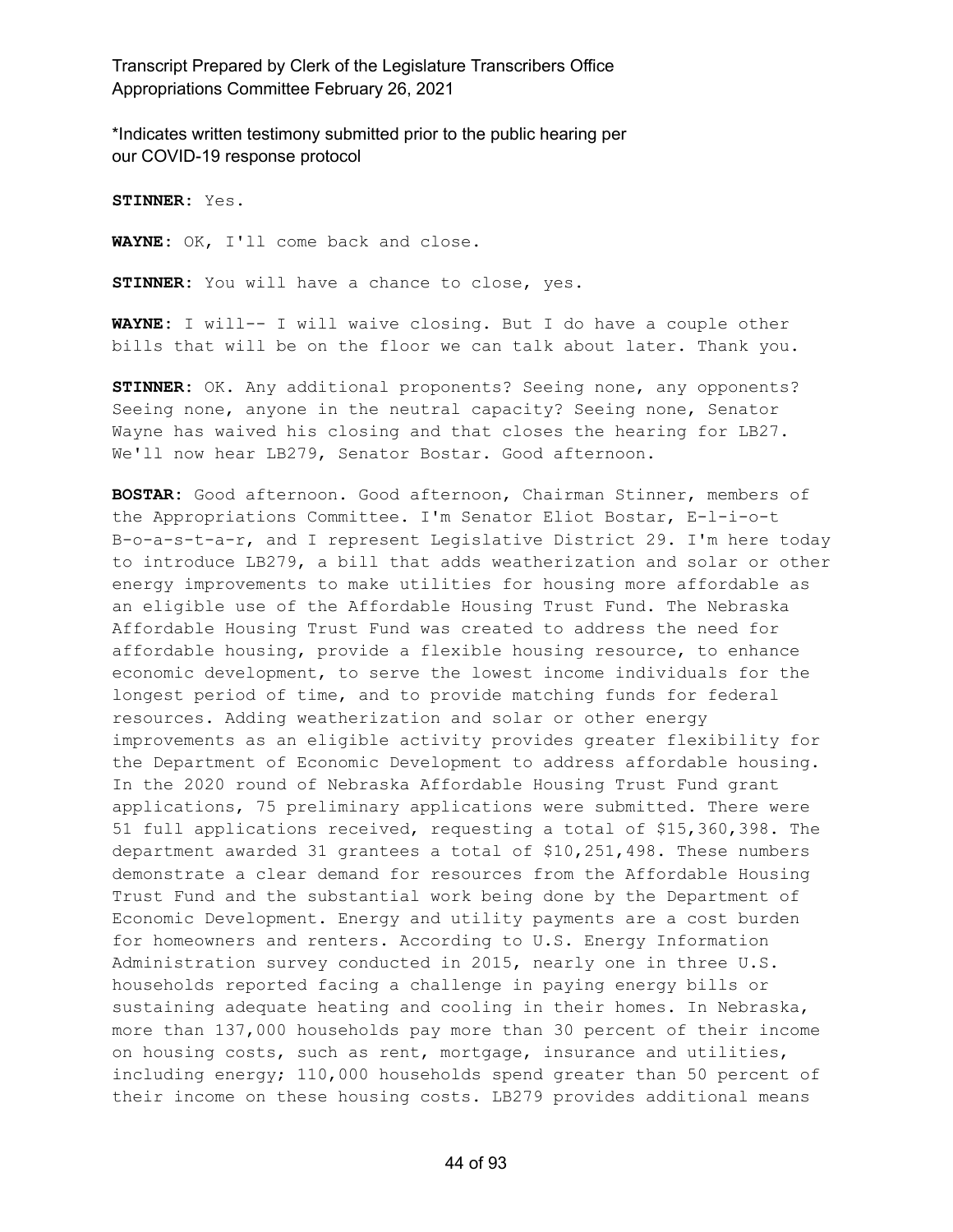*Indicates written testimony submitted prior to the public hearing per our COVID-19 response protocol

**STINNER**: Yes.

**WAYNE**: OK, I'll come back and close.

**STINNER**: You will have a chance to close, yes.

**WAYNE**: I will-- I will waive closing. But I do have a couple other bills that will be on the floor we can talk about later. Thank you.

**STINNER**: OK. Any additional proponents? Seeing none, any opponents? Seeing none, anyone in the neutral capacity? Seeing none, Senator Wayne has waived his closing and that closes the hearing for LB27. We'll now hear LB279, Senator Bostar. Good afternoon.

**BOSTAR**: Good afternoon. Good afternoon, Chairman Stinner, members of the Appropriations Committee. I'm Senator Eliot Bostar, E-l-i-o-t B-o-a-s-t-a-r, and I represent Legislative District 29. I'm here today to introduce LB279, a bill that adds weatherization and solar or other energy improvements to make utilities for housing more affordable as an eligible use of the Affordable Housing Trust Fund. The Nebraska Affordable Housing Trust Fund was created to address the need for affordable housing, provide a flexible housing resource, to enhance economic development, to serve the lowest income individuals for the longest period of time, and to provide matching funds for federal resources. Adding weatherization and solar or other energy improvements as an eligible activity provides greater flexibility for the Department of Economic Development to address affordable housing. In the 2020 round of Nebraska Affordable Housing Trust Fund grant applications, 75 preliminary applications were submitted. There were 51 full applications received, requesting a total of $15,360,398. The department awarded 31 grantees a total of $10,251,498. These numbers demonstrate a clear demand for resources from the Affordable Housing Trust Fund and the substantial work being done by the Department of Economic Development. Energy and utility payments are a cost burden for homeowners and renters. According to U.S. Energy Information Administration survey conducted in 2015, nearly one in three U.S. households reported facing a challenge in paying energy bills or sustaining adequate heating and cooling in their homes. In Nebraska, more than 137,000 households pay more than 30 percent of their income on housing costs, such as rent, mortgage, insurance and utilities, including energy; 110,000 households spend greater than 50 percent of their income on these housing costs. LB279 provides additional means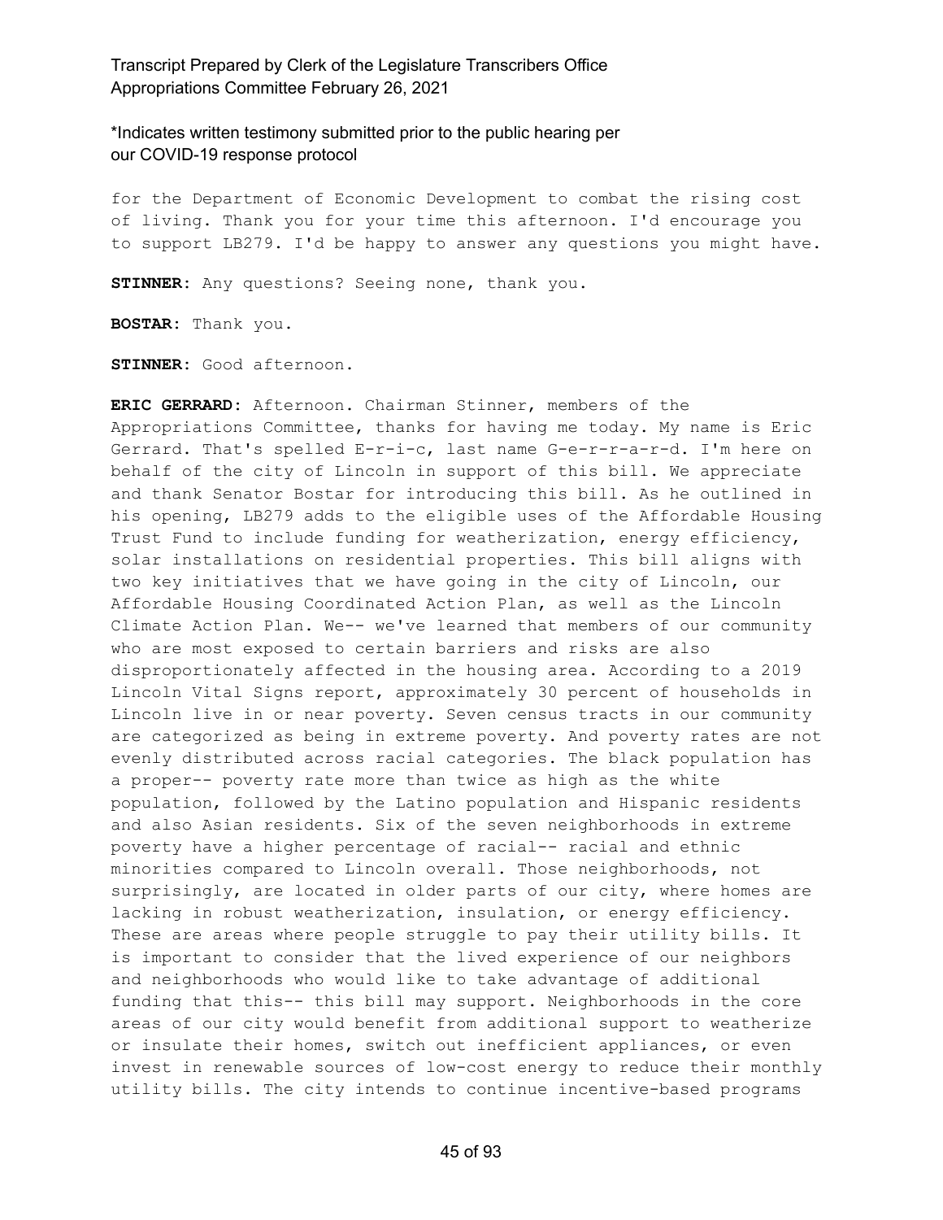*Indicates written testimony submitted prior to the public hearing per our COVID-19 response protocol

for the Department of Economic Development to combat the rising cost of living. Thank you for your time this afternoon. I'd encourage you to support LB279. I'd be happy to answer any questions you might have.

**STINNER:** Any questions? Seeing none, thank you.

**BOSTAR:** Thank you.

**STINNER:** Good afternoon.

**ERIC GERRARD:** Afternoon. Chairman Stinner, members of the Appropriations Committee, thanks for having me today. My name is Eric Gerrard. That's spelled E-r-i-c, last name G-e-r-r-a-r-d. I'm here on behalf of the city of Lincoln in support of this bill. We appreciate and thank Senator Bostar for introducing this bill. As he outlined in his opening, LB279 adds to the eligible uses of the Affordable Housing Trust Fund to include funding for weatherization, energy efficiency, solar installations on residential properties. This bill aligns with two key initiatives that we have going in the city of Lincoln, our Affordable Housing Coordinated Action Plan, as well as the Lincoln Climate Action Plan. We-- we've learned that members of our community who are most exposed to certain barriers and risks are also disproportionately affected in the housing area. According to a 2019 Lincoln Vital Signs report, approximately 30 percent of households in Lincoln live in or near poverty. Seven census tracts in our community are categorized as being in extreme poverty. And poverty rates are not evenly distributed across racial categories. The black population has a proper-- poverty rate more than twice as high as the white population, followed by the Latino population and Hispanic residents and also Asian residents. Six of the seven neighborhoods in extreme poverty have a higher percentage of racial-- racial and ethnic minorities compared to Lincoln overall. Those neighborhoods, not surprisingly, are located in older parts of our city, where homes are lacking in robust weatherization, insulation, or energy efficiency. These are areas where people struggle to pay their utility bills. It is important to consider that the lived experience of our neighbors and neighborhoods who would like to take advantage of additional funding that this-- this bill may support. Neighborhoods in the core areas of our city would benefit from additional support to weatherize or insulate their homes, switch out inefficient appliances, or even invest in renewable sources of low-cost energy to reduce their monthly utility bills. The city intends to continue incentive-based programs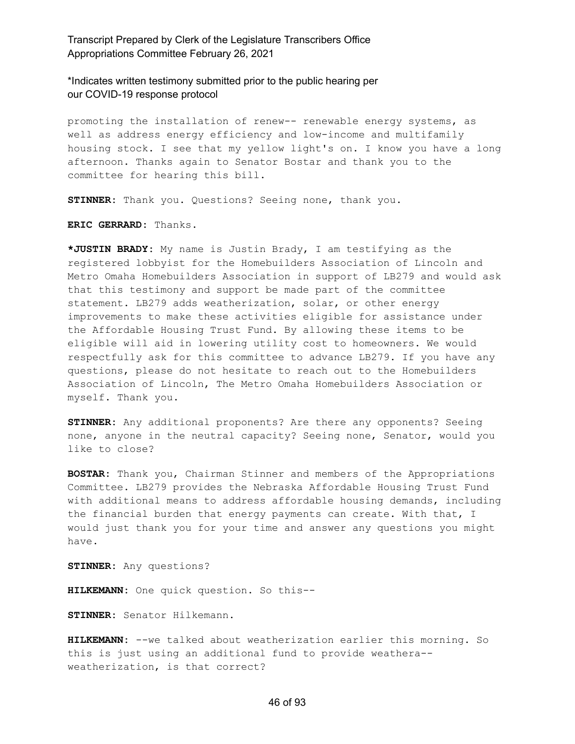promoting the installation of renew-- renewable energy systems, as well as address energy efficiency and low-income and multifamily housing stock. I see that my yellow light's on. I know you have a long afternoon. Thanks again to Senator Bostar and thank you to the committee for hearing this bill.

**STINNER:** Thank you. Questions? Seeing none, thank you.

**ERIC GERRARD:** Thanks.

***JUSTIN BRADY:** My name is Justin Brady, I am testifying as the registered lobbyist for the Homebuilders Association of Lincoln and Metro Omaha Homebuilders Association in support of LB279 and would ask that this testimony and support be made part of the committee statement. LB279 adds weatherization, solar, or other energy improvements to make these activities eligible for assistance under the Affordable Housing Trust Fund. By allowing these items to be eligible will aid in lowering utility cost to homeowners. We would respectfully ask for this committee to advance LB279. If you have any questions, please do not hesitate to reach out to the Homebuilders Association of Lincoln, The Metro Omaha Homebuilders Association or myself. Thank you.

**STINNER:** Any additional proponents? Are there any opponents? Seeing none, anyone in the neutral capacity? Seeing none, Senator, would you like to close?

**BOSTAR:** Thank you, Chairman Stinner and members of the Appropriations Committee. LB279 provides the Nebraska Affordable Housing Trust Fund with additional means to address affordable housing demands, including the financial burden that energy payments can create. With that, I would just thank you for your time and answer any questions you might have.

**STINNER:** Any questions?

**HILKEMANN:** One quick question. So this--

**STINNER:** Senator Hilkemann.

**HILKEMANN:** --we talked about weatherization earlier this morning. So this is just using an additional fund to provide weathera-- weatherization, is that correct?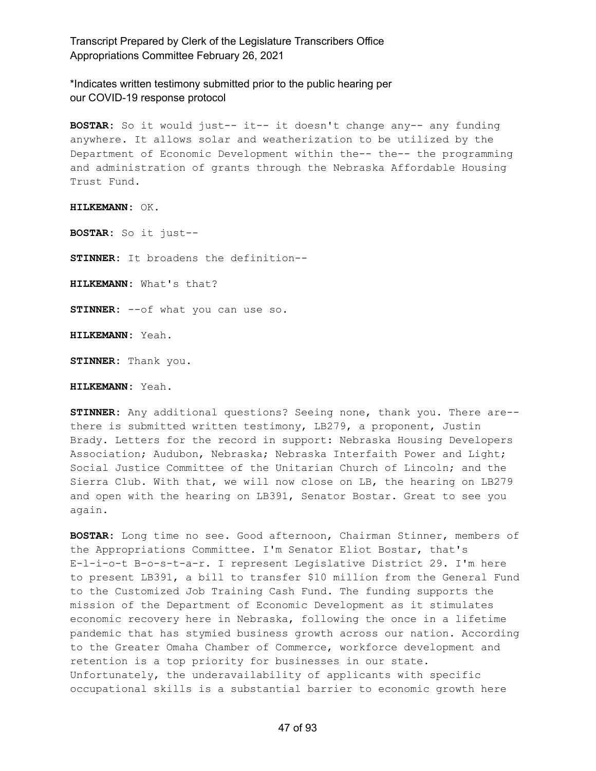\*Indicates written testimony submitted prior to the public hearing per our COVID-19 response protocol

**BOSTAR:** So it would just-- it-- it doesn't change any-- any funding anywhere. It allows solar and weatherization to be utilized by the Department of Economic Development within the-- the-- the programming and administration of grants through the Nebraska Affordable Housing Trust Fund.

**HILKEMANN:** OK.

**BOSTAR:** So it just--

**STINNER:** It broadens the definition--

**HILKEMANN:** What's that?

**STINNER:** --of what you can use so.

**HILKEMANN:** Yeah.

**STINNER:** Thank you.

**HILKEMANN:** Yeah.

**STINNER:** Any additional questions? Seeing none, thank you. There are-- there is submitted written testimony, LB279, a proponent, Justin Brady. Letters for the record in support: Nebraska Housing Developers Association; Audubon, Nebraska; Nebraska Interfaith Power and Light; Social Justice Committee of the Unitarian Church of Lincoln; and the Sierra Club. With that, we will now close on LB, the hearing on LB279 and open with the hearing on LB391, Senator Bostar. Great to see you again.

**BOSTAR:** Long time no see. Good afternoon, Chairman Stinner, members of the Appropriations Committee. I'm Senator Eliot Bostar, that's E-l-i-o-t B-o-s-t-a-r. I represent Legislative District 29. I'm here to present LB391, a bill to transfer $10 million from the General Fund to the Customized Job Training Cash Fund. The funding supports the mission of the Department of Economic Development as it stimulates economic recovery here in Nebraska, following the once in a lifetime pandemic that has stymied business growth across our nation. According to the Greater Omaha Chamber of Commerce, workforce development and retention is a top priority for businesses in our state. Unfortunately, the underavailability of applicants with specific occupational skills is a substantial barrier to economic growth here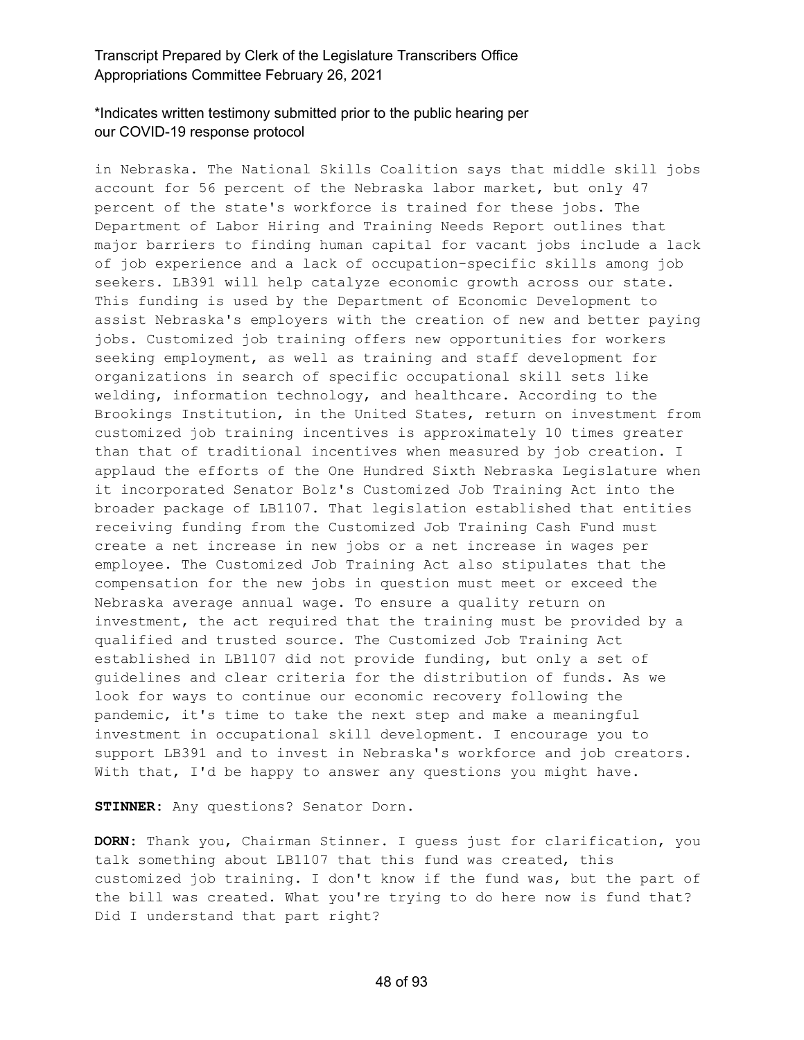\*Indicates written testimony submitted prior to the public hearing per our COVID-19 response protocol

in Nebraska. The National Skills Coalition says that middle skill jobs account for 56 percent of the Nebraska labor market, but only 47 percent of the state's workforce is trained for these jobs. The Department of Labor Hiring and Training Needs Report outlines that major barriers to finding human capital for vacant jobs include a lack of job experience and a lack of occupation-specific skills among job seekers. LB391 will help catalyze economic growth across our state. This funding is used by the Department of Economic Development to assist Nebraska's employers with the creation of new and better paying jobs. Customized job training offers new opportunities for workers seeking employment, as well as training and staff development for organizations in search of specific occupational skill sets like welding, information technology, and healthcare. According to the Brookings Institution, in the United States, return on investment from customized job training incentives is approximately 10 times greater than that of traditional incentives when measured by job creation. I applaud the efforts of the One Hundred Sixth Nebraska Legislature when it incorporated Senator Bolz's Customized Job Training Act into the broader package of LB1107. That legislation established that entities receiving funding from the Customized Job Training Cash Fund must create a net increase in new jobs or a net increase in wages per employee. The Customized Job Training Act also stipulates that the compensation for the new jobs in question must meet or exceed the Nebraska average annual wage. To ensure a quality return on investment, the act required that the training must be provided by a qualified and trusted source. The Customized Job Training Act established in LB1107 did not provide funding, but only a set of guidelines and clear criteria for the distribution of funds. As we look for ways to continue our economic recovery following the pandemic, it's time to take the next step and make a meaningful investment in occupational skill development. I encourage you to support LB391 and to invest in Nebraska's workforce and job creators. With that, I'd be happy to answer any questions you might have.

**STINNER:** Any questions? Senator Dorn.

**DORN:** Thank you, Chairman Stinner. I guess just for clarification, you talk something about LB1107 that this fund was created, this customized job training. I don't know if the fund was, but the part of the bill was created. What you're trying to do here now is fund that? Did I understand that part right?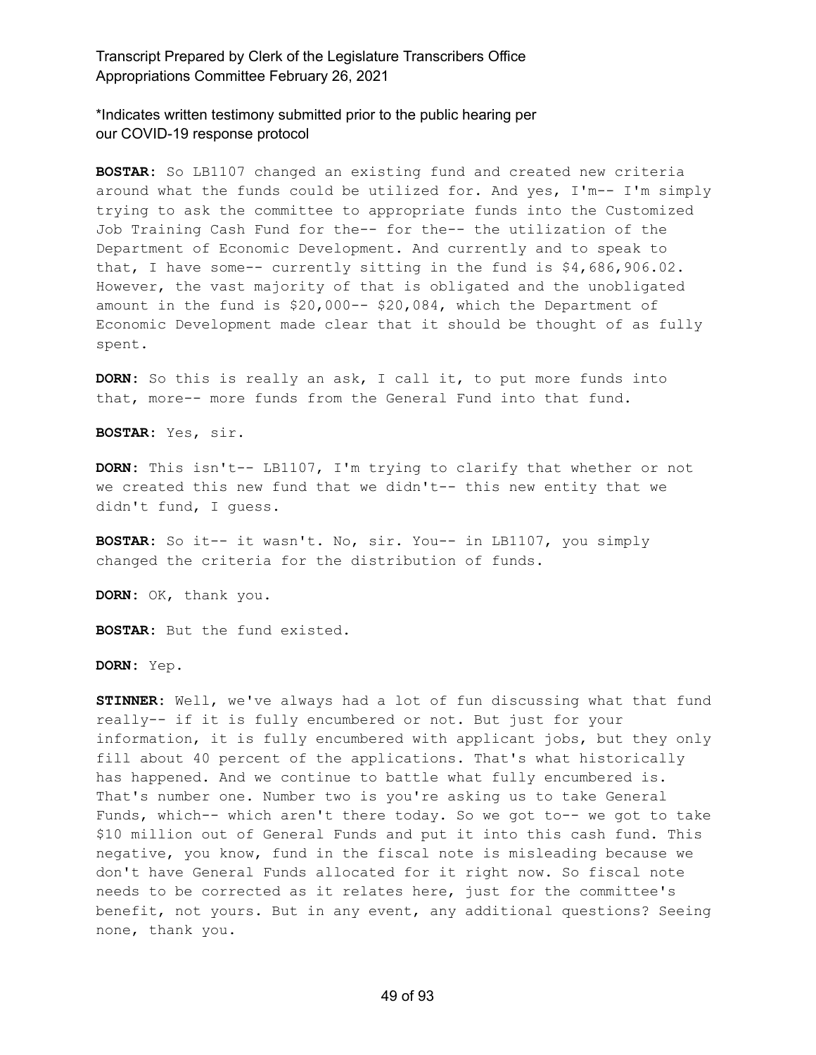*Indicates written testimony submitted prior to the public hearing per our COVID-19 response protocol

**BOSTAR:** So LB1107 changed an existing fund and created new criteria around what the funds could be utilized for. And yes, I'm-- I'm simply trying to ask the committee to appropriate funds into the Customized Job Training Cash Fund for the-- for the-- the utilization of the Department of Economic Development. And currently and to speak to that, I have some-- currently sitting in the fund is $4,686,906.02. However, the vast majority of that is obligated and the unobligated amount in the fund is $20,000-- $20,084, which the Department of Economic Development made clear that it should be thought of as fully spent.

**DORN:** So this is really an ask, I call it, to put more funds into that, more-- more funds from the General Fund into that fund.

**BOSTAR:** Yes, sir.

**DORN:** This isn't-- LB1107, I'm trying to clarify that whether or not we created this new fund that we didn't-- this new entity that we didn't fund, I guess.

**BOSTAR:** So it-- it wasn't. No, sir. You-- in LB1107, you simply changed the criteria for the distribution of funds.

**DORN:** OK, thank you.

**BOSTAR:** But the fund existed.

**DORN:** Yep.

**STINNER:** Well, we've always had a lot of fun discussing what that fund really-- if it is fully encumbered or not. But just for your information, it is fully encumbered with applicant jobs, but they only fill about 40 percent of the applications. That's what historically has happened. And we continue to battle what fully encumbered is. That's number one. Number two is you're asking us to take General Funds, which-- which aren't there today. So we got to-- we got to take $10 million out of General Funds and put it into this cash fund. This negative, you know, fund in the fiscal note is misleading because we don't have General Funds allocated for it right now. So fiscal note needs to be corrected as it relates here, just for the committee's benefit, not yours. But in any event, any additional questions? Seeing none, thank you.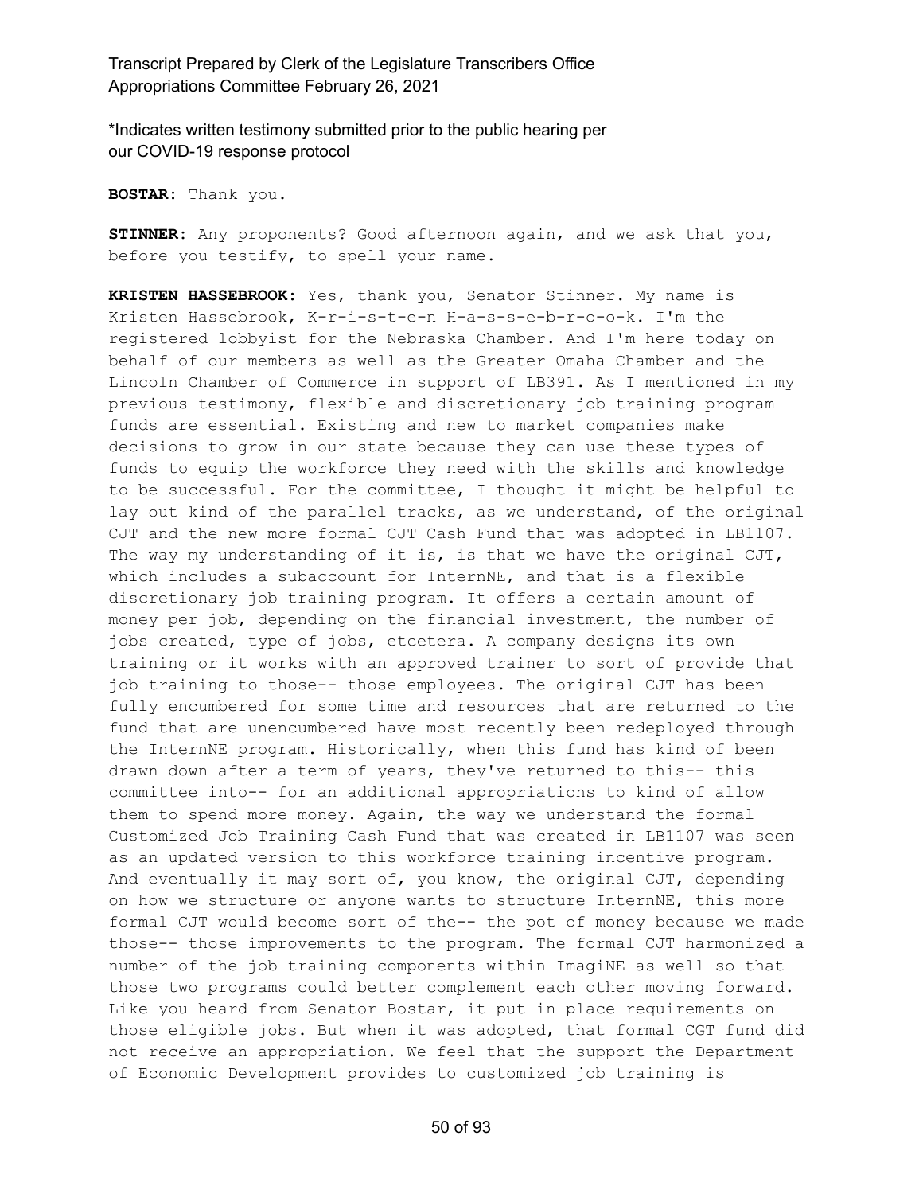*Indicates written testimony submitted prior to the public hearing per our COVID-19 response protocol

**BOSTAR:** Thank you.

**STINNER:** Any proponents? Good afternoon again, and we ask that you, before you testify, to spell your name.

**KRISTEN HASSEBROOK:** Yes, thank you, Senator Stinner. My name is Kristen Hassebrook, K-r-i-s-t-e-n H-a-s-s-e-b-r-o-o-k. I'm the registered lobbyist for the Nebraska Chamber. And I'm here today on behalf of our members as well as the Greater Omaha Chamber and the Lincoln Chamber of Commerce in support of LB391. As I mentioned in my previous testimony, flexible and discretionary job training program funds are essential. Existing and new to market companies make decisions to grow in our state because they can use these types of funds to equip the workforce they need with the skills and knowledge to be successful. For the committee, I thought it might be helpful to lay out kind of the parallel tracks, as we understand, of the original CJT and the new more formal CJT Cash Fund that was adopted in LB1107. The way my understanding of it is, is that we have the original CJT, which includes a subaccount for InternNE, and that is a flexible discretionary job training program. It offers a certain amount of money per job, depending on the financial investment, the number of jobs created, type of jobs, etcetera. A company designs its own training or it works with an approved trainer to sort of provide that job training to those-- those employees. The original CJT has been fully encumbered for some time and resources that are returned to the fund that are unencumbered have most recently been redeployed through the InternNE program. Historically, when this fund has kind of been drawn down after a term of years, they've returned to this-- this committee into-- for an additional appropriations to kind of allow them to spend more money. Again, the way we understand the formal Customized Job Training Cash Fund that was created in LB1107 was seen as an updated version to this workforce training incentive program. And eventually it may sort of, you know, the original CJT, depending on how we structure or anyone wants to structure InternNE, this more formal CJT would become sort of the-- the pot of money because we made those-- those improvements to the program. The formal CJT harmonized a number of the job training components within ImagiNE as well so that those two programs could better complement each other moving forward. Like you heard from Senator Bostar, it put in place requirements on those eligible jobs. But when it was adopted, that formal CGT fund did not receive an appropriation. We feel that the support the Department of Economic Development provides to customized job training is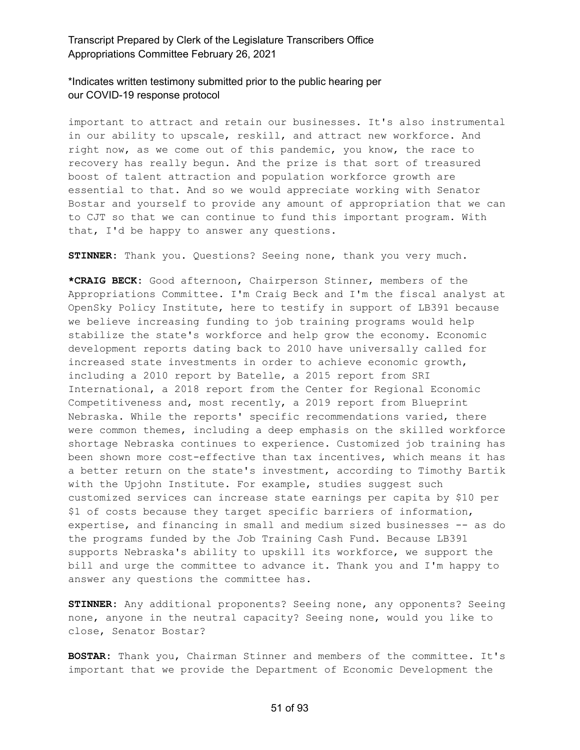\*Indicates written testimony submitted prior to the public hearing per our COVID-19 response protocol

important to attract and retain our businesses. It's also instrumental in our ability to upscale, reskill, and attract new workforce. And right now, as we come out of this pandemic, you know, the race to recovery has really begun. And the prize is that sort of treasured boost of talent attraction and population workforce growth are essential to that. And so we would appreciate working with Senator Bostar and yourself to provide any amount of appropriation that we can to CJT so that we can continue to fund this important program. With that, I'd be happy to answer any questions.

**STINNER:** Thank you. Questions? Seeing none, thank you very much.

**\*CRAIG BECK:** Good afternoon, Chairperson Stinner, members of the Appropriations Committee. I'm Craig Beck and I'm the fiscal analyst at OpenSky Policy Institute, here to testify in support of LB391 because we believe increasing funding to job training programs would help stabilize the state's workforce and help grow the economy. Economic development reports dating back to 2010 have universally called for increased state investments in order to achieve economic growth, including a 2010 report by Batelle, a 2015 report from SRI International, a 2018 report from the Center for Regional Economic Competitiveness and, most recently, a 2019 report from Blueprint Nebraska. While the reports' specific recommendations varied, there were common themes, including a deep emphasis on the skilled workforce shortage Nebraska continues to experience. Customized job training has been shown more cost-effective than tax incentives, which means it has a better return on the state's investment, according to Timothy Bartik with the Upjohn Institute. For example, studies suggest such customized services can increase state earnings per capita by $10 per $1 of costs because they target specific barriers of information, expertise, and financing in small and medium sized businesses -- as do the programs funded by the Job Training Cash Fund. Because LB391 supports Nebraska's ability to upskill its workforce, we support the bill and urge the committee to advance it. Thank you and I'm happy to answer any questions the committee has.

**STINNER:** Any additional proponents? Seeing none, any opponents? Seeing none, anyone in the neutral capacity? Seeing none, would you like to close, Senator Bostar?

**BOSTAR:** Thank you, Chairman Stinner and members of the committee. It's important that we provide the Department of Economic Development the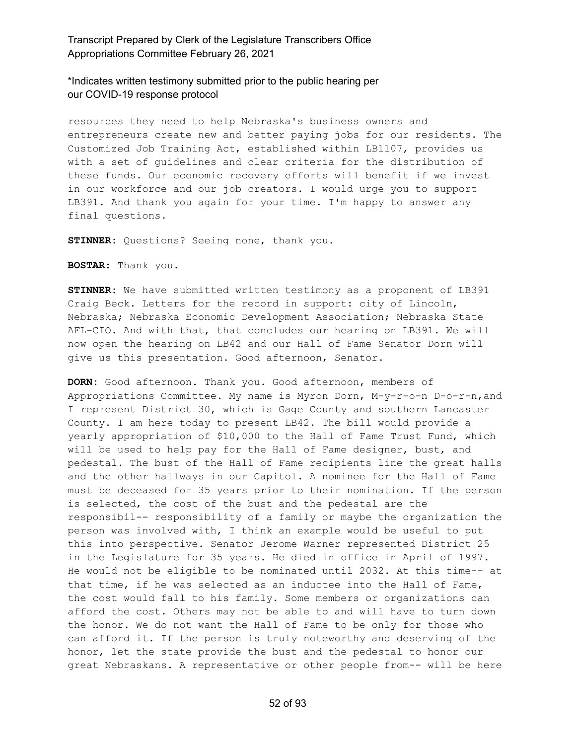resources they need to help Nebraska's business owners and entrepreneurs create new and better paying jobs for our residents. The Customized Job Training Act, established within LB1107, provides us with a set of guidelines and clear criteria for the distribution of these funds. Our economic recovery efforts will benefit if we invest in our workforce and our job creators. I would urge you to support LB391. And thank you again for your time. I'm happy to answer any final questions.

**STINNER:** Questions? Seeing none, thank you.

**BOSTAR:** Thank you.

**STINNER:** We have submitted written testimony as a proponent of LB391 Craig Beck. Letters for the record in support: city of Lincoln, Nebraska; Nebraska Economic Development Association; Nebraska State AFL-CIO. And with that, that concludes our hearing on LB391. We will now open the hearing on LB42 and our Hall of Fame Senator Dorn will give us this presentation. Good afternoon, Senator.

**DORN:** Good afternoon. Thank you. Good afternoon, members of Appropriations Committee. My name is Myron Dorn, M-y-r-o-n D-o-r-n,and I represent District 30, which is Gage County and southern Lancaster County. I am here today to present LB42. The bill would provide a yearly appropriation of $10,000 to the Hall of Fame Trust Fund, which will be used to help pay for the Hall of Fame designer, bust, and pedestal. The bust of the Hall of Fame recipients line the great halls and the other hallways in our Capitol. A nominee for the Hall of Fame must be deceased for 35 years prior to their nomination. If the person is selected, the cost of the bust and the pedestal are the responsibil-- responsibility of a family or maybe the organization the person was involved with, I think an example would be useful to put this into perspective. Senator Jerome Warner represented District 25 in the Legislature for 35 years. He died in office in April of 1997. He would not be eligible to be nominated until 2032. At this time-- at that time, if he was selected as an inductee into the Hall of Fame, the cost would fall to his family. Some members or organizations can afford the cost. Others may not be able to and will have to turn down the honor. We do not want the Hall of Fame to be only for those who can afford it. If the person is truly noteworthy and deserving of the honor, let the state provide the bust and the pedestal to honor our great Nebraskans. A representative or other people from-- will be here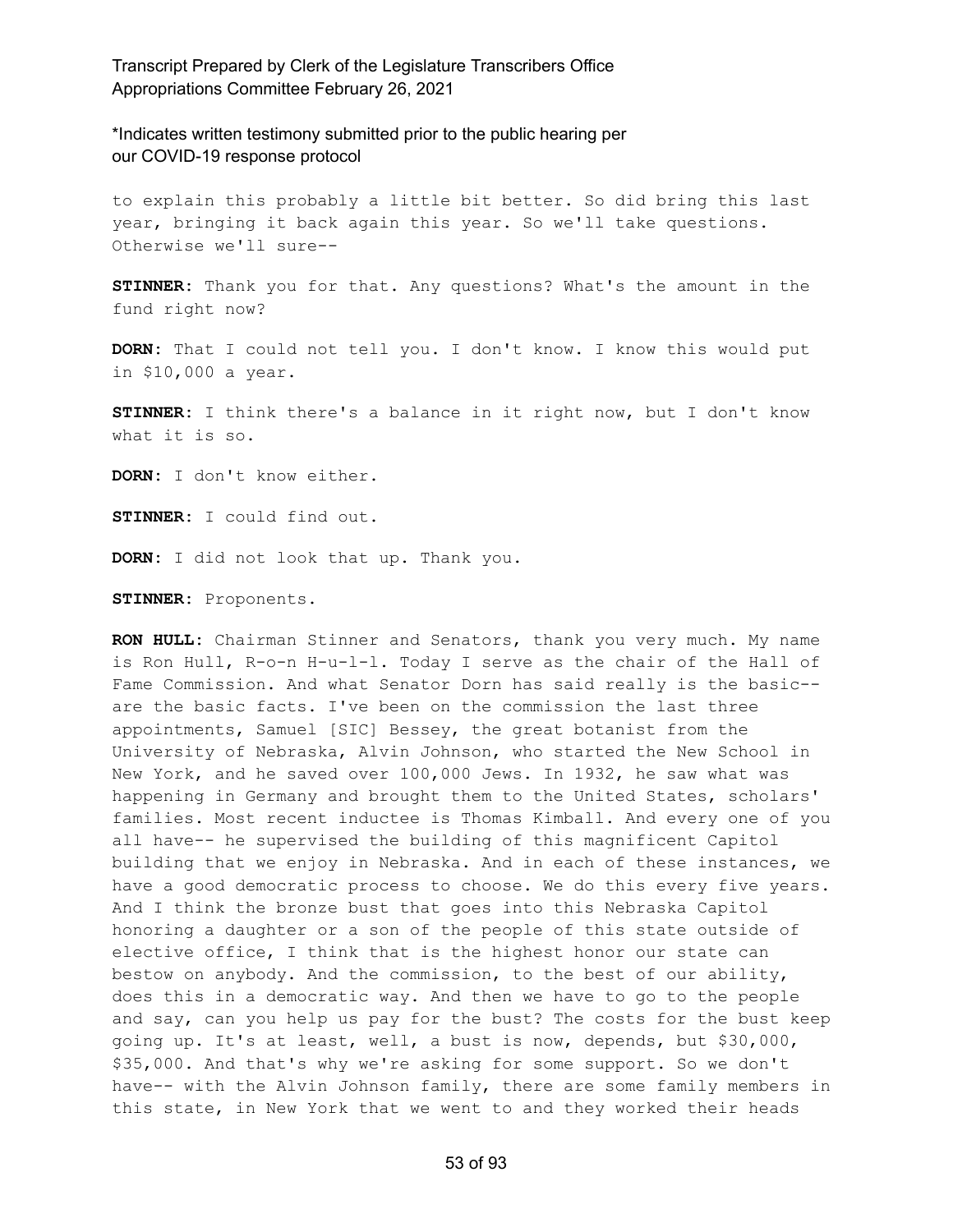to explain this probably a little bit better. So did bring this last year, bringing it back again this year. So we'll take questions. Otherwise we'll sure--

**STINNER:** Thank you for that. Any questions? What's the amount in the fund right now?

**DORN:** That I could not tell you. I don't know. I know this would put in $10,000 a year.

**STINNER:** I think there's a balance in it right now, but I don't know what it is so.

**DORN:** I don't know either.

**STINNER:** I could find out.

**DORN:** I did not look that up. Thank you.

**STINNER:** Proponents.

**RON HULL:** Chairman Stinner and Senators, thank you very much. My name is Ron Hull, R-o-n H-u-l-l. Today I serve as the chair of the Hall of Fame Commission. And what Senator Dorn has said really is the basic-- are the basic facts. I've been on the commission the last three appointments, Samuel [SIC] Bessey, the great botanist from the University of Nebraska, Alvin Johnson, who started the New School in New York, and he saved over 100,000 Jews. In 1932, he saw what was happening in Germany and brought them to the United States, scholars' families. Most recent inductee is Thomas Kimball. And every one of you all have-- he supervised the building of this magnificent Capitol building that we enjoy in Nebraska. And in each of these instances, we have a good democratic process to choose. We do this every five years. And I think the bronze bust that goes into this Nebraska Capitol honoring a daughter or a son of the people of this state outside of elective office, I think that is the highest honor our state can bestow on anybody. And the commission, to the best of our ability, does this in a democratic way. And then we have to go to the people and say, can you help us pay for the bust? The costs for the bust keep going up. It's at least, well, a bust is now, depends, but $30,000, $35,000. And that's why we're asking for some support. So we don't have-- with the Alvin Johnson family, there are some family members in this state, in New York that we went to and they worked their heads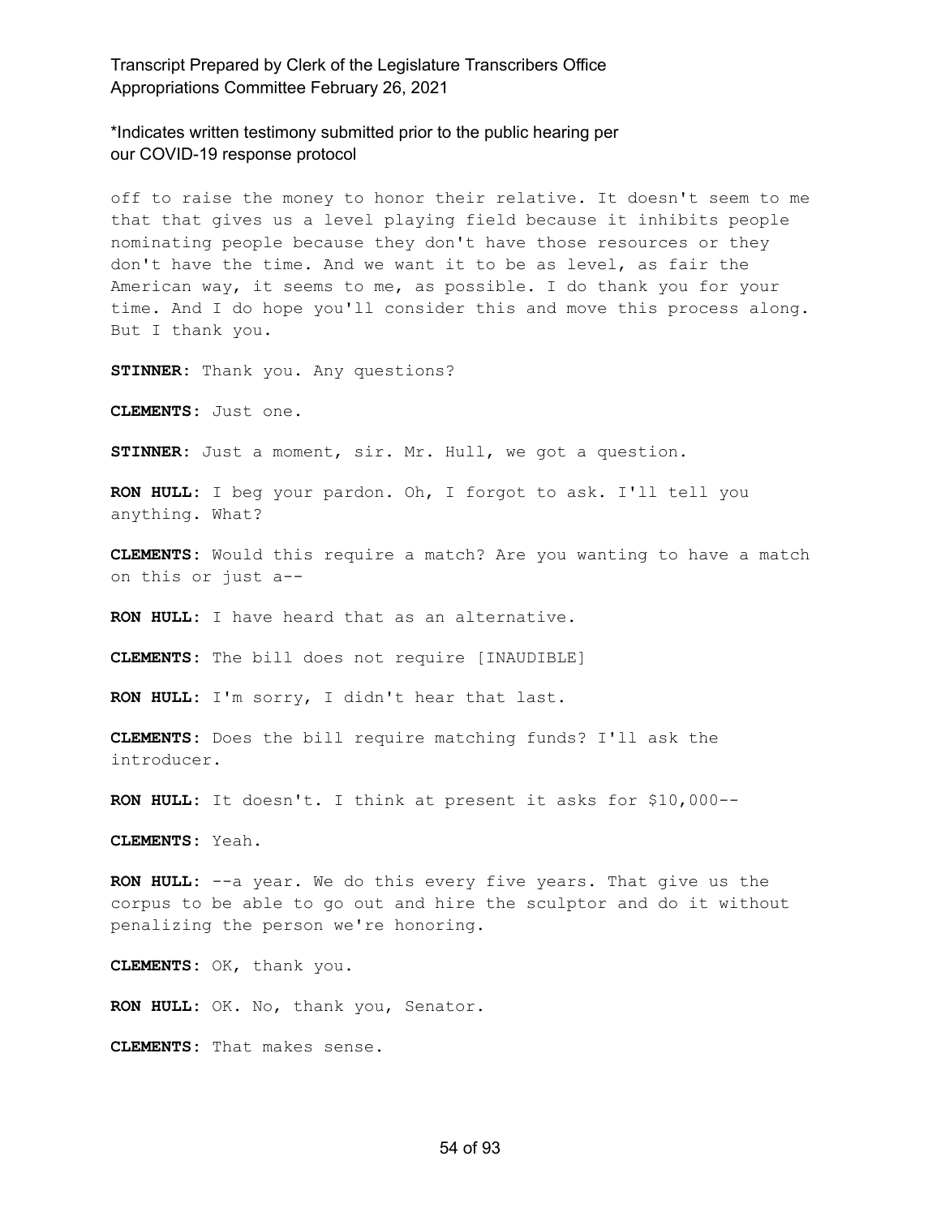off to raise the money to honor their relative. It doesn't seem to me that that gives us a level playing field because it inhibits people nominating people because they don't have those resources or they don't have the time. And we want it to be as level, as fair the American way, it seems to me, as possible. I do thank you for your time. And I do hope you'll consider this and move this process along. But I thank you.

**STINNER:** Thank you. Any questions?

**CLEMENTS:** Just one.

**STINNER:** Just a moment, sir. Mr. Hull, we got a question.

**RON HULL:** I beg your pardon. Oh, I forgot to ask. I'll tell you anything. What?

**CLEMENTS:** Would this require a match? Are you wanting to have a match on this or just a--

**RON HULL:** I have heard that as an alternative.

**CLEMENTS:** The bill does not require [INAUDIBLE]

**RON HULL:** I'm sorry, I didn't hear that last.

**CLEMENTS:** Does the bill require matching funds? I'll ask the introducer.

**RON HULL:** It doesn't. I think at present it asks for $10,000--

**CLEMENTS:** Yeah.

**RON HULL:** --a year. We do this every five years. That give us the corpus to be able to go out and hire the sculptor and do it without penalizing the person we're honoring.

**CLEMENTS:** OK, thank you.

**RON HULL:** OK. No, thank you, Senator.

**CLEMENTS:** That makes sense.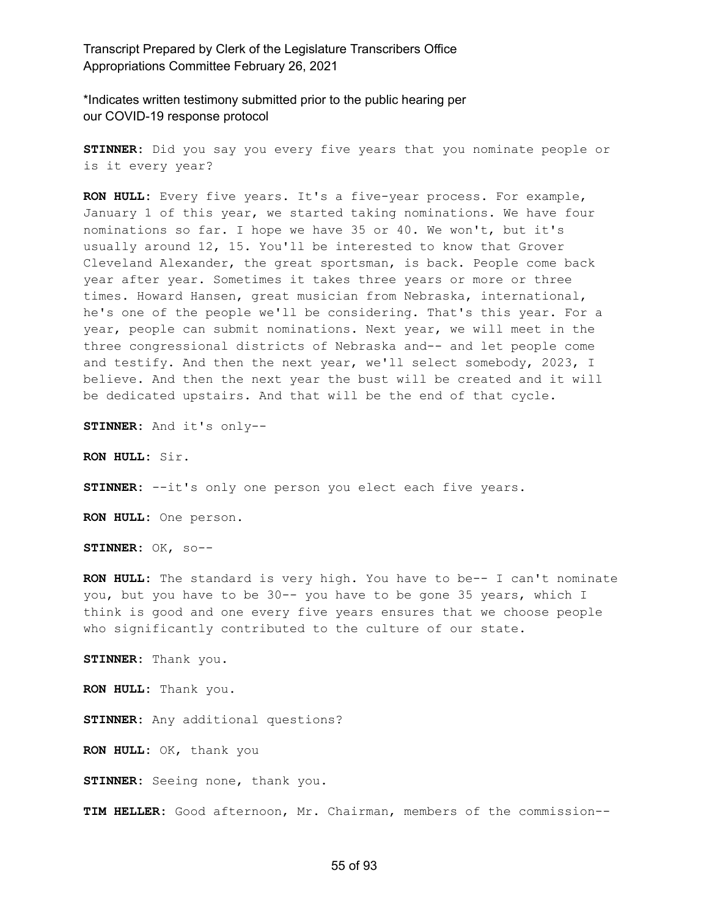*Indicates written testimony submitted prior to the public hearing per our COVID-19 response protocol

**STINNER:** Did you say you every five years that you nominate people or is it every year?

**RON HULL:** Every five years. It's a five-year process. For example, January 1 of this year, we started taking nominations. We have four nominations so far. I hope we have 35 or 40. We won't, but it's usually around 12, 15. You'll be interested to know that Grover Cleveland Alexander, the great sportsman, is back. People come back year after year. Sometimes it takes three years or more or three times. Howard Hansen, great musician from Nebraska, international, he's one of the people we'll be considering. That's this year. For a year, people can submit nominations. Next year, we will meet in the three congressional districts of Nebraska and-- and let people come and testify. And then the next year, we'll select somebody, 2023, I believe. And then the next year the bust will be created and it will be dedicated upstairs. And that will be the end of that cycle.

**STINNER:** And it's only--

**RON HULL:** Sir.

**STINNER:** --it's only one person you elect each five years.

**RON HULL:** One person.

**STINNER:** OK, so--

**RON HULL:** The standard is very high. You have to be-- I can't nominate you, but you have to be 30-- you have to be gone 35 years, which I think is good and one every five years ensures that we choose people who significantly contributed to the culture of our state.

**STINNER:** Thank you.

**RON HULL:** Thank you.

**STINNER:** Any additional questions?

**RON HULL:** OK, thank you

**STINNER:** Seeing none, thank you.

**TIM HELLER:** Good afternoon, Mr. Chairman, members of the commission--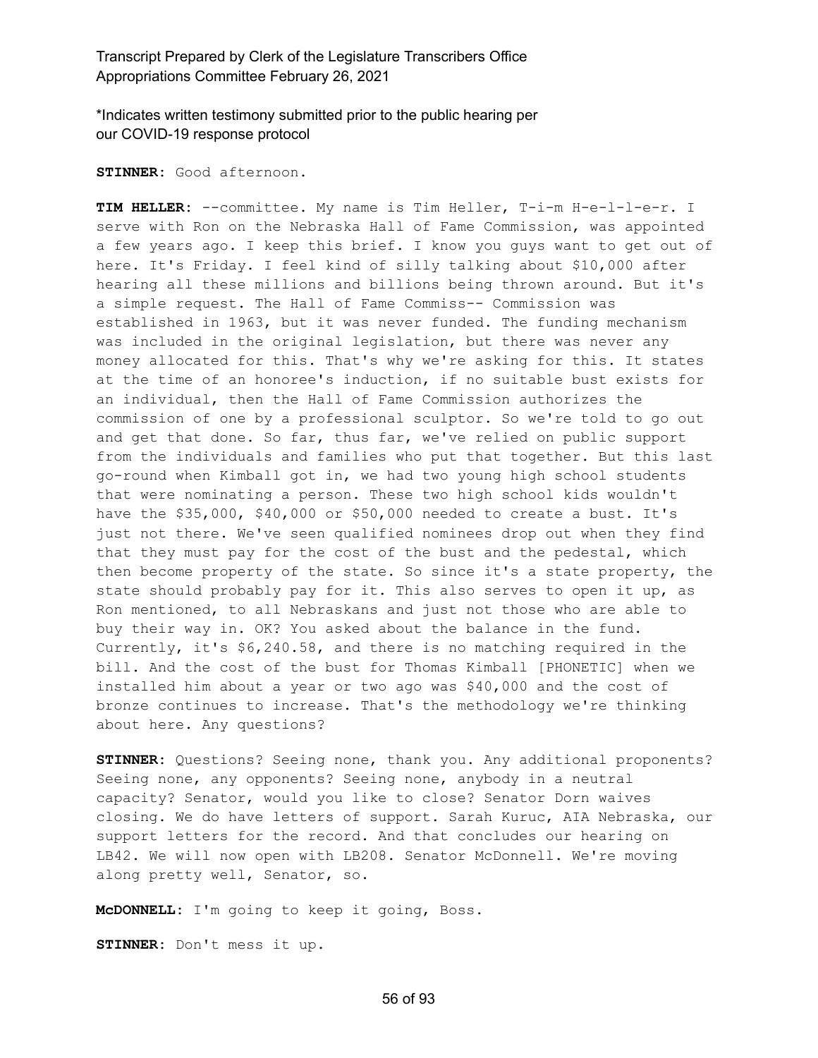*Indicates written testimony submitted prior to the public hearing per our COVID-19 response protocol

**STINNER:** Good afternoon.

**TIM HELLER:** --committee. My name is Tim Heller, T-i-m H-e-l-l-e-r. I serve with Ron on the Nebraska Hall of Fame Commission, was appointed a few years ago. I keep this brief. I know you guys want to get out of here. It's Friday. I feel kind of silly talking about $10,000 after hearing all these millions and billions being thrown around. But it's a simple request. The Hall of Fame Commiss-- Commission was established in 1963, but it was never funded. The funding mechanism was included in the original legislation, but there was never any money allocated for this. That's why we're asking for this. It states at the time of an honoree's induction, if no suitable bust exists for an individual, then the Hall of Fame Commission authorizes the commission of one by a professional sculptor. So we're told to go out and get that done. So far, thus far, we've relied on public support from the individuals and families who put that together. But this last go-round when Kimball got in, we had two young high school students that were nominating a person. These two high school kids wouldn't have the $35,000, $40,000 or $50,000 needed to create a bust. It's just not there. We've seen qualified nominees drop out when they find that they must pay for the cost of the bust and the pedestal, which then become property of the state. So since it's a state property, the state should probably pay for it. This also serves to open it up, as Ron mentioned, to all Nebraskans and just not those who are able to buy their way in. OK? You asked about the balance in the fund. Currently, it's $6,240.58, and there is no matching required in the bill. And the cost of the bust for Thomas Kimball [PHONETIC] when we installed him about a year or two ago was $40,000 and the cost of bronze continues to increase. That's the methodology we're thinking about here. Any questions?

**STINNER:** Questions? Seeing none, thank you. Any additional proponents? Seeing none, any opponents? Seeing none, anybody in a neutral capacity? Senator, would you like to close? Senator Dorn waives closing. We do have letters of support. Sarah Kuruc, AIA Nebraska, our support letters for the record. And that concludes our hearing on LB42. We will now open with LB208. Senator McDonnell. We're moving along pretty well, Senator, so.

**McDONNELL:** I'm going to keep it going, Boss.

**STINNER:** Don't mess it up.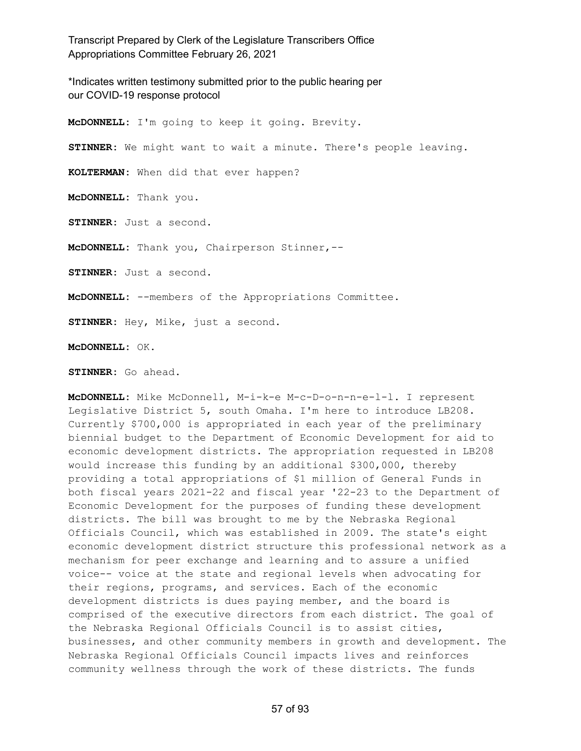\*Indicates written testimony submitted prior to the public hearing per our COVID-19 response protocol

**McDONNELL:** I'm going to keep it going. Brevity.

**STINNER:** We might want to wait a minute. There's people leaving.

**KOLTERMAN:** When did that ever happen?

**McDONNELL:** Thank you.

**STINNER:** Just a second.

**McDONNELL:** Thank you, Chairperson Stinner,--

**STINNER:** Just a second.

**McDONNELL:** --members of the Appropriations Committee.

**STINNER:** Hey, Mike, just a second.

**McDONNELL:** OK.

**STINNER:** Go ahead.

**McDONNELL:** Mike McDonnell, M-i-k-e M-c-D-o-n-n-e-l-l. I represent Legislative District 5, south Omaha. I'm here to introduce LB208. Currently $700,000 is appropriated in each year of the preliminary biennial budget to the Department of Economic Development for aid to economic development districts. The appropriation requested in LB208 would increase this funding by an additional $300,000, thereby providing a total appropriations of $1 million of General Funds in both fiscal years 2021-22 and fiscal year '22-23 to the Department of Economic Development for the purposes of funding these development districts. The bill was brought to me by the Nebraska Regional Officials Council, which was established in 2009. The state's eight economic development district structure this professional network as a mechanism for peer exchange and learning and to assure a unified voice-- voice at the state and regional levels when advocating for their regions, programs, and services. Each of the economic development districts is dues paying member, and the board is comprised of the executive directors from each district. The goal of the Nebraska Regional Officials Council is to assist cities, businesses, and other community members in growth and development. The Nebraska Regional Officials Council impacts lives and reinforces community wellness through the work of these districts. The funds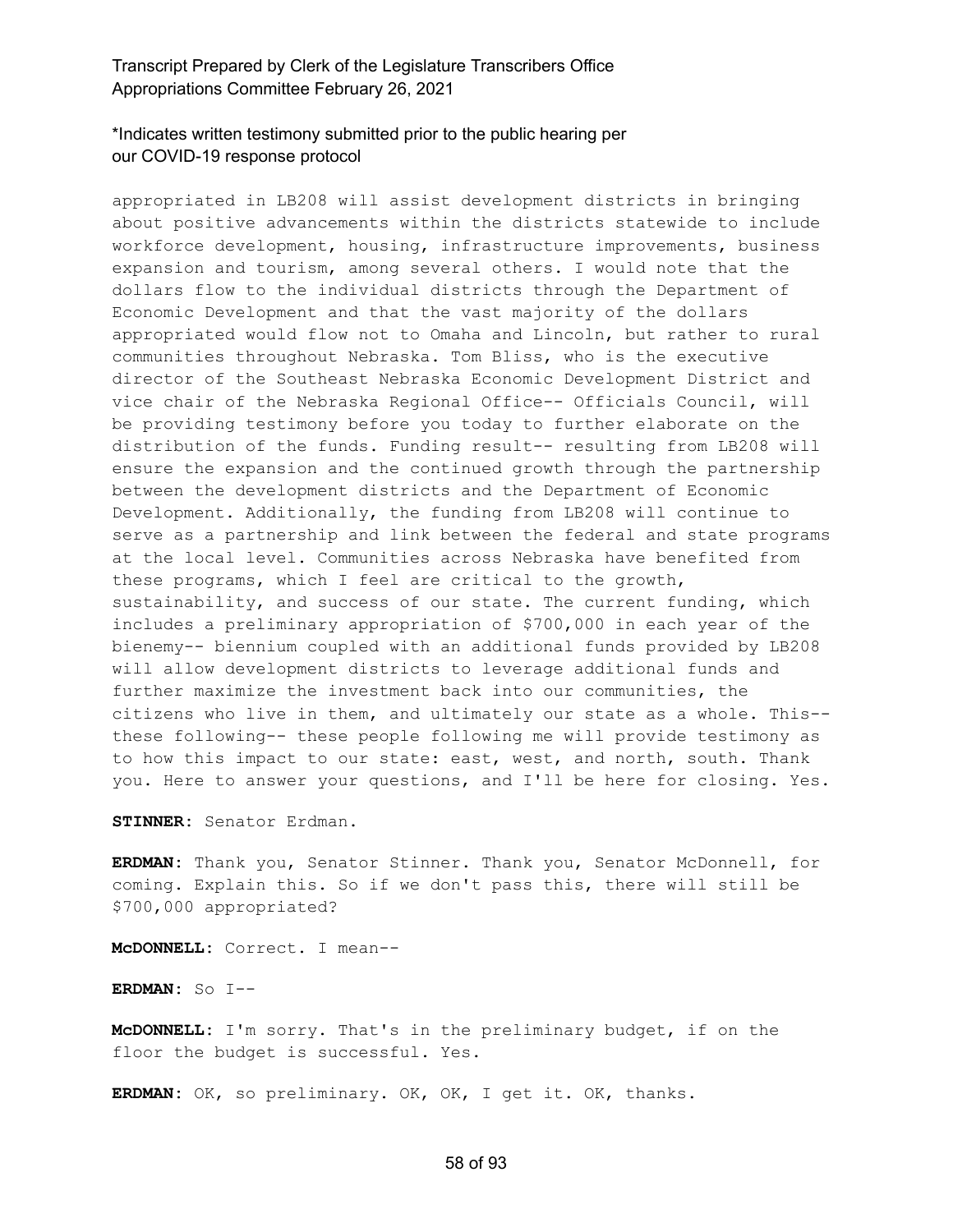\*Indicates written testimony submitted prior to the public hearing per our COVID-19 response protocol

appropriated in LB208 will assist development districts in bringing about positive advancements within the districts statewide to include workforce development, housing, infrastructure improvements, business expansion and tourism, among several others. I would note that the dollars flow to the individual districts through the Department of Economic Development and that the vast majority of the dollars appropriated would flow not to Omaha and Lincoln, but rather to rural communities throughout Nebraska. Tom Bliss, who is the executive director of the Southeast Nebraska Economic Development District and vice chair of the Nebraska Regional Office-- Officials Council, will be providing testimony before you today to further elaborate on the distribution of the funds. Funding result-- resulting from LB208 will ensure the expansion and the continued growth through the partnership between the development districts and the Department of Economic Development. Additionally, the funding from LB208 will continue to serve as a partnership and link between the federal and state programs at the local level. Communities across Nebraska have benefited from these programs, which I feel are critical to the growth, sustainability, and success of our state. The current funding, which includes a preliminary appropriation of $700,000 in each year of the bienemy-- biennium coupled with an additional funds provided by LB208 will allow development districts to leverage additional funds and further maximize the investment back into our communities, the citizens who live in them, and ultimately our state as a whole. This-- these following-- these people following me will provide testimony as to how this impact to our state: east, west, and north, south. Thank you. Here to answer your questions, and I'll be here for closing. Yes.

**STINNER:** Senator Erdman.

**ERDMAN:** Thank you, Senator Stinner. Thank you, Senator McDonnell, for coming. Explain this. So if we don't pass this, there will still be $700,000 appropriated?

**McDONNELL:** Correct. I mean--

**ERDMAN:** So I--

**McDONNELL:** I'm sorry. That's in the preliminary budget, if on the floor the budget is successful. Yes.

**ERDMAN:** OK, so preliminary. OK, OK, I get it. OK, thanks.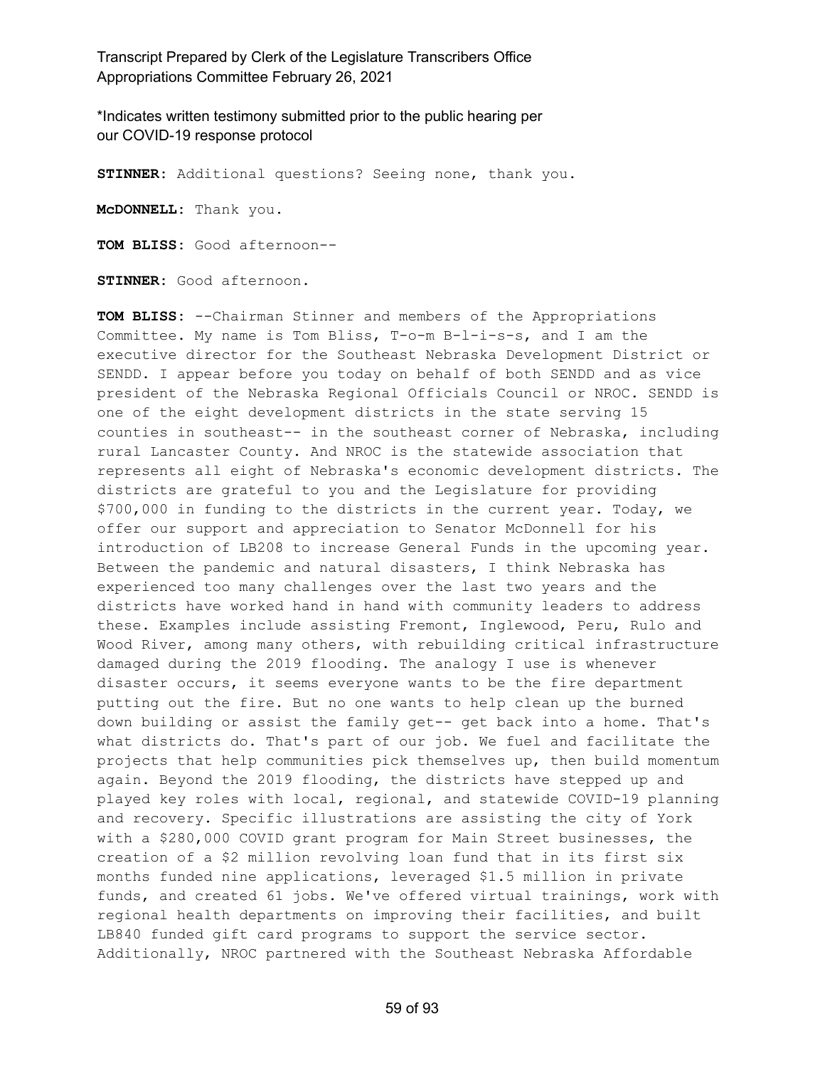*Indicates written testimony submitted prior to the public hearing per our COVID-19 response protocol

**STINNER:** Additional questions? Seeing none, thank you.

**McDONNELL:** Thank you.

**TOM BLISS:** Good afternoon--

**STINNER:** Good afternoon.

**TOM BLISS:** --Chairman Stinner and members of the Appropriations Committee. My name is Tom Bliss, T-o-m B-l-i-s-s, and I am the executive director for the Southeast Nebraska Development District or SENDD. I appear before you today on behalf of both SENDD and as vice president of the Nebraska Regional Officials Council or NROC. SENDD is one of the eight development districts in the state serving 15 counties in southeast-- in the southeast corner of Nebraska, including rural Lancaster County. And NROC is the statewide association that represents all eight of Nebraska's economic development districts. The districts are grateful to you and the Legislature for providing $700,000 in funding to the districts in the current year. Today, we offer our support and appreciation to Senator McDonnell for his introduction of LB208 to increase General Funds in the upcoming year. Between the pandemic and natural disasters, I think Nebraska has experienced too many challenges over the last two years and the districts have worked hand in hand with community leaders to address these. Examples include assisting Fremont, Inglewood, Peru, Rulo and Wood River, among many others, with rebuilding critical infrastructure damaged during the 2019 flooding. The analogy I use is whenever disaster occurs, it seems everyone wants to be the fire department putting out the fire. But no one wants to help clean up the burned down building or assist the family get-- get back into a home. That's what districts do. That's part of our job. We fuel and facilitate the projects that help communities pick themselves up, then build momentum again. Beyond the 2019 flooding, the districts have stepped up and played key roles with local, regional, and statewide COVID-19 planning and recovery. Specific illustrations are assisting the city of York with a $280,000 COVID grant program for Main Street businesses, the creation of a $2 million revolving loan fund that in its first six months funded nine applications, leveraged $1.5 million in private funds, and created 61 jobs. We've offered virtual trainings, work with regional health departments on improving their facilities, and built LB840 funded gift card programs to support the service sector. Additionally, NROC partnered with the Southeast Nebraska Affordable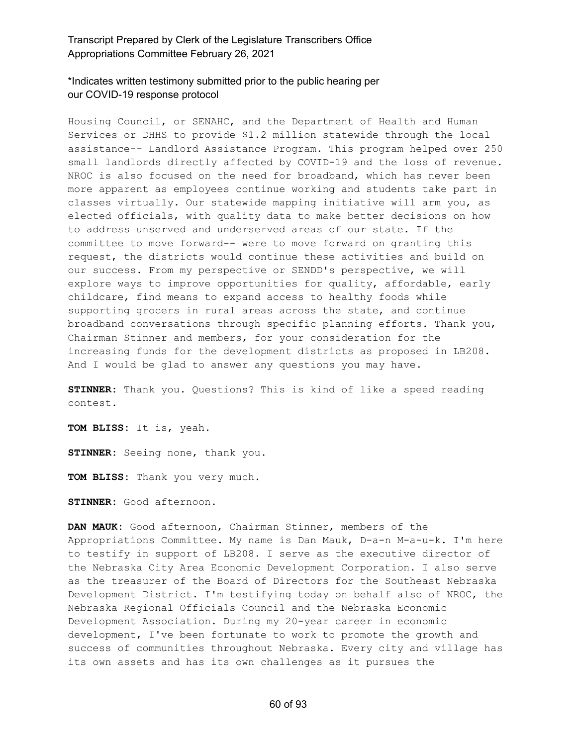Housing Council, or SENAHC, and the Department of Health and Human Services or DHHS to provide $1.2 million statewide through the local assistance-- Landlord Assistance Program. This program helped over 250 small landlords directly affected by COVID-19 and the loss of revenue. NROC is also focused on the need for broadband, which has never been more apparent as employees continue working and students take part in classes virtually. Our statewide mapping initiative will arm you, as elected officials, with quality data to make better decisions on how to address unserved and underserved areas of our state. If the committee to move forward-- were to move forward on granting this request, the districts would continue these activities and build on our success. From my perspective or SENDD's perspective, we will explore ways to improve opportunities for quality, affordable, early childcare, find means to expand access to healthy foods while supporting grocers in rural areas across the state, and continue broadband conversations through specific planning efforts. Thank you, Chairman Stinner and members, for your consideration for the increasing funds for the development districts as proposed in LB208. And I would be glad to answer any questions you may have.

**STINNER:** Thank you. Questions? This is kind of like a speed reading contest.

**TOM BLISS:** It is, yeah.

**STINNER:** Seeing none, thank you.

**TOM BLISS:** Thank you very much.

**STINNER:** Good afternoon.

**DAN MAUK:** Good afternoon, Chairman Stinner, members of the Appropriations Committee. My name is Dan Mauk, D-a-n M-a-u-k. I'm here to testify in support of LB208. I serve as the executive director of the Nebraska City Area Economic Development Corporation. I also serve as the treasurer of the Board of Directors for the Southeast Nebraska Development District. I'm testifying today on behalf also of NROC, the Nebraska Regional Officials Council and the Nebraska Economic Development Association. During my 20-year career in economic development, I've been fortunate to work to promote the growth and success of communities throughout Nebraska. Every city and village has its own assets and has its own challenges as it pursues the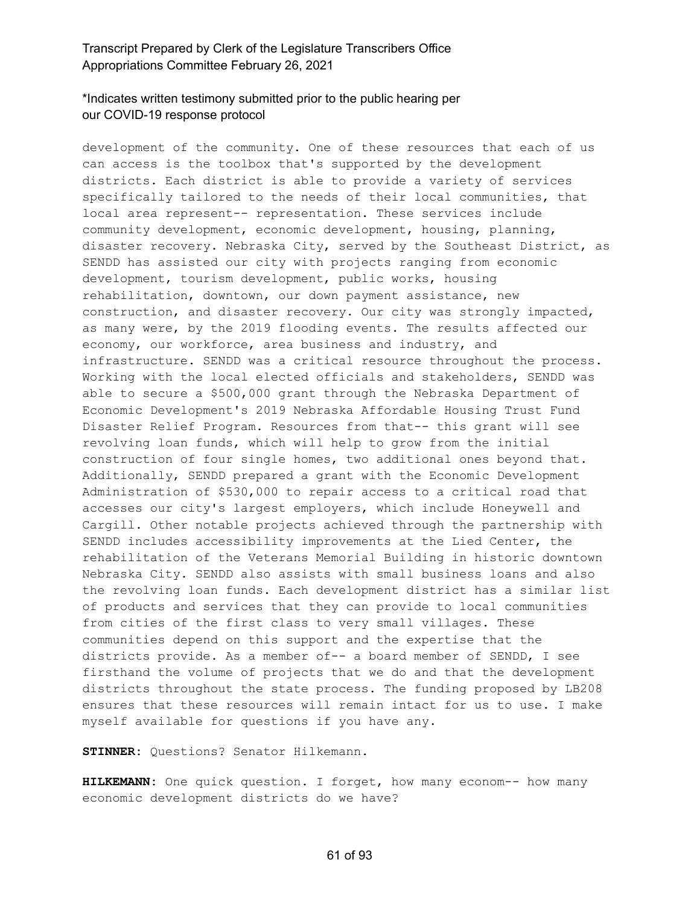\*Indicates written testimony submitted prior to the public hearing per our COVID-19 response protocol

development of the community. One of these resources that each of us can access is the toolbox that's supported by the development districts. Each district is able to provide a variety of services specifically tailored to the needs of their local communities, that local area represent-- representation. These services include community development, economic development, housing, planning, disaster recovery. Nebraska City, served by the Southeast District, as SENDD has assisted our city with projects ranging from economic development, tourism development, public works, housing rehabilitation, downtown, our down payment assistance, new construction, and disaster recovery. Our city was strongly impacted, as many were, by the 2019 flooding events. The results affected our economy, our workforce, area business and industry, and infrastructure. SENDD was a critical resource throughout the process. Working with the local elected officials and stakeholders, SENDD was able to secure a $500,000 grant through the Nebraska Department of Economic Development's 2019 Nebraska Affordable Housing Trust Fund Disaster Relief Program. Resources from that-- this grant will see revolving loan funds, which will help to grow from the initial construction of four single homes, two additional ones beyond that. Additionally, SENDD prepared a grant with the Economic Development Administration of $530,000 to repair access to a critical road that accesses our city's largest employers, which include Honeywell and Cargill. Other notable projects achieved through the partnership with SENDD includes accessibility improvements at the Lied Center, the rehabilitation of the Veterans Memorial Building in historic downtown Nebraska City. SENDD also assists with small business loans and also the revolving loan funds. Each development district has a similar list of products and services that they can provide to local communities from cities of the first class to very small villages. These communities depend on this support and the expertise that the districts provide. As a member of-- a board member of SENDD, I see firsthand the volume of projects that we do and that the development districts throughout the state process. The funding proposed by LB208 ensures that these resources will remain intact for us to use. I make myself available for questions if you have any.

**STINNER:** Questions? Senator Hilkemann.

**HILKEMANN:** One quick question. I forget, how many econom-- how many economic development districts do we have?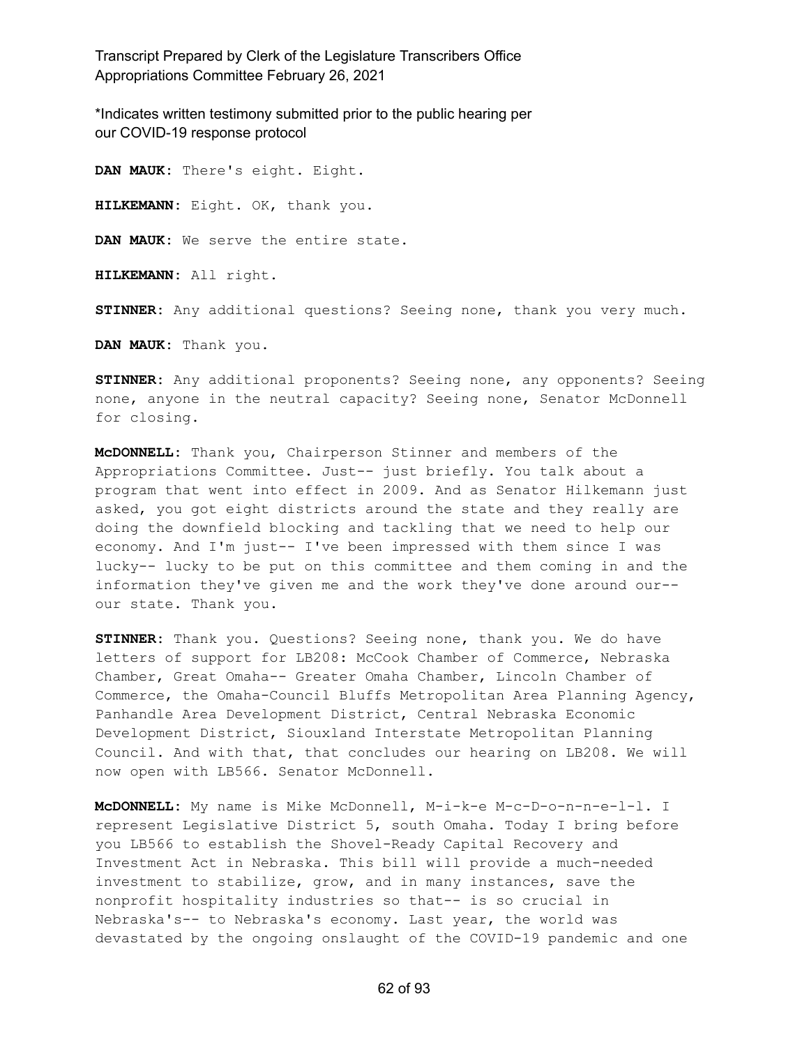*Indicates written testimony submitted prior to the public hearing per our COVID-19 response protocol

**DAN MAUK**: There's eight. Eight.

**HILKEMANN**: Eight. OK, thank you.

**DAN MAUK**: We serve the entire state.

**HILKEMANN**: All right.

**STINNER**: Any additional questions? Seeing none, thank you very much.

**DAN MAUK**: Thank you.

**STINNER**: Any additional proponents? Seeing none, any opponents? Seeing none, anyone in the neutral capacity? Seeing none, Senator McDonnell for closing.

**McDONNELL**: Thank you, Chairperson Stinner and members of the Appropriations Committee. Just-- just briefly. You talk about a program that went into effect in 2009. And as Senator Hilkemann just asked, you got eight districts around the state and they really are doing the downfield blocking and tackling that we need to help our economy. And I'm just-- I've been impressed with them since I was lucky-- lucky to be put on this committee and them coming in and the information they've given me and the work they've done around our-- our state. Thank you.

**STINNER**: Thank you. Questions? Seeing none, thank you. We do have letters of support for LB208: McCook Chamber of Commerce, Nebraska Chamber, Great Omaha-- Greater Omaha Chamber, Lincoln Chamber of Commerce, the Omaha-Council Bluffs Metropolitan Area Planning Agency, Panhandle Area Development District, Central Nebraska Economic Development District, Siouxland Interstate Metropolitan Planning Council. And with that, that concludes our hearing on LB208. We will now open with LB566. Senator McDonnell.

**McDONNELL**: My name is Mike McDonnell, M-i-k-e M-c-D-o-n-n-e-l-l. I represent Legislative District 5, south Omaha. Today I bring before you LB566 to establish the Shovel-Ready Capital Recovery and Investment Act in Nebraska. This bill will provide a much-needed investment to stabilize, grow, and in many instances, save the nonprofit hospitality industries so that-- is so crucial in Nebraska's-- to Nebraska's economy. Last year, the world was devastated by the ongoing onslaught of the COVID-19 pandemic and one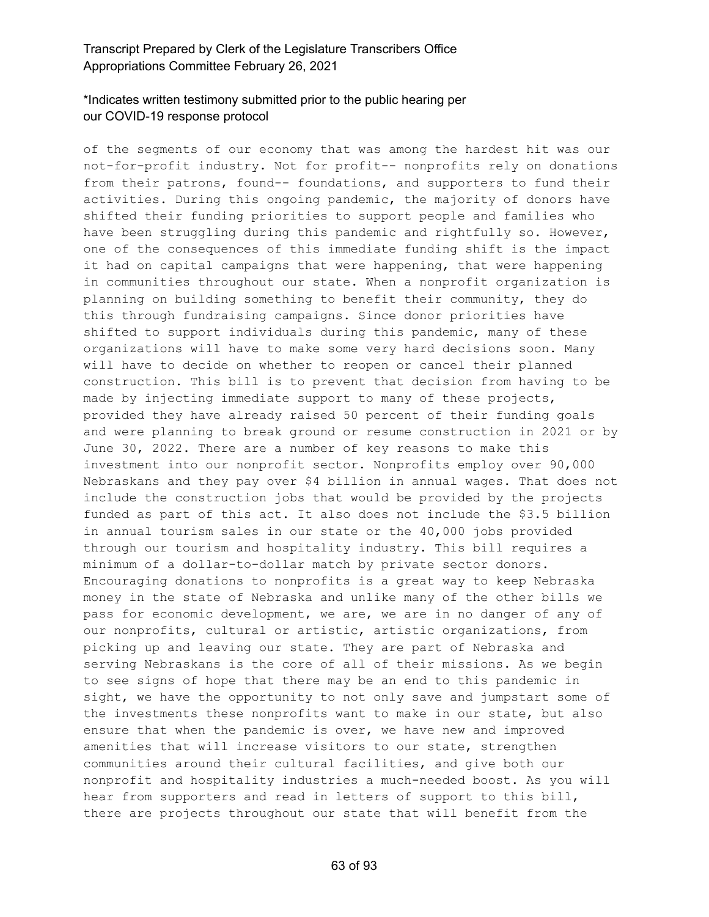of the segments of our economy that was among the hardest hit was our not-for-profit industry. Not for profit-- nonprofits rely on donations from their patrons, found-- foundations, and supporters to fund their activities. During this ongoing pandemic, the majority of donors have shifted their funding priorities to support people and families who have been struggling during this pandemic and rightfully so. However, one of the consequences of this immediate funding shift is the impact it had on capital campaigns that were happening, that were happening in communities throughout our state. When a nonprofit organization is planning on building something to benefit their community, they do this through fundraising campaigns. Since donor priorities have shifted to support individuals during this pandemic, many of these organizations will have to make some very hard decisions soon. Many will have to decide on whether to reopen or cancel their planned construction. This bill is to prevent that decision from having to be made by injecting immediate support to many of these projects, provided they have already raised 50 percent of their funding goals and were planning to break ground or resume construction in 2021 or by June 30, 2022. There are a number of key reasons to make this investment into our nonprofit sector. Nonprofits employ over 90,000 Nebraskans and they pay over $4 billion in annual wages. That does not include the construction jobs that would be provided by the projects funded as part of this act. It also does not include the $3.5 billion in annual tourism sales in our state or the 40,000 jobs provided through our tourism and hospitality industry. This bill requires a minimum of a dollar-to-dollar match by private sector donors. Encouraging donations to nonprofits is a great way to keep Nebraska money in the state of Nebraska and unlike many of the other bills we pass for economic development, we are, we are in no danger of any of our nonprofits, cultural or artistic, artistic organizations, from picking up and leaving our state. They are part of Nebraska and serving Nebraskans is the core of all of their missions. As we begin to see signs of hope that there may be an end to this pandemic in sight, we have the opportunity to not only save and jumpstart some of the investments these nonprofits want to make in our state, but also ensure that when the pandemic is over, we have new and improved amenities that will increase visitors to our state, strengthen communities around their cultural facilities, and give both our nonprofit and hospitality industries a much-needed boost. As you will hear from supporters and read in letters of support to this bill, there are projects throughout our state that will benefit from the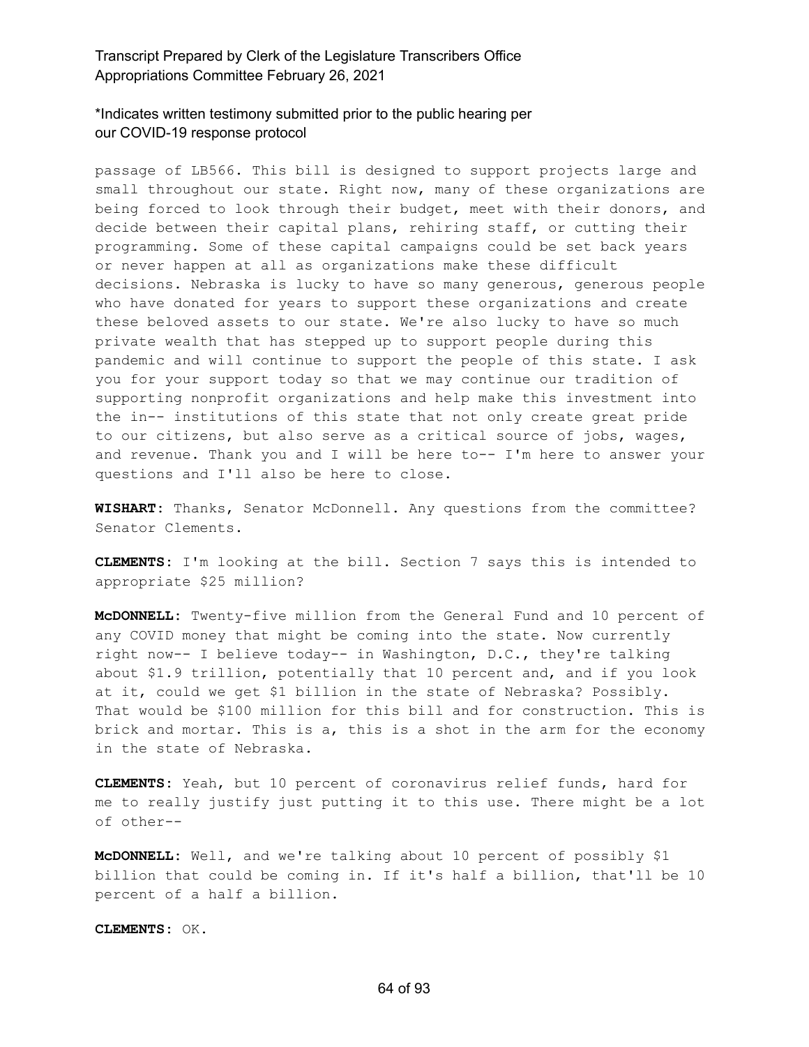*Indicates written testimony submitted prior to the public hearing per our COVID-19 response protocol

passage of LB566. This bill is designed to support projects large and small throughout our state. Right now, many of these organizations are being forced to look through their budget, meet with their donors, and decide between their capital plans, rehiring staff, or cutting their programming. Some of these capital campaigns could be set back years or never happen at all as organizations make these difficult decisions. Nebraska is lucky to have so many generous, generous people who have donated for years to support these organizations and create these beloved assets to our state. We're also lucky to have so much private wealth that has stepped up to support people during this pandemic and will continue to support the people of this state. I ask you for your support today so that we may continue our tradition of supporting nonprofit organizations and help make this investment into the in-- institutions of this state that not only create great pride to our citizens, but also serve as a critical source of jobs, wages, and revenue. Thank you and I will be here to-- I'm here to answer your questions and I'll also be here to close.

**WISHART:** Thanks, Senator McDonnell. Any questions from the committee? Senator Clements.

**CLEMENTS:** I'm looking at the bill. Section 7 says this is intended to appropriate $25 million?

**McDONNELL:** Twenty-five million from the General Fund and 10 percent of any COVID money that might be coming into the state. Now currently right now-- I believe today-- in Washington, D.C., they're talking about $1.9 trillion, potentially that 10 percent and, and if you look at it, could we get $1 billion in the state of Nebraska? Possibly. That would be $100 million for this bill and for construction. This is brick and mortar. This is a, this is a shot in the arm for the economy in the state of Nebraska.

**CLEMENTS:** Yeah, but 10 percent of coronavirus relief funds, hard for me to really justify just putting it to this use. There might be a lot of other--

**McDONNELL:** Well, and we're talking about 10 percent of possibly $1 billion that could be coming in. If it's half a billion, that'll be 10 percent of a half a billion.

**CLEMENTS:** OK.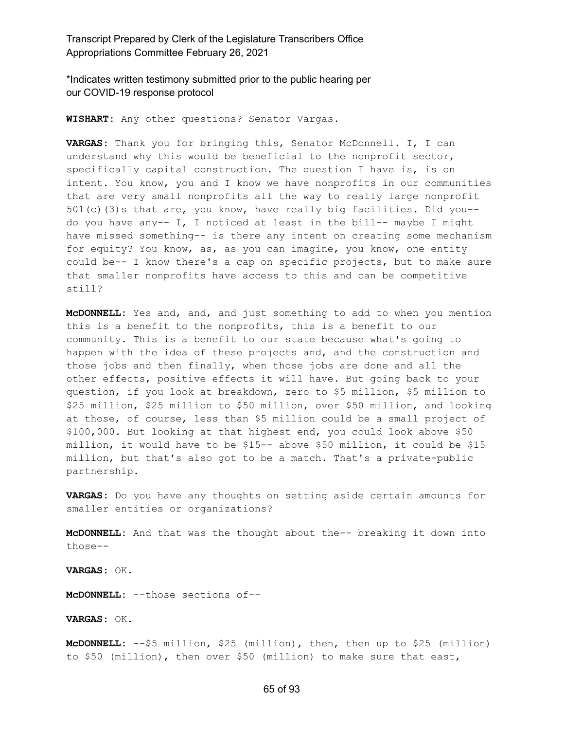*Indicates written testimony submitted prior to the public hearing per our COVID-19 response protocol

**WISHART:** Any other questions? Senator Vargas.

**VARGAS:** Thank you for bringing this, Senator McDonnell. I, I can understand why this would be beneficial to the nonprofit sector, specifically capital construction. The question I have is, is on intent. You know, you and I know we have nonprofits in our communities that are very small nonprofits all the way to really large nonprofit 501(c)(3)s that are, you know, have really big facilities. Did you-- do you have any-- I, I noticed at least in the bill-- maybe I might have missed something-- is there any intent on creating some mechanism for equity? You know, as, as you can imagine, you know, one entity could be-- I know there's a cap on specific projects, but to make sure that smaller nonprofits have access to this and can be competitive still?

**McDONNELL:** Yes and, and, and just something to add to when you mention this is a benefit to the nonprofits, this is a benefit to our community. This is a benefit to our state because what's going to happen with the idea of these projects and, and the construction and those jobs and then finally, when those jobs are done and all the other effects, positive effects it will have. But going back to your question, if you look at breakdown, zero to $5 million, $5 million to $25 million, $25 million to $50 million, over $50 million, and looking at those, of course, less than $5 million could be a small project of $100,000. But looking at that highest end, you could look above $50 million, it would have to be $15-- above $50 million, it could be $15 million, but that's also got to be a match. That's a private-public partnership.

**VARGAS:** Do you have any thoughts on setting aside certain amounts for smaller entities or organizations?

**McDONNELL:** And that was the thought about the-- breaking it down into those--

**VARGAS:** OK.

**McDONNELL:** --those sections of--

**VARGAS:** OK.

**McDONNELL:** --$5 million, $25 (million), then, then up to $25 (million) to $50 (million), then over $50 (million) to make sure that east,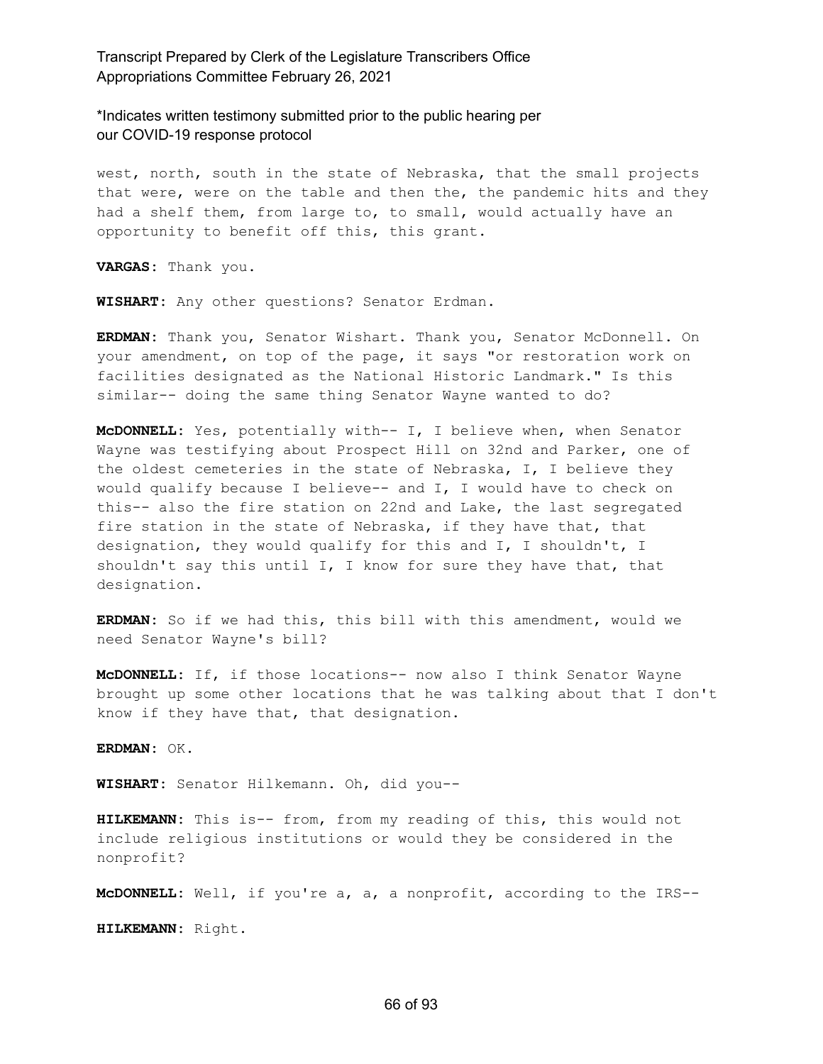west, north, south in the state of Nebraska, that the small projects that were, were on the table and then the, the pandemic hits and they had a shelf them, from large to, to small, would actually have an opportunity to benefit off this, this grant.

**VARGAS:** Thank you.

**WISHART:** Any other questions? Senator Erdman.

**ERDMAN:** Thank you, Senator Wishart. Thank you, Senator McDonnell. On your amendment, on top of the page, it says "or restoration work on facilities designated as the National Historic Landmark." Is this similar-- doing the same thing Senator Wayne wanted to do?

**McDONNELL:** Yes, potentially with-- I, I believe when, when Senator Wayne was testifying about Prospect Hill on 32nd and Parker, one of the oldest cemeteries in the state of Nebraska, I, I believe they would qualify because I believe-- and I, I would have to check on this-- also the fire station on 22nd and Lake, the last segregated fire station in the state of Nebraska, if they have that, that designation, they would qualify for this and I, I shouldn't, I shouldn't say this until I, I know for sure they have that, that designation.

**ERDMAN:** So if we had this, this bill with this amendment, would we need Senator Wayne's bill?

**McDONNELL:** If, if those locations-- now also I think Senator Wayne brought up some other locations that he was talking about that I don't know if they have that, that designation.

**ERDMAN:** OK.

**WISHART:** Senator Hilkemann. Oh, did you--

**HILKEMANN:** This is-- from, from my reading of this, this would not include religious institutions or would they be considered in the nonprofit?

**McDONNELL:** Well, if you're a, a, a nonprofit, according to the IRS--

**HILKEMANN:** Right.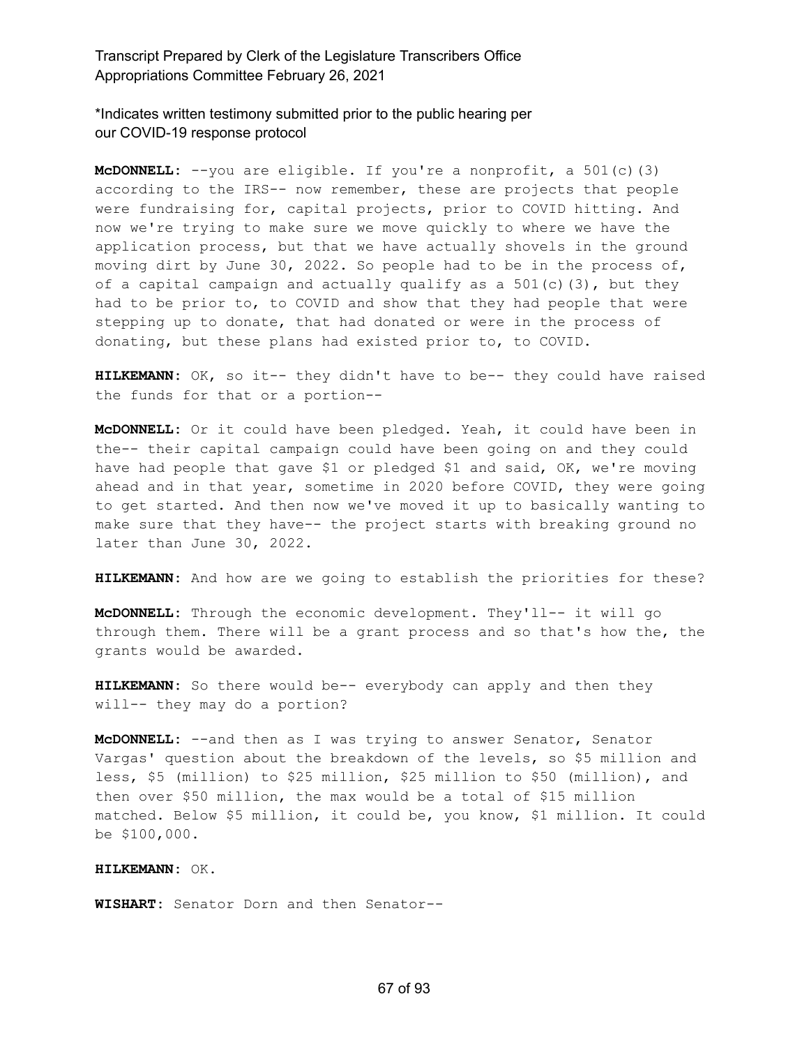\*Indicates written testimony submitted prior to the public hearing per our COVID-19 response protocol

**McDONNELL:** --you are eligible. If you're a nonprofit, a 501(c)(3) according to the IRS-- now remember, these are projects that people were fundraising for, capital projects, prior to COVID hitting. And now we're trying to make sure we move quickly to where we have the application process, but that we have actually shovels in the ground moving dirt by June 30, 2022. So people had to be in the process of, of a capital campaign and actually qualify as a 501(c)(3), but they had to be prior to, to COVID and show that they had people that were stepping up to donate, that had donated or were in the process of donating, but these plans had existed prior to, to COVID.

**HILKEMANN:** OK, so it-- they didn't have to be-- they could have raised the funds for that or a portion--

**McDONNELL:** Or it could have been pledged. Yeah, it could have been in the-- their capital campaign could have been going on and they could have had people that gave $1 or pledged $1 and said, OK, we're moving ahead and in that year, sometime in 2020 before COVID, they were going to get started. And then now we've moved it up to basically wanting to make sure that they have-- the project starts with breaking ground no later than June 30, 2022.

**HILKEMANN:** And how are we going to establish the priorities for these?

**McDONNELL:** Through the economic development. They'll-- it will go through them. There will be a grant process and so that's how the, the grants would be awarded.

**HILKEMANN:** So there would be-- everybody can apply and then they will-- they may do a portion?

**McDONNELL:** --and then as I was trying to answer Senator, Senator Vargas' question about the breakdown of the levels, so $5 million and less, $5 (million) to $25 million, $25 million to $50 (million), and then over $50 million, the max would be a total of $15 million matched. Below $5 million, it could be, you know, $1 million. It could be $100,000.

**HILKEMANN:** OK.

**WISHART:** Senator Dorn and then Senator--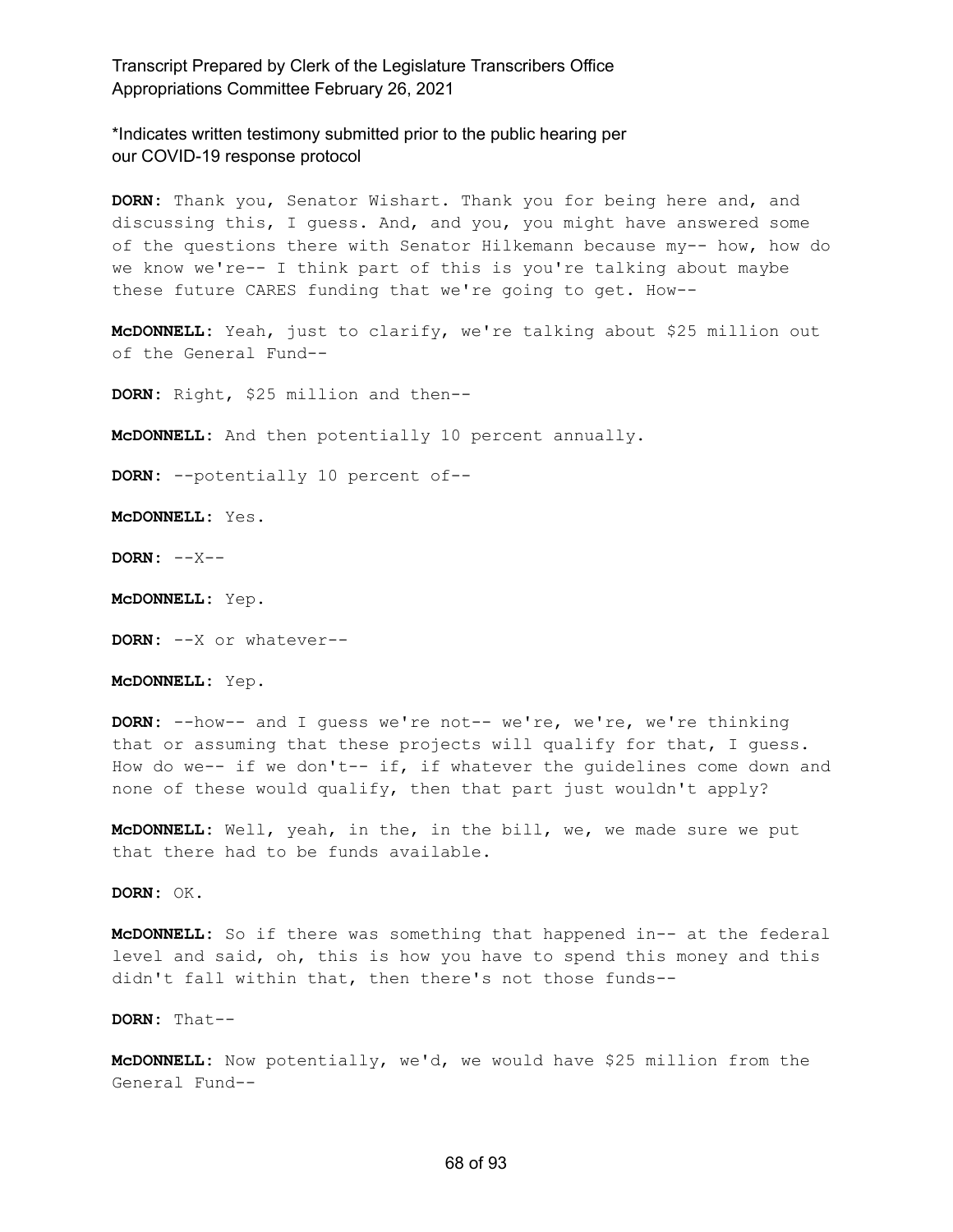*Indicates written testimony submitted prior to the public hearing per our COVID-19 response protocol

**DORN:** Thank you, Senator Wishart. Thank you for being here and, and discussing this, I guess. And, and you, you might have answered some of the questions there with Senator Hilkemann because my-- how, how do we know we're-- I think part of this is you're talking about maybe these future CARES funding that we're going to get. How--

**McDONNELL:** Yeah, just to clarify, we're talking about $25 million out of the General Fund--

**DORN:** Right, $25 million and then--

**McDONNELL:** And then potentially 10 percent annually.

**DORN:** --potentially 10 percent of--

**McDONNELL:** Yes.

**DORN:** --X--

**McDONNELL:** Yep.

**DORN:** --X or whatever--

**McDONNELL:** Yep.

**DORN:** --how-- and I guess we're not-- we're, we're, we're thinking that or assuming that these projects will qualify for that, I guess. How do we-- if we don't-- if, if whatever the guidelines come down and none of these would qualify, then that part just wouldn't apply?

**McDONNELL:** Well, yeah, in the, in the bill, we, we made sure we put that there had to be funds available.

**DORN:** OK.

**McDONNELL:** So if there was something that happened in-- at the federal level and said, oh, this is how you have to spend this money and this didn't fall within that, then there's not those funds--

**DORN:** That--

**McDONNELL:** Now potentially, we'd, we would have $25 million from the General Fund--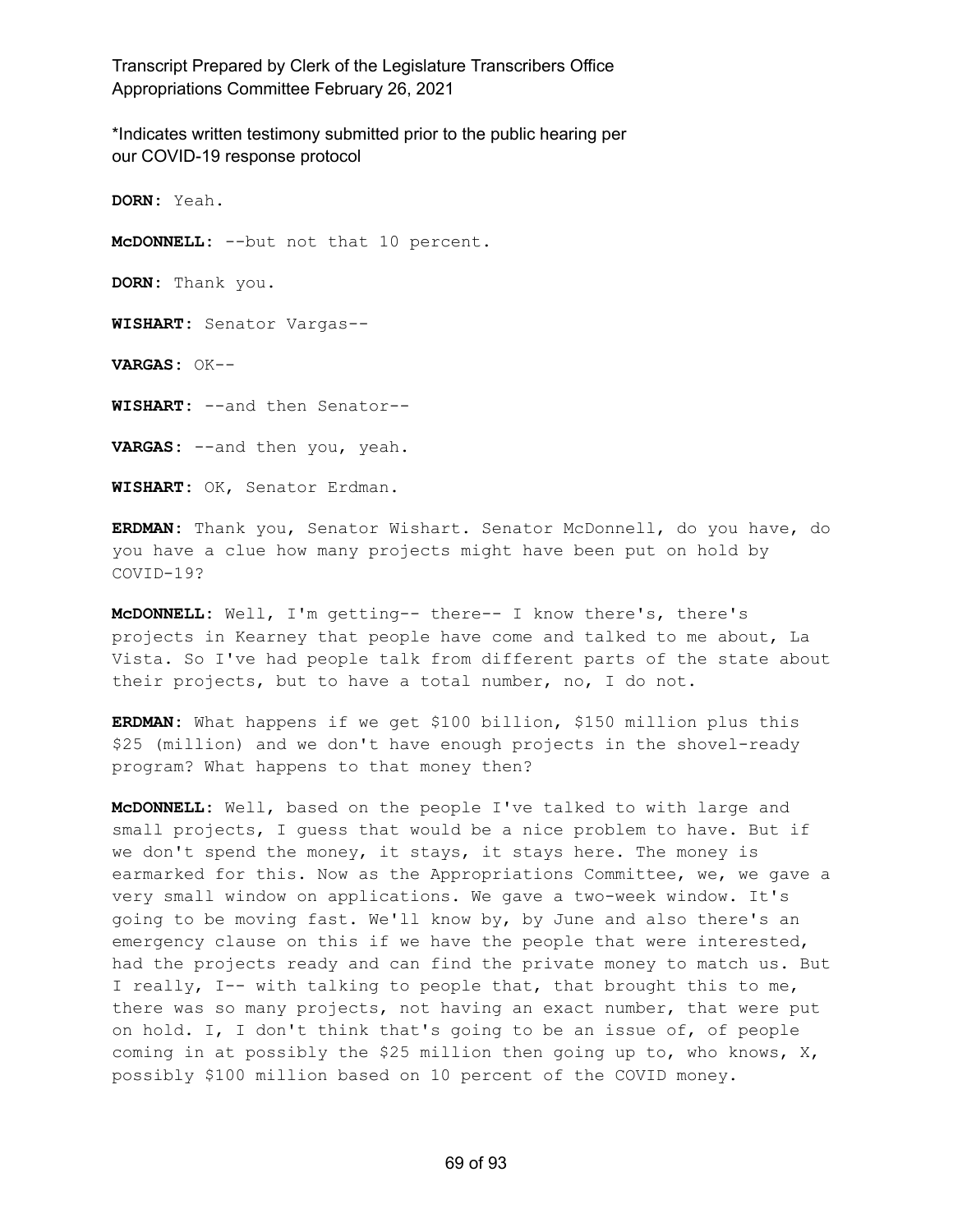\*Indicates written testimony submitted prior to the public hearing per our COVID-19 response protocol

**DORN:** Yeah.

**McDONNELL:** --but not that 10 percent.

**DORN:** Thank you.

**WISHART:** Senator Vargas--

**VARGAS:** OK--

**WISHART:** --and then Senator--

**VARGAS:** --and then you, yeah.

**WISHART:** OK, Senator Erdman.

**ERDMAN:** Thank you, Senator Wishart. Senator McDonnell, do you have, do you have a clue how many projects might have been put on hold by COVID-19?

**McDONNELL:** Well, I'm getting-- there-- I know there's, there's projects in Kearney that people have come and talked to me about, La Vista. So I've had people talk from different parts of the state about their projects, but to have a total number, no, I do not.

**ERDMAN:** What happens if we get $100 billion, $150 million plus this $25 (million) and we don't have enough projects in the shovel-ready program? What happens to that money then?

**McDONNELL:** Well, based on the people I've talked to with large and small projects, I guess that would be a nice problem to have. But if we don't spend the money, it stays, it stays here. The money is earmarked for this. Now as the Appropriations Committee, we, we gave a very small window on applications. We gave a two-week window. It's going to be moving fast. We'll know by, by June and also there's an emergency clause on this if we have the people that were interested, had the projects ready and can find the private money to match us. But I really, I-- with talking to people that, that brought this to me, there was so many projects, not having an exact number, that were put on hold. I, I don't think that's going to be an issue of, of people coming in at possibly the $25 million then going up to, who knows, X, possibly $100 million based on 10 percent of the COVID money.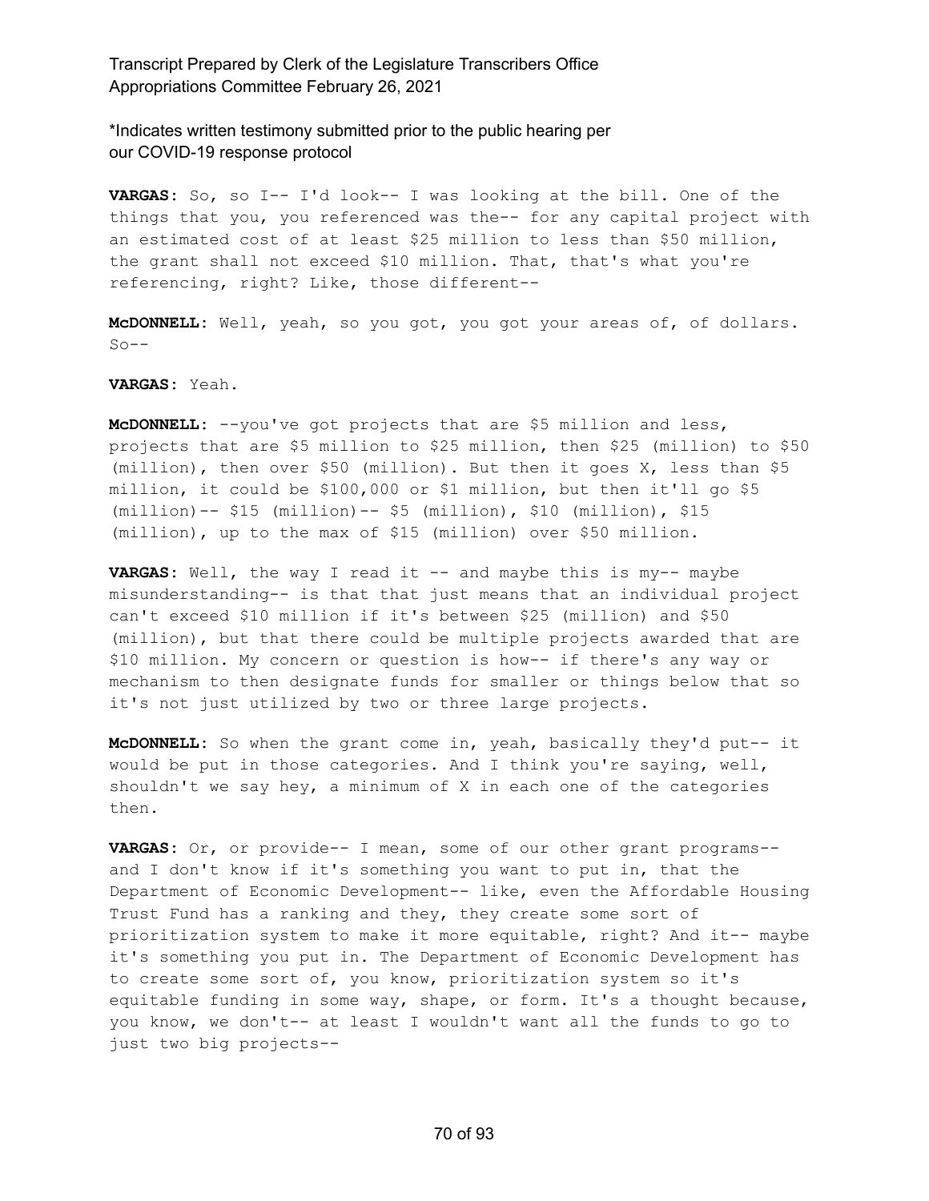*Indicates written testimony submitted prior to the public hearing per our COVID-19 response protocol

**VARGAS:** So, so I-- I'd look-- I was looking at the bill. One of the things that you, you referenced was the-- for any capital project with an estimated cost of at least $25 million to less than $50 million, the grant shall not exceed $10 million. That, that's what you're referencing, right? Like, those different--

**McDONNELL:** Well, yeah, so you got, you got your areas of, of dollars. So--

**VARGAS:** Yeah.

**McDONNELL:** --you've got projects that are $5 million and less, projects that are $5 million to $25 million, then $25 (million) to $50 (million), then over $50 (million). But then it goes X, less than $5 million, it could be $100,000 or $1 million, but then it'll go $5 (million)-- $15 (million)-- $5 (million), $10 (million), $15 (million), up to the max of $15 (million) over $50 million.

**VARGAS:** Well, the way I read it -- and maybe this is my-- maybe misunderstanding-- is that that just means that an individual project can't exceed $10 million if it's between $25 (million) and $50 (million), but that there could be multiple projects awarded that are $10 million. My concern or question is how-- if there's any way or mechanism to then designate funds for smaller or things below that so it's not just utilized by two or three large projects.

**McDONNELL:** So when the grant come in, yeah, basically they'd put-- it would be put in those categories. And I think you're saying, well, shouldn't we say hey, a minimum of X in each one of the categories then.

**VARGAS:** Or, or provide-- I mean, some of our other grant programs-- and I don't know if it's something you want to put in, that the Department of Economic Development-- like, even the Affordable Housing Trust Fund has a ranking and they, they create some sort of prioritization system to make it more equitable, right? And it-- maybe it's something you put in. The Department of Economic Development has to create some sort of, you know, prioritization system so it's equitable funding in some way, shape, or form. It's a thought because, you know, we don't-- at least I wouldn't want all the funds to go to just two big projects--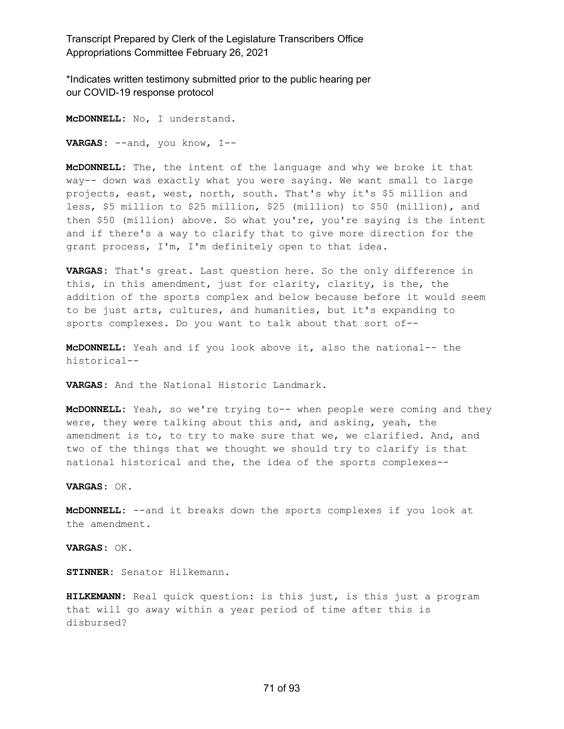\*Indicates written testimony submitted prior to the public hearing per our COVID-19 response protocol

**McDONNELL:** No, I understand.

**VARGAS:** --and, you know, I--

**McDONNELL:** The, the intent of the language and why we broke it that way-- down was exactly what you were saying. We want small to large projects, east, west, north, south. That's why it's $5 million and less, $5 million to $25 million, $25 (million) to $50 (million), and then $50 (million) above. So what you're, you're saying is the intent and if there's a way to clarify that to give more direction for the grant process, I'm, I'm definitely open to that idea.

**VARGAS:** That's great. Last question here. So the only difference in this, in this amendment, just for clarity, clarity, is the, the addition of the sports complex and below because before it would seem to be just arts, cultures, and humanities, but it's expanding to sports complexes. Do you want to talk about that sort of--

**McDONNELL:** Yeah and if you look above it, also the national-- the historical--

**VARGAS:** And the National Historic Landmark.

**McDONNELL:** Yeah, so we're trying to-- when people were coming and they were, they were talking about this and, and asking, yeah, the amendment is to, to try to make sure that we, we clarified. And, and two of the things that we thought we should try to clarify is that national historical and the, the idea of the sports complexes--

**VARGAS:** OK.

**McDONNELL:** --and it breaks down the sports complexes if you look at the amendment.

**VARGAS:** OK.

**STINNER:** Senator Hilkemann.

**HILKEMANN:** Real quick question: is this just, is this just a program that will go away within a year period of time after this is disbursed?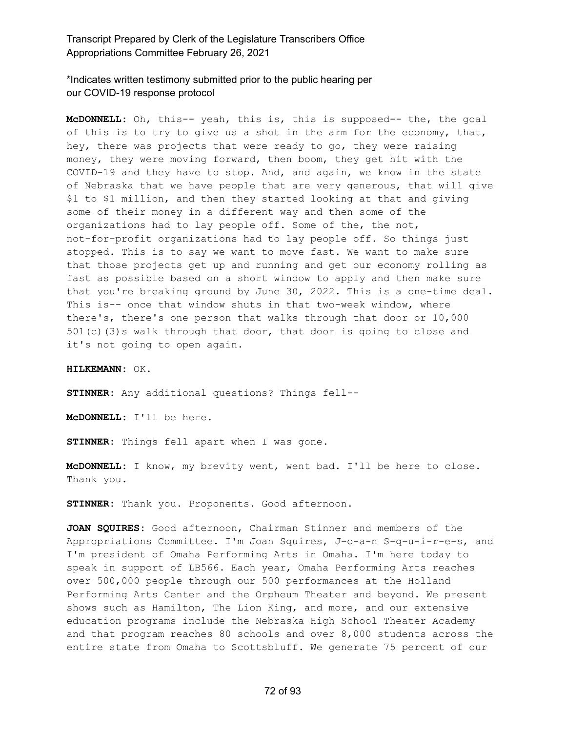*Indicates written testimony submitted prior to the public hearing per our COVID-19 response protocol

**McDONNELL:** Oh, this-- yeah, this is, this is supposed-- the, the goal of this is to try to give us a shot in the arm for the economy, that, hey, there was projects that were ready to go, they were raising money, they were moving forward, then boom, they get hit with the COVID-19 and they have to stop. And, and again, we know in the state of Nebraska that we have people that are very generous, that will give $1 to $1 million, and then they started looking at that and giving some of their money in a different way and then some of the organizations had to lay people off. Some of the, the not, not-for-profit organizations had to lay people off. So things just stopped. This is to say we want to move fast. We want to make sure that those projects get up and running and get our economy rolling as fast as possible based on a short window to apply and then make sure that you're breaking ground by June 30, 2022. This is a one-time deal. This is-- once that window shuts in that two-week window, where there's, there's one person that walks through that door or 10,000 501(c)(3)s walk through that door, that door is going to close and it's not going to open again.

**HILKEMANN:** OK.

**STINNER:** Any additional questions? Things fell--

**McDONNELL:** I'll be here.

**STINNER:** Things fell apart when I was gone.

**McDONNELL:** I know, my brevity went, went bad. I'll be here to close. Thank you.

**STINNER:** Thank you. Proponents. Good afternoon.

**JOAN SQUIRES:** Good afternoon, Chairman Stinner and members of the Appropriations Committee. I'm Joan Squires, J-o-a-n S-q-u-i-r-e-s, and I'm president of Omaha Performing Arts in Omaha. I'm here today to speak in support of LB566. Each year, Omaha Performing Arts reaches over 500,000 people through our 500 performances at the Holland Performing Arts Center and the Orpheum Theater and beyond. We present shows such as Hamilton, The Lion King, and more, and our extensive education programs include the Nebraska High School Theater Academy and that program reaches 80 schools and over 8,000 students across the entire state from Omaha to Scottsbluff. We generate 75 percent of our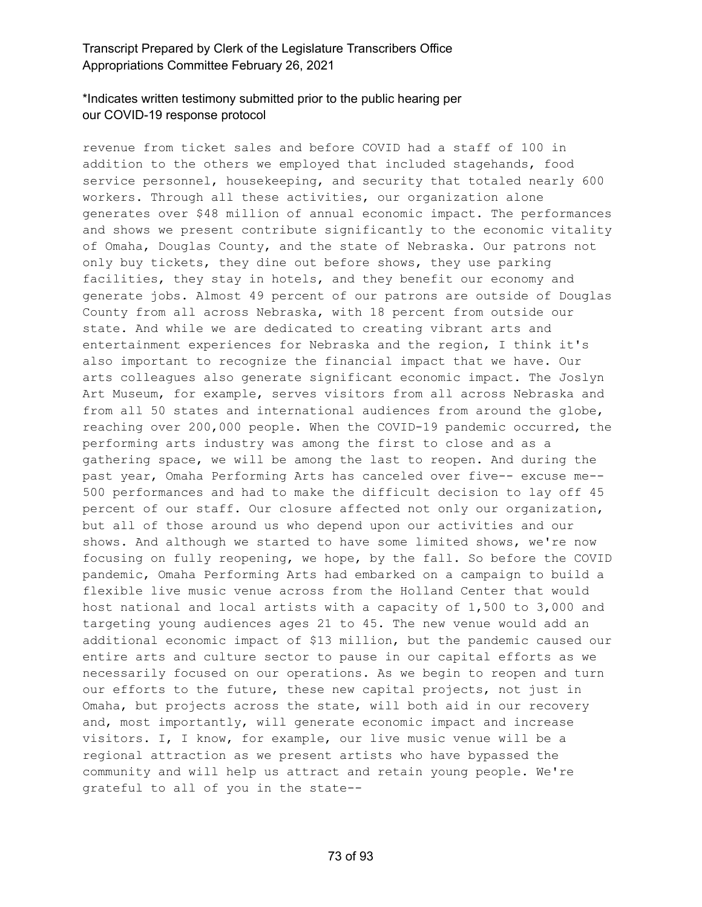revenue from ticket sales and before COVID had a staff of 100 in addition to the others we employed that included stagehands, food service personnel, housekeeping, and security that totaled nearly 600 workers. Through all these activities, our organization alone generates over $48 million of annual economic impact. The performances and shows we present contribute significantly to the economic vitality of Omaha, Douglas County, and the state of Nebraska. Our patrons not only buy tickets, they dine out before shows, they use parking facilities, they stay in hotels, and they benefit our economy and generate jobs. Almost 49 percent of our patrons are outside of Douglas County from all across Nebraska, with 18 percent from outside our state. And while we are dedicated to creating vibrant arts and entertainment experiences for Nebraska and the region, I think it's also important to recognize the financial impact that we have. Our arts colleagues also generate significant economic impact. The Joslyn Art Museum, for example, serves visitors from all across Nebraska and from all 50 states and international audiences from around the globe, reaching over 200,000 people. When the COVID-19 pandemic occurred, the performing arts industry was among the first to close and as a gathering space, we will be among the last to reopen. And during the past year, Omaha Performing Arts has canceled over five-- excuse me-- 500 performances and had to make the difficult decision to lay off 45 percent of our staff. Our closure affected not only our organization, but all of those around us who depend upon our activities and our shows. And although we started to have some limited shows, we're now focusing on fully reopening, we hope, by the fall. So before the COVID pandemic, Omaha Performing Arts had embarked on a campaign to build a flexible live music venue across from the Holland Center that would host national and local artists with a capacity of 1,500 to 3,000 and targeting young audiences ages 21 to 45. The new venue would add an additional economic impact of $13 million, but the pandemic caused our entire arts and culture sector to pause in our capital efforts as we necessarily focused on our operations. As we begin to reopen and turn our efforts to the future, these new capital projects, not just in Omaha, but projects across the state, will both aid in our recovery and, most importantly, will generate economic impact and increase visitors. I, I know, for example, our live music venue will be a regional attraction as we present artists who have bypassed the community and will help us attract and retain young people. We're grateful to all of you in the state--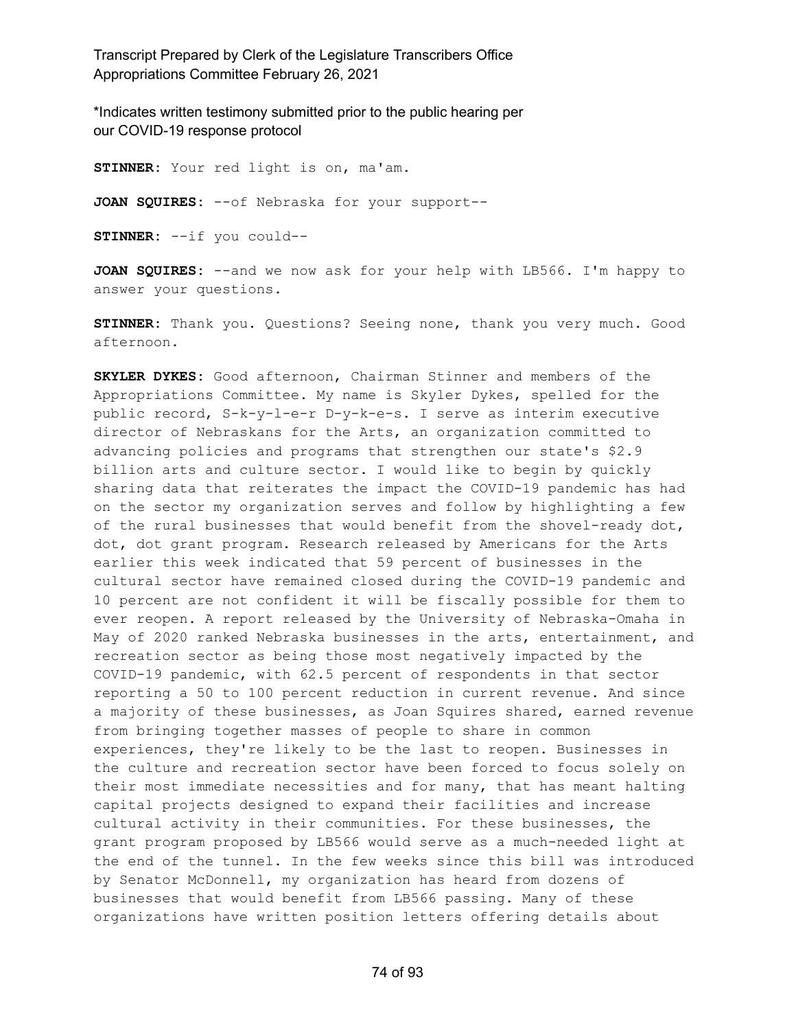*Indicates written testimony submitted prior to the public hearing per our COVID-19 response protocol

**STINNER:** Your red light is on, ma'am.

**JOAN SQUIRES:** --of Nebraska for your support--

**STINNER:** --if you could--

**JOAN SQUIRES:** --and we now ask for your help with LB566. I'm happy to answer your questions.

**STINNER:** Thank you. Questions? Seeing none, thank you very much. Good afternoon.

**SKYLER DYKES:** Good afternoon, Chairman Stinner and members of the Appropriations Committee. My name is Skyler Dykes, spelled for the public record, S-k-y-l-e-r D-y-k-e-s. I serve as interim executive director of Nebraskans for the Arts, an organization committed to advancing policies and programs that strengthen our state's $2.9 billion arts and culture sector. I would like to begin by quickly sharing data that reiterates the impact the COVID-19 pandemic has had on the sector my organization serves and follow by highlighting a few of the rural businesses that would benefit from the shovel-ready dot, dot, dot grant program. Research released by Americans for the Arts earlier this week indicated that 59 percent of businesses in the cultural sector have remained closed during the COVID-19 pandemic and 10 percent are not confident it will be fiscally possible for them to ever reopen. A report released by the University of Nebraska-Omaha in May of 2020 ranked Nebraska businesses in the arts, entertainment, and recreation sector as being those most negatively impacted by the COVID-19 pandemic, with 62.5 percent of respondents in that sector reporting a 50 to 100 percent reduction in current revenue. And since a majority of these businesses, as Joan Squires shared, earned revenue from bringing together masses of people to share in common experiences, they're likely to be the last to reopen. Businesses in the culture and recreation sector have been forced to focus solely on their most immediate necessities and for many, that has meant halting capital projects designed to expand their facilities and increase cultural activity in their communities. For these businesses, the grant program proposed by LB566 would serve as a much-needed light at the end of the tunnel. In the few weeks since this bill was introduced by Senator McDonnell, my organization has heard from dozens of businesses that would benefit from LB566 passing. Many of these organizations have written position letters offering details about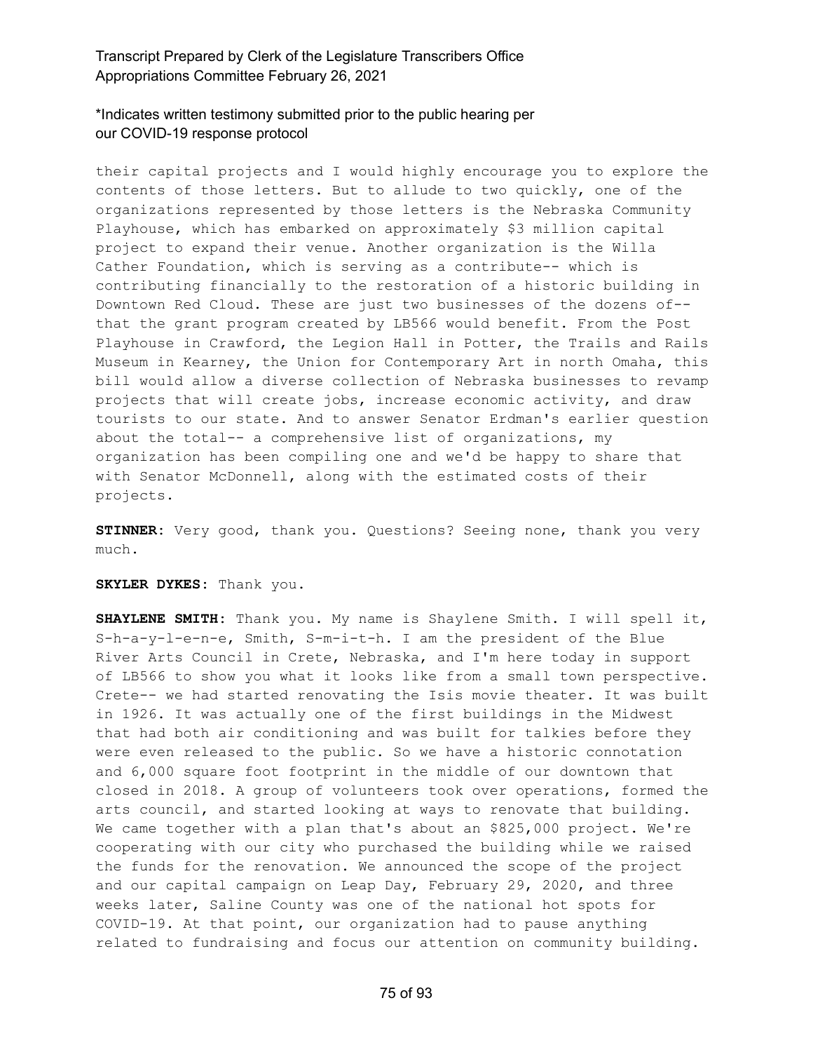their capital projects and I would highly encourage you to explore the contents of those letters. But to allude to two quickly, one of the organizations represented by those letters is the Nebraska Community Playhouse, which has embarked on approximately $3 million capital project to expand their venue. Another organization is the Willa Cather Foundation, which is serving as a contribute-- which is contributing financially to the restoration of a historic building in Downtown Red Cloud. These are just two businesses of the dozens of-- that the grant program created by LB566 would benefit. From the Post Playhouse in Crawford, the Legion Hall in Potter, the Trails and Rails Museum in Kearney, the Union for Contemporary Art in north Omaha, this bill would allow a diverse collection of Nebraska businesses to revamp projects that will create jobs, increase economic activity, and draw tourists to our state. And to answer Senator Erdman's earlier question about the total-- a comprehensive list of organizations, my organization has been compiling one and we'd be happy to share that with Senator McDonnell, along with the estimated costs of their projects.

**STINNER:** Very good, thank you. Questions? Seeing none, thank you very much.

**SKYLER DYKES:** Thank you.

**SHAYLENE SMITH:** Thank you. My name is Shaylene Smith. I will spell it, S-h-a-y-l-e-n-e, Smith, S-m-i-t-h. I am the president of the Blue River Arts Council in Crete, Nebraska, and I'm here today in support of LB566 to show you what it looks like from a small town perspective. Crete-- we had started renovating the Isis movie theater. It was built in 1926. It was actually one of the first buildings in the Midwest that had both air conditioning and was built for talkies before they were even released to the public. So we have a historic connotation and 6,000 square foot footprint in the middle of our downtown that closed in 2018. A group of volunteers took over operations, formed the arts council, and started looking at ways to renovate that building. We came together with a plan that's about an $825,000 project. We're cooperating with our city who purchased the building while we raised the funds for the renovation. We announced the scope of the project and our capital campaign on Leap Day, February 29, 2020, and three weeks later, Saline County was one of the national hot spots for COVID-19. At that point, our organization had to pause anything related to fundraising and focus our attention on community building.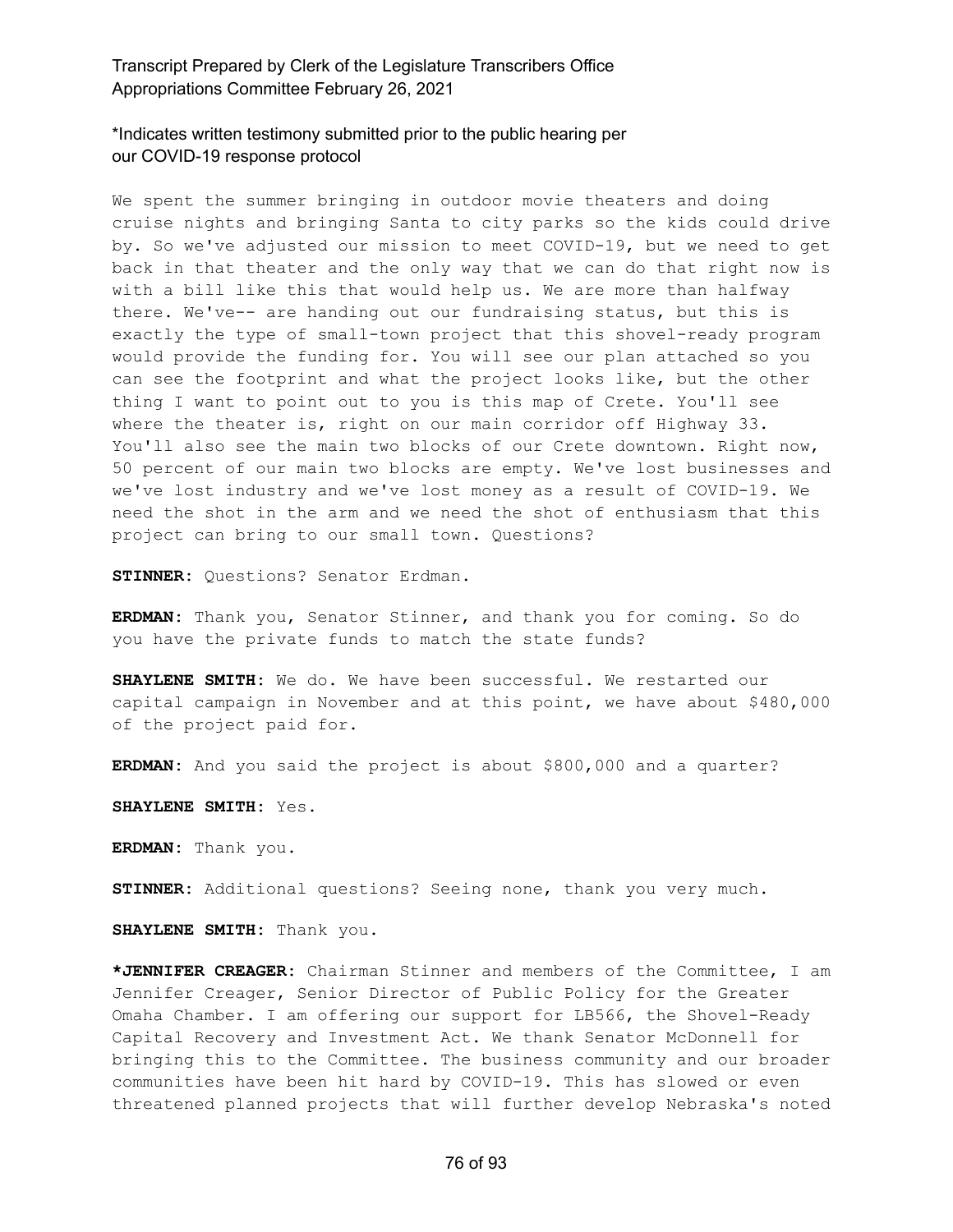*Indicates written testimony submitted prior to the public hearing per our COVID-19 response protocol

We spent the summer bringing in outdoor movie theaters and doing cruise nights and bringing Santa to city parks so the kids could drive by. So we've adjusted our mission to meet COVID-19, but we need to get back in that theater and the only way that we can do that right now is with a bill like this that would help us. We are more than halfway there. We've-- are handing out our fundraising status, but this is exactly the type of small-town project that this shovel-ready program would provide the funding for. You will see our plan attached so you can see the footprint and what the project looks like, but the other thing I want to point out to you is this map of Crete. You'll see where the theater is, right on our main corridor off Highway 33. You'll also see the main two blocks of our Crete downtown. Right now, 50 percent of our main two blocks are empty. We've lost businesses and we've lost industry and we've lost money as a result of COVID-19. We need the shot in the arm and we need the shot of enthusiasm that this project can bring to our small town. Questions?

**STINNER:** Questions? Senator Erdman.

**ERDMAN:** Thank you, Senator Stinner, and thank you for coming. So do you have the private funds to match the state funds?

**SHAYLENE SMITH:** We do. We have been successful. We restarted our capital campaign in November and at this point, we have about $480,000 of the project paid for.

**ERDMAN:** And you said the project is about $800,000 and a quarter?

**SHAYLENE SMITH:** Yes.

**ERDMAN:** Thank you.

**STINNER:** Additional questions? Seeing none, thank you very much.

**SHAYLENE SMITH:** Thank you.

***JENNIFER CREAGER:** Chairman Stinner and members of the Committee, I am Jennifer Creager, Senior Director of Public Policy for the Greater Omaha Chamber. I am offering our support for LB566, the Shovel-Ready Capital Recovery and Investment Act. We thank Senator McDonnell for bringing this to the Committee. The business community and our broader communities have been hit hard by COVID-19. This has slowed or even threatened planned projects that will further develop Nebraska's noted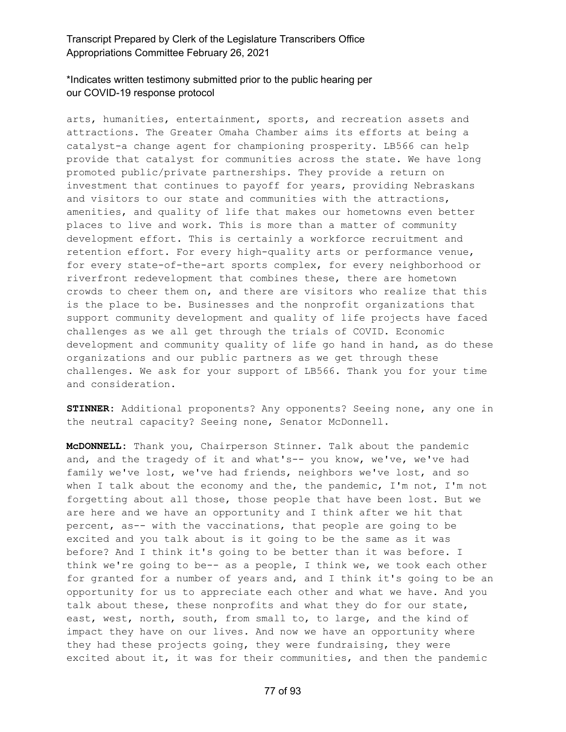arts, humanities, entertainment, sports, and recreation assets and attractions. The Greater Omaha Chamber aims its efforts at being a catalyst-a change agent for championing prosperity. LB566 can help provide that catalyst for communities across the state. We have long promoted public/private partnerships. They provide a return on investment that continues to payoff for years, providing Nebraskans and visitors to our state and communities with the attractions, amenities, and quality of life that makes our hometowns even better places to live and work. This is more than a matter of community development effort. This is certainly a workforce recruitment and retention effort. For every high-quality arts or performance venue, for every state-of-the-art sports complex, for every neighborhood or riverfront redevelopment that combines these, there are hometown crowds to cheer them on, and there are visitors who realize that this is the place to be. Businesses and the nonprofit organizations that support community development and quality of life projects have faced challenges as we all get through the trials of COVID. Economic development and community quality of life go hand in hand, as do these organizations and our public partners as we get through these challenges. We ask for your support of LB566. Thank you for your time and consideration.

**STINNER:** Additional proponents? Any opponents? Seeing none, any one in the neutral capacity? Seeing none, Senator McDonnell.

**McDONNELL:** Thank you, Chairperson Stinner. Talk about the pandemic and, and the tragedy of it and what's-- you know, we've, we've had family we've lost, we've had friends, neighbors we've lost, and so when I talk about the economy and the, the pandemic, I'm not, I'm not forgetting about all those, those people that have been lost. But we are here and we have an opportunity and I think after we hit that percent, as-- with the vaccinations, that people are going to be excited and you talk about is it going to be the same as it was before? And I think it's going to be better than it was before. I think we're going to be-- as a people, I think we, we took each other for granted for a number of years and, and I think it's going to be an opportunity for us to appreciate each other and what we have. And you talk about these, these nonprofits and what they do for our state, east, west, north, south, from small to, to large, and the kind of impact they have on our lives. And now we have an opportunity where they had these projects going, they were fundraising, they were excited about it, it was for their communities, and then the pandemic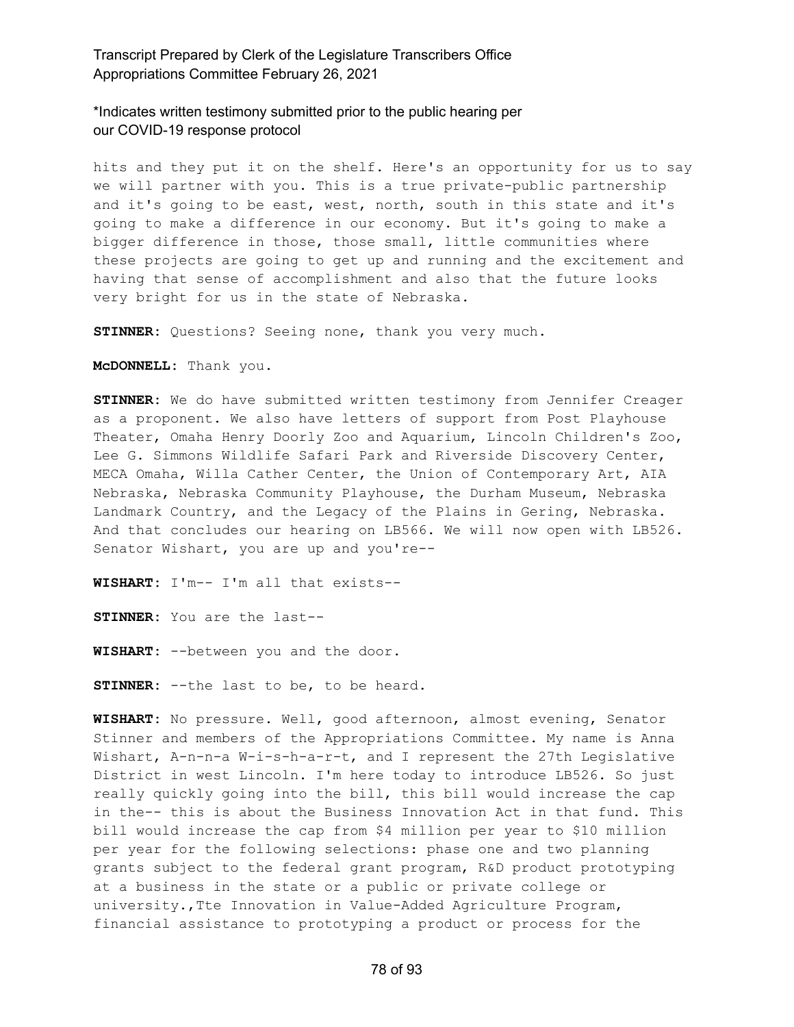hits and they put it on the shelf. Here's an opportunity for us to say we will partner with you. This is a true private-public partnership and it's going to be east, west, north, south in this state and it's going to make a difference in our economy. But it's going to make a bigger difference in those, those small, little communities where these projects are going to get up and running and the excitement and having that sense of accomplishment and also that the future looks very bright for us in the state of Nebraska.

**STINNER:** Questions? Seeing none, thank you very much.

**McDONNELL:** Thank you.

**STINNER:** We do have submitted written testimony from Jennifer Creager as a proponent. We also have letters of support from Post Playhouse Theater, Omaha Henry Doorly Zoo and Aquarium, Lincoln Children's Zoo, Lee G. Simmons Wildlife Safari Park and Riverside Discovery Center, MECA Omaha, Willa Cather Center, the Union of Contemporary Art, AIA Nebraska, Nebraska Community Playhouse, the Durham Museum, Nebraska Landmark Country, and the Legacy of the Plains in Gering, Nebraska. And that concludes our hearing on LB566. We will now open with LB526. Senator Wishart, you are up and you're--

**WISHART:** I'm-- I'm all that exists--

**STINNER:** You are the last--

**WISHART:** --between you and the door.

**STINNER:** --the last to be, to be heard.

**WISHART:** No pressure. Well, good afternoon, almost evening, Senator Stinner and members of the Appropriations Committee. My name is Anna Wishart, A-n-n-a W-i-s-h-a-r-t, and I represent the 27th Legislative District in west Lincoln. I'm here today to introduce LB526. So just really quickly going into the bill, this bill would increase the cap in the-- this is about the Business Innovation Act in that fund. This bill would increase the cap from $4 million per year to $10 million per year for the following selections: phase one and two planning grants subject to the federal grant program, R&D product prototyping at a business in the state or a public or private college or university.,Tte Innovation in Value-Added Agriculture Program, financial assistance to prototyping a product or process for the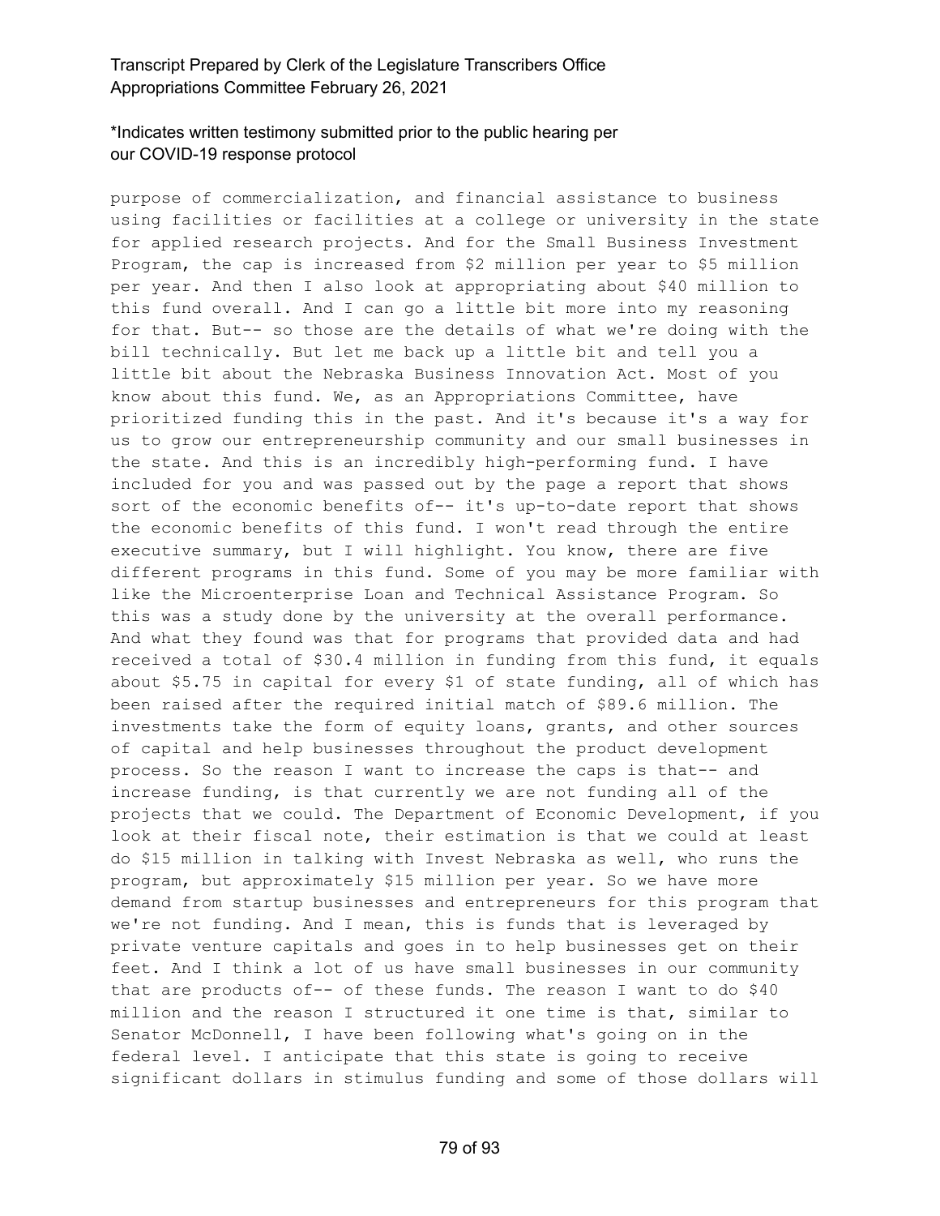\*Indicates written testimony submitted prior to the public hearing per our COVID-19 response protocol

purpose of commercialization, and financial assistance to business using facilities or facilities at a college or university in the state for applied research projects. And for the Small Business Investment Program, the cap is increased from $2 million per year to $5 million per year. And then I also look at appropriating about $40 million to this fund overall. And I can go a little bit more into my reasoning for that. But-- so those are the details of what we're doing with the bill technically. But let me back up a little bit and tell you a little bit about the Nebraska Business Innovation Act. Most of you know about this fund. We, as an Appropriations Committee, have prioritized funding this in the past. And it's because it's a way for us to grow our entrepreneurship community and our small businesses in the state. And this is an incredibly high-performing fund. I have included for you and was passed out by the page a report that shows sort of the economic benefits of-- it's up-to-date report that shows the economic benefits of this fund. I won't read through the entire executive summary, but I will highlight. You know, there are five different programs in this fund. Some of you may be more familiar with like the Microenterprise Loan and Technical Assistance Program. So this was a study done by the university at the overall performance. And what they found was that for programs that provided data and had received a total of $30.4 million in funding from this fund, it equals about $5.75 in capital for every $1 of state funding, all of which has been raised after the required initial match of $89.6 million. The investments take the form of equity loans, grants, and other sources of capital and help businesses throughout the product development process. So the reason I want to increase the caps is that-- and increase funding, is that currently we are not funding all of the projects that we could. The Department of Economic Development, if you look at their fiscal note, their estimation is that we could at least do $15 million in talking with Invest Nebraska as well, who runs the program, but approximately $15 million per year. So we have more demand from startup businesses and entrepreneurs for this program that we're not funding. And I mean, this is funds that is leveraged by private venture capitals and goes in to help businesses get on their feet. And I think a lot of us have small businesses in our community that are products of-- of these funds. The reason I want to do $40 million and the reason I structured it one time is that, similar to Senator McDonnell, I have been following what's going on in the federal level. I anticipate that this state is going to receive significant dollars in stimulus funding and some of those dollars will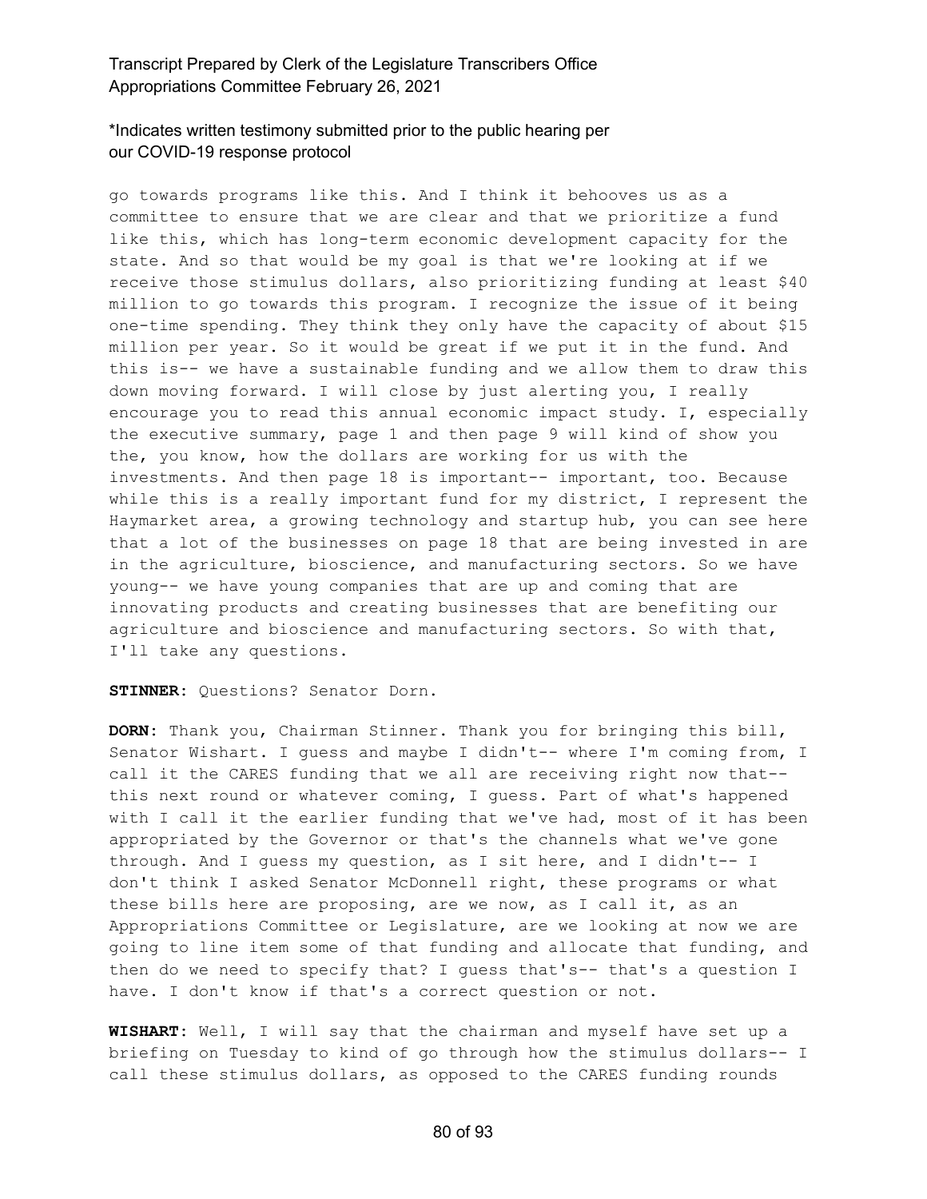go towards programs like this. And I think it behooves us as a committee to ensure that we are clear and that we prioritize a fund like this, which has long-term economic development capacity for the state. And so that would be my goal is that we're looking at if we receive those stimulus dollars, also prioritizing funding at least $40 million to go towards this program. I recognize the issue of it being one-time spending. They think they only have the capacity of about $15 million per year. So it would be great if we put it in the fund. And this is-- we have a sustainable funding and we allow them to draw this down moving forward. I will close by just alerting you, I really encourage you to read this annual economic impact study. I, especially the executive summary, page 1 and then page 9 will kind of show you the, you know, how the dollars are working for us with the investments. And then page 18 is important-- important, too. Because while this is a really important fund for my district, I represent the Haymarket area, a growing technology and startup hub, you can see here that a lot of the businesses on page 18 that are being invested in are in the agriculture, bioscience, and manufacturing sectors. So we have young-- we have young companies that are up and coming that are innovating products and creating businesses that are benefiting our agriculture and bioscience and manufacturing sectors. So with that, I'll take any questions.

**STINNER:** Questions? Senator Dorn.

**DORN:** Thank you, Chairman Stinner. Thank you for bringing this bill, Senator Wishart. I guess and maybe I didn't-- where I'm coming from, I call it the CARES funding that we all are receiving right now that-- this next round or whatever coming, I guess. Part of what's happened with I call it the earlier funding that we've had, most of it has been appropriated by the Governor or that's the channels what we've gone through. And I guess my question, as I sit here, and I didn't-- I don't think I asked Senator McDonnell right, these programs or what these bills here are proposing, are we now, as I call it, as an Appropriations Committee or Legislature, are we looking at now we are going to line item some of that funding and allocate that funding, and then do we need to specify that? I guess that's-- that's a question I have. I don't know if that's a correct question or not.

**WISHART:** Well, I will say that the chairman and myself have set up a briefing on Tuesday to kind of go through how the stimulus dollars-- I call these stimulus dollars, as opposed to the CARES funding rounds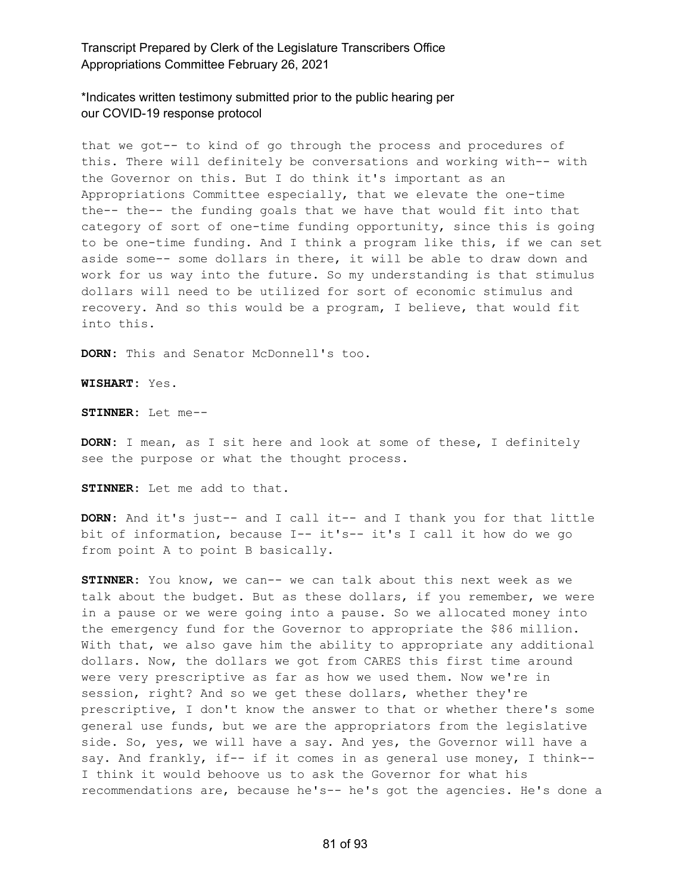that we got-- to kind of go through the process and procedures of this. There will definitely be conversations and working with-- with the Governor on this. But I do think it's important as an Appropriations Committee especially, that we elevate the one-time the-- the-- the funding goals that we have that would fit into that category of sort of one-time funding opportunity, since this is going to be one-time funding. And I think a program like this, if we can set aside some-- some dollars in there, it will be able to draw down and work for us way into the future. So my understanding is that stimulus dollars will need to be utilized for sort of economic stimulus and recovery. And so this would be a program, I believe, that would fit into this.

**DORN:** This and Senator McDonnell's too.

**WISHART:** Yes.

**STINNER:** Let me--

**DORN:** I mean, as I sit here and look at some of these, I definitely see the purpose or what the thought process.

**STINNER:** Let me add to that.

**DORN:** And it's just-- and I call it-- and I thank you for that little bit of information, because I-- it's-- it's I call it how do we go from point A to point B basically.

**STINNER:** You know, we can-- we can talk about this next week as we talk about the budget. But as these dollars, if you remember, we were in a pause or we were going into a pause. So we allocated money into the emergency fund for the Governor to appropriate the $86 million. With that, we also gave him the ability to appropriate any additional dollars. Now, the dollars we got from CARES this first time around were very prescriptive as far as how we used them. Now we're in session, right? And so we get these dollars, whether they're prescriptive, I don't know the answer to that or whether there's some general use funds, but we are the appropriators from the legislative side. So, yes, we will have a say. And yes, the Governor will have a say. And frankly, if-- if it comes in as general use money, I think-- I think it would behoove us to ask the Governor for what his recommendations are, because he's-- he's got the agencies. He's done a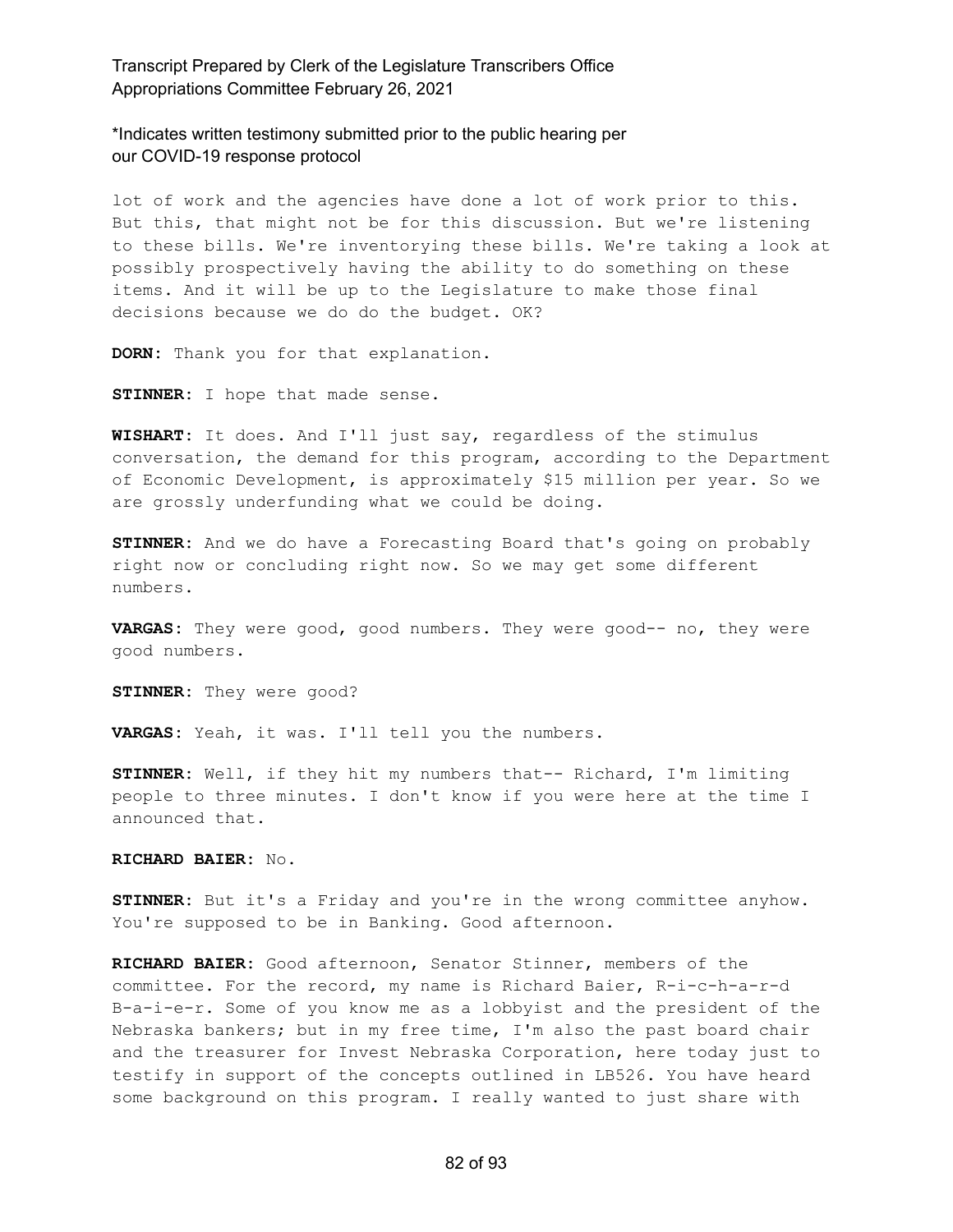lot of work and the agencies have done a lot of work prior to this. But this, that might not be for this discussion. But we're listening to these bills. We're inventorying these bills. We're taking a look at possibly prospectively having the ability to do something on these items. And it will be up to the Legislature to make those final decisions because we do do the budget. OK?

**DORN:** Thank you for that explanation.

**STINNER:** I hope that made sense.

**WISHART:** It does. And I'll just say, regardless of the stimulus conversation, the demand for this program, according to the Department of Economic Development, is approximately $15 million per year. So we are grossly underfunding what we could be doing.

**STINNER:** And we do have a Forecasting Board that's going on probably right now or concluding right now. So we may get some different numbers.

**VARGAS:** They were good, good numbers. They were good-- no, they were good numbers.

**STINNER:** They were good?

**VARGAS:** Yeah, it was. I'll tell you the numbers.

**STINNER:** Well, if they hit my numbers that-- Richard, I'm limiting people to three minutes. I don't know if you were here at the time I announced that.

**RICHARD BAIER:** No.

**STINNER:** But it's a Friday and you're in the wrong committee anyhow. You're supposed to be in Banking. Good afternoon.

**RICHARD BAIER:** Good afternoon, Senator Stinner, members of the committee. For the record, my name is Richard Baier, R-i-c-h-a-r-d B-a-i-e-r. Some of you know me as a lobbyist and the president of the Nebraska bankers; but in my free time, I'm also the past board chair and the treasurer for Invest Nebraska Corporation, here today just to testify in support of the concepts outlined in LB526. You have heard some background on this program. I really wanted to just share with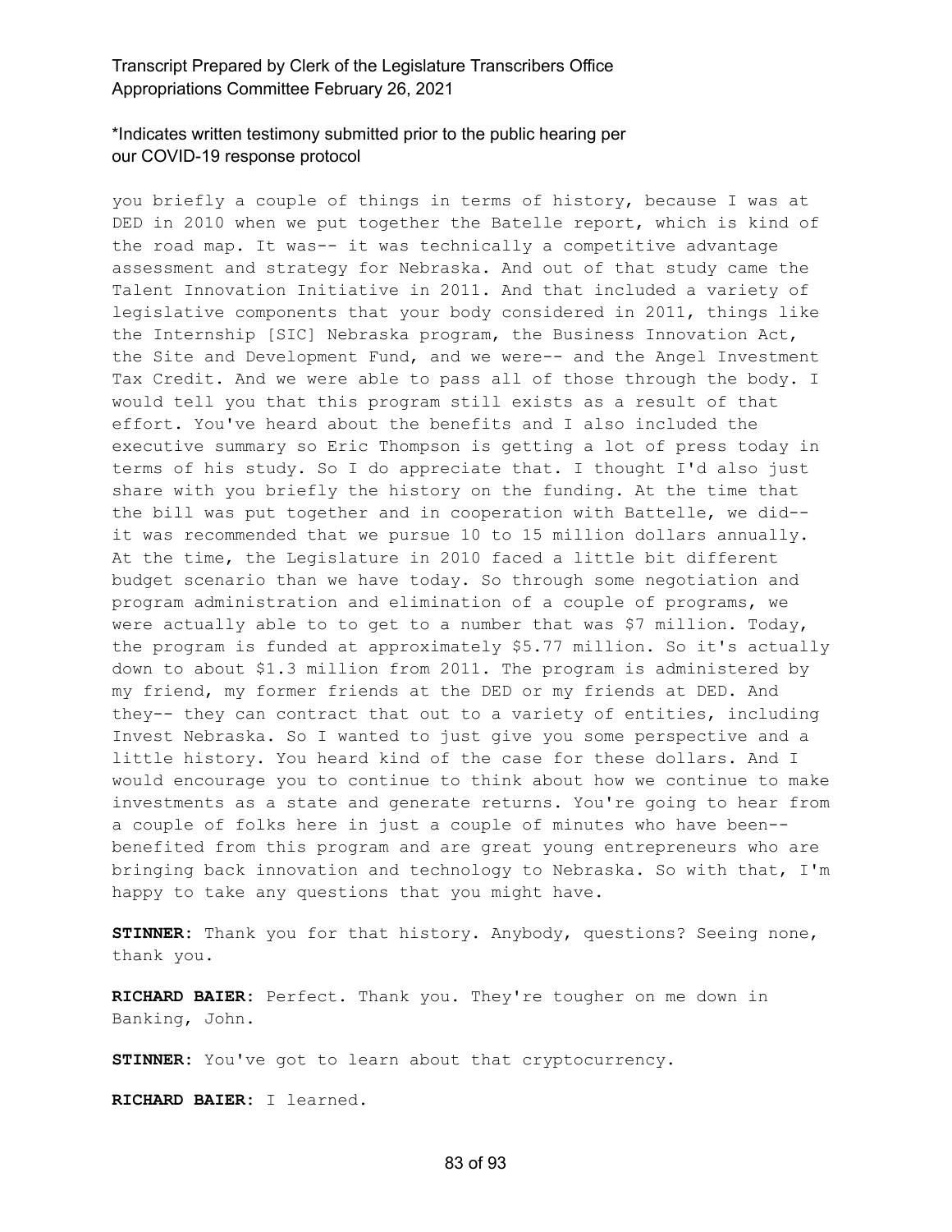\*Indicates written testimony submitted prior to the public hearing per our COVID-19 response protocol

you briefly a couple of things in terms of history, because I was at DED in 2010 when we put together the Batelle report, which is kind of the road map. It was-- it was technically a competitive advantage assessment and strategy for Nebraska. And out of that study came the Talent Innovation Initiative in 2011. And that included a variety of legislative components that your body considered in 2011, things like the Internship [SIC] Nebraska program, the Business Innovation Act, the Site and Development Fund, and we were-- and the Angel Investment Tax Credit. And we were able to pass all of those through the body. I would tell you that this program still exists as a result of that effort. You've heard about the benefits and I also included the executive summary so Eric Thompson is getting a lot of press today in terms of his study. So I do appreciate that. I thought I'd also just share with you briefly the history on the funding. At the time that the bill was put together and in cooperation with Battelle, we did-- it was recommended that we pursue 10 to 15 million dollars annually. At the time, the Legislature in 2010 faced a little bit different budget scenario than we have today. So through some negotiation and program administration and elimination of a couple of programs, we were actually able to to get to a number that was $7 million. Today, the program is funded at approximately $5.77 million. So it's actually down to about $1.3 million from 2011. The program is administered by my friend, my former friends at the DED or my friends at DED. And they-- they can contract that out to a variety of entities, including Invest Nebraska. So I wanted to just give you some perspective and a little history. You heard kind of the case for these dollars. And I would encourage you to continue to think about how we continue to make investments as a state and generate returns. You're going to hear from a couple of folks here in just a couple of minutes who have been-- benefited from this program and are great young entrepreneurs who are bringing back innovation and technology to Nebraska. So with that, I'm happy to take any questions that you might have.

**STINNER:** Thank you for that history. Anybody, questions? Seeing none, thank you.

**RICHARD BAIER:** Perfect. Thank you. They're tougher on me down in Banking, John.

**STINNER:** You've got to learn about that cryptocurrency.

**RICHARD BAIER:** I learned.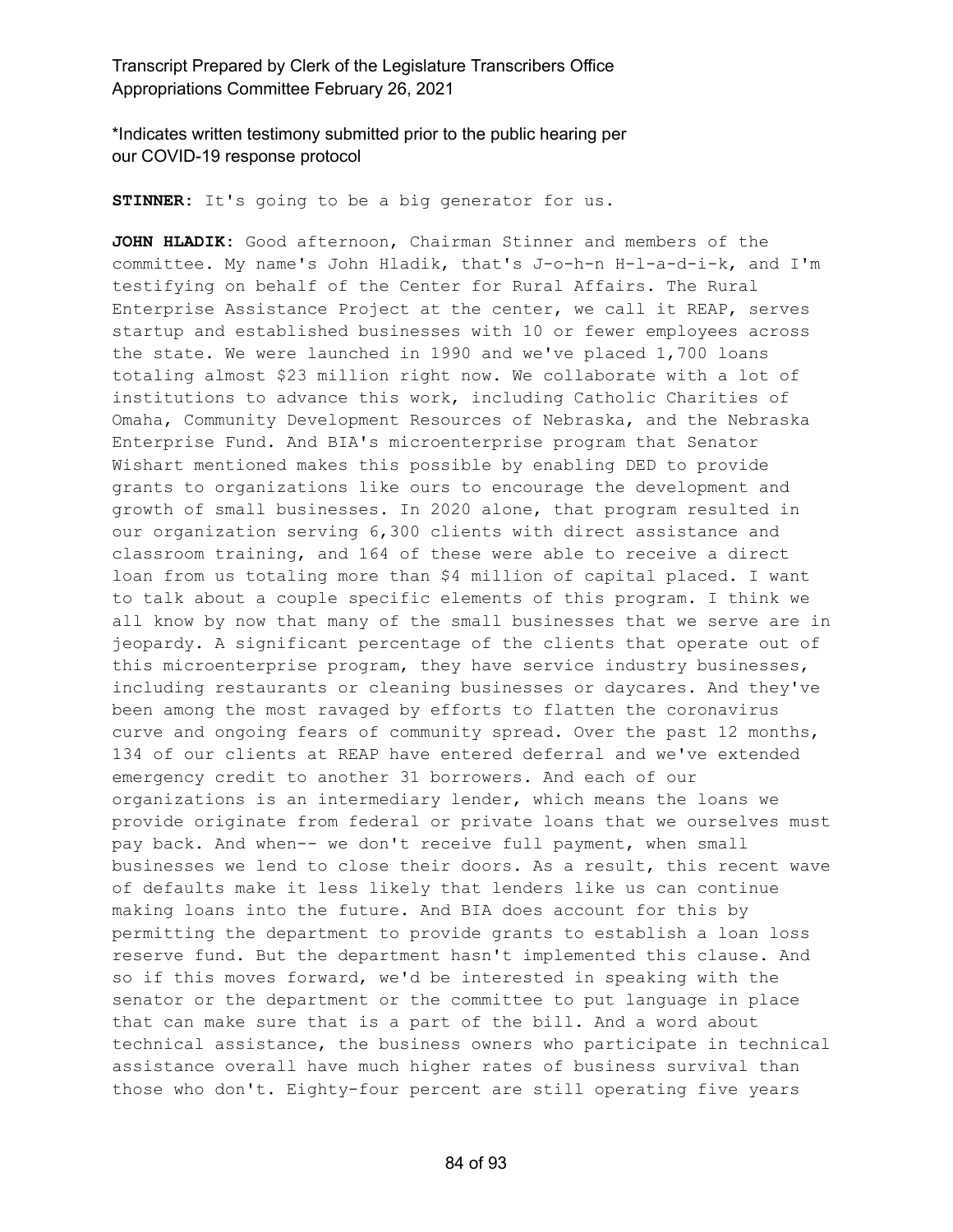\*Indicates written testimony submitted prior to the public hearing per our COVID-19 response protocol

**STINNER:** It's going to be a big generator for us.

**JOHN HLADIK:** Good afternoon, Chairman Stinner and members of the committee. My name's John Hladik, that's J-o-h-n H-l-a-d-i-k, and I'm testifying on behalf of the Center for Rural Affairs. The Rural Enterprise Assistance Project at the center, we call it REAP, serves startup and established businesses with 10 or fewer employees across the state. We were launched in 1990 and we've placed 1,700 loans totaling almost $23 million right now. We collaborate with a lot of institutions to advance this work, including Catholic Charities of Omaha, Community Development Resources of Nebraska, and the Nebraska Enterprise Fund. And BIA's microenterprise program that Senator Wishart mentioned makes this possible by enabling DED to provide grants to organizations like ours to encourage the development and growth of small businesses. In 2020 alone, that program resulted in our organization serving 6,300 clients with direct assistance and classroom training, and 164 of these were able to receive a direct loan from us totaling more than $4 million of capital placed. I want to talk about a couple specific elements of this program. I think we all know by now that many of the small businesses that we serve are in jeopardy. A significant percentage of the clients that operate out of this microenterprise program, they have service industry businesses, including restaurants or cleaning businesses or daycares. And they've been among the most ravaged by efforts to flatten the coronavirus curve and ongoing fears of community spread. Over the past 12 months, 134 of our clients at REAP have entered deferral and we've extended emergency credit to another 31 borrowers. And each of our organizations is an intermediary lender, which means the loans we provide originate from federal or private loans that we ourselves must pay back. And when-- we don't receive full payment, when small businesses we lend to close their doors. As a result, this recent wave of defaults make it less likely that lenders like us can continue making loans into the future. And BIA does account for this by permitting the department to provide grants to establish a loan loss reserve fund. But the department hasn't implemented this clause. And so if this moves forward, we'd be interested in speaking with the senator or the department or the committee to put language in place that can make sure that is a part of the bill. And a word about technical assistance, the business owners who participate in technical assistance overall have much higher rates of business survival than those who don't. Eighty-four percent are still operating five years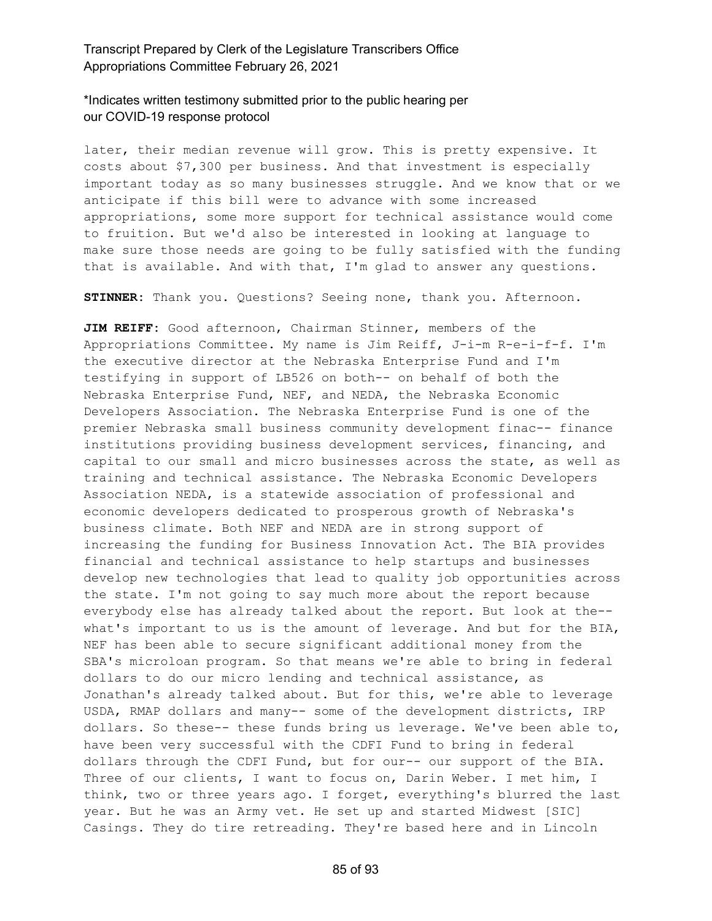\*Indicates written testimony submitted prior to the public hearing per our COVID-19 response protocol

later, their median revenue will grow. This is pretty expensive. It costs about $7,300 per business. And that investment is especially important today as so many businesses struggle. And we know that or we anticipate if this bill were to advance with some increased appropriations, some more support for technical assistance would come to fruition. But we'd also be interested in looking at language to make sure those needs are going to be fully satisfied with the funding that is available. And with that, I'm glad to answer any questions.

**STINNER:** Thank you. Questions? Seeing none, thank you. Afternoon.

**JIM REIFF:** Good afternoon, Chairman Stinner, members of the Appropriations Committee. My name is Jim Reiff, J-i-m R-e-i-f-f. I'm the executive director at the Nebraska Enterprise Fund and I'm testifying in support of LB526 on both-- on behalf of both the Nebraska Enterprise Fund, NEF, and NEDA, the Nebraska Economic Developers Association. The Nebraska Enterprise Fund is one of the premier Nebraska small business community development finac-- finance institutions providing business development services, financing, and capital to our small and micro businesses across the state, as well as training and technical assistance. The Nebraska Economic Developers Association NEDA, is a statewide association of professional and economic developers dedicated to prosperous growth of Nebraska's business climate. Both NEF and NEDA are in strong support of increasing the funding for Business Innovation Act. The BIA provides financial and technical assistance to help startups and businesses develop new technologies that lead to quality job opportunities across the state. I'm not going to say much more about the report because everybody else has already talked about the report. But look at the-- what's important to us is the amount of leverage. And but for the BIA, NEF has been able to secure significant additional money from the SBA's microloan program. So that means we're able to bring in federal dollars to do our micro lending and technical assistance, as Jonathan's already talked about. But for this, we're able to leverage USDA, RMAP dollars and many-- some of the development districts, IRP dollars. So these-- these funds bring us leverage. We've been able to, have been very successful with the CDFI Fund to bring in federal dollars through the CDFI Fund, but for our-- our support of the BIA. Three of our clients, I want to focus on, Darin Weber. I met him, I think, two or three years ago. I forget, everything's blurred the last year. But he was an Army vet. He set up and started Midwest [SIC] Casings. They do tire retreading. They're based here and in Lincoln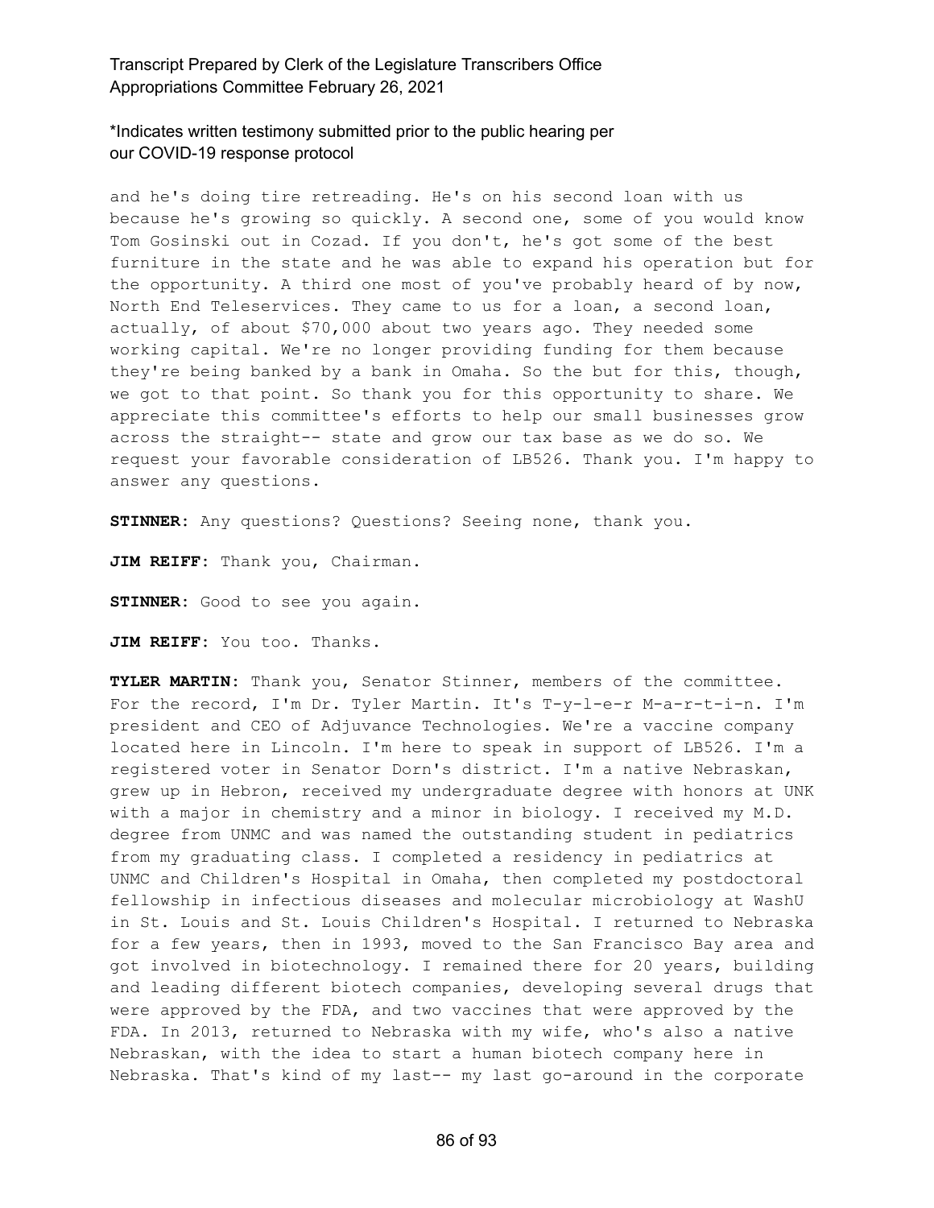and he's doing tire retreading. He's on his second loan with us because he's growing so quickly. A second one, some of you would know Tom Gosinski out in Cozad. If you don't, he's got some of the best furniture in the state and he was able to expand his operation but for the opportunity. A third one most of you've probably heard of by now, North End Teleservices. They came to us for a loan, a second loan, actually, of about $70,000 about two years ago. They needed some working capital. We're no longer providing funding for them because they're being banked by a bank in Omaha. So the but for this, though, we got to that point. So thank you for this opportunity to share. We appreciate this committee's efforts to help our small businesses grow across the straight-- state and grow our tax base as we do so. We request your favorable consideration of LB526. Thank you. I'm happy to answer any questions.

**STINNER:** Any questions? Questions? Seeing none, thank you.

**JIM REIFF:** Thank you, Chairman.

**STINNER:** Good to see you again.

**JIM REIFF:** You too. Thanks.

**TYLER MARTIN:** Thank you, Senator Stinner, members of the committee. For the record, I'm Dr. Tyler Martin. It's T-y-l-e-r M-a-r-t-i-n. I'm president and CEO of Adjuvance Technologies. We're a vaccine company located here in Lincoln. I'm here to speak in support of LB526. I'm a registered voter in Senator Dorn's district. I'm a native Nebraskan, grew up in Hebron, received my undergraduate degree with honors at UNK with a major in chemistry and a minor in biology. I received my M.D. degree from UNMC and was named the outstanding student in pediatrics from my graduating class. I completed a residency in pediatrics at UNMC and Children's Hospital in Omaha, then completed my postdoctoral fellowship in infectious diseases and molecular microbiology at WashU in St. Louis and St. Louis Children's Hospital. I returned to Nebraska for a few years, then in 1993, moved to the San Francisco Bay area and got involved in biotechnology. I remained there for 20 years, building and leading different biotech companies, developing several drugs that were approved by the FDA, and two vaccines that were approved by the FDA. In 2013, returned to Nebraska with my wife, who's also a native Nebraskan, with the idea to start a human biotech company here in Nebraska. That's kind of my last-- my last go-around in the corporate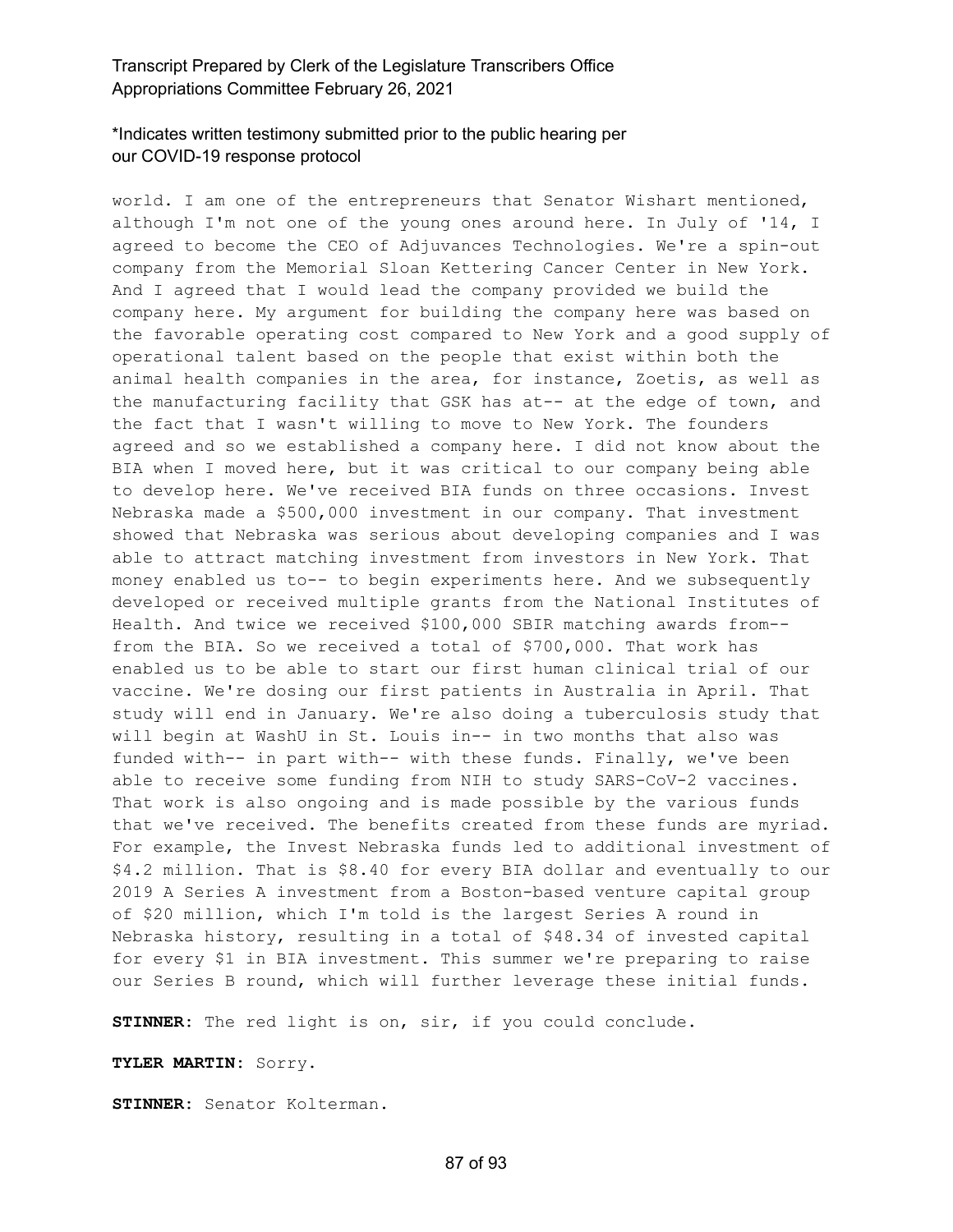world. I am one of the entrepreneurs that Senator Wishart mentioned, although I'm not one of the young ones around here. In July of '14, I agreed to become the CEO of Adjuvances Technologies. We're a spin-out company from the Memorial Sloan Kettering Cancer Center in New York. And I agreed that I would lead the company provided we build the company here. My argument for building the company here was based on the favorable operating cost compared to New York and a good supply of operational talent based on the people that exist within both the animal health companies in the area, for instance, Zoetis, as well as the manufacturing facility that GSK has at-- at the edge of town, and the fact that I wasn't willing to move to New York. The founders agreed and so we established a company here. I did not know about the BIA when I moved here, but it was critical to our company being able to develop here. We've received BIA funds on three occasions. Invest Nebraska made a $500,000 investment in our company. That investment showed that Nebraska was serious about developing companies and I was able to attract matching investment from investors in New York. That money enabled us to-- to begin experiments here. And we subsequently developed or received multiple grants from the National Institutes of Health. And twice we received $100,000 SBIR matching awards from-- from the BIA. So we received a total of $700,000. That work has enabled us to be able to start our first human clinical trial of our vaccine. We're dosing our first patients in Australia in April. That study will end in January. We're also doing a tuberculosis study that will begin at WashU in St. Louis in-- in two months that also was funded with-- in part with-- with these funds. Finally, we've been able to receive some funding from NIH to study SARS-CoV-2 vaccines. That work is also ongoing and is made possible by the various funds that we've received. The benefits created from these funds are myriad. For example, the Invest Nebraska funds led to additional investment of $4.2 million. That is $8.40 for every BIA dollar and eventually to our 2019 A Series A investment from a Boston-based venture capital group of $20 million, which I'm told is the largest Series A round in Nebraska history, resulting in a total of $48.34 of invested capital for every $1 in BIA investment. This summer we're preparing to raise our Series B round, which will further leverage these initial funds.

**STINNER:** The red light is on, sir, if you could conclude.

**TYLER MARTIN:** Sorry.

**STINNER:** Senator Kolterman.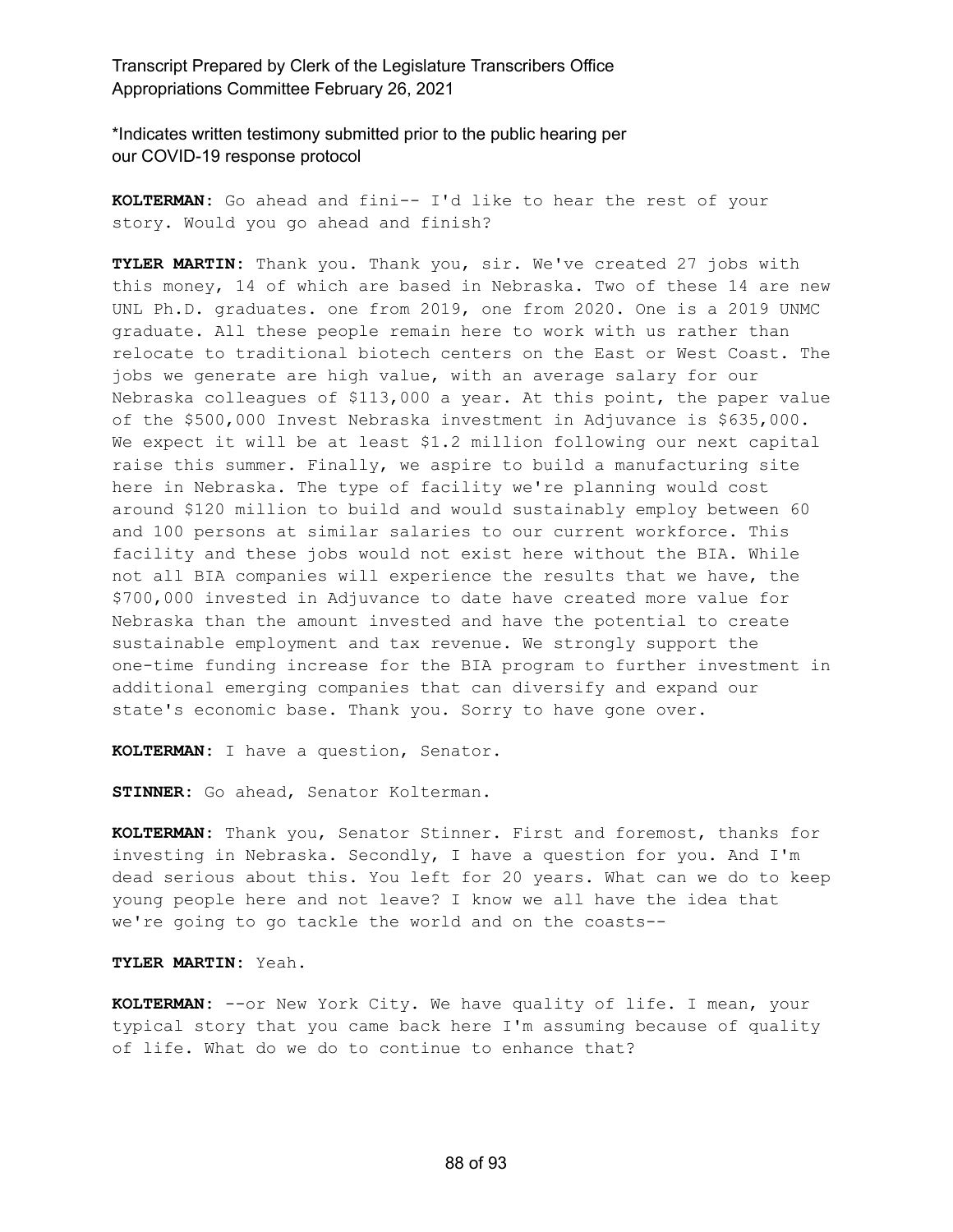*Indicates written testimony submitted prior to the public hearing per our COVID-19 response protocol

**KOLTERMAN:** Go ahead and fini-- I'd like to hear the rest of your story. Would you go ahead and finish?

**TYLER MARTIN:** Thank you. Thank you, sir. We've created 27 jobs with this money, 14 of which are based in Nebraska. Two of these 14 are new UNL Ph.D. graduates. one from 2019, one from 2020. One is a 2019 UNMC graduate. All these people remain here to work with us rather than relocate to traditional biotech centers on the East or West Coast. The jobs we generate are high value, with an average salary for our Nebraska colleagues of $113,000 a year. At this point, the paper value of the $500,000 Invest Nebraska investment in Adjuvance is $635,000. We expect it will be at least $1.2 million following our next capital raise this summer. Finally, we aspire to build a manufacturing site here in Nebraska. The type of facility we're planning would cost around $120 million to build and would sustainably employ between 60 and 100 persons at similar salaries to our current workforce. This facility and these jobs would not exist here without the BIA. While not all BIA companies will experience the results that we have, the $700,000 invested in Adjuvance to date have created more value for Nebraska than the amount invested and have the potential to create sustainable employment and tax revenue. We strongly support the one-time funding increase for the BIA program to further investment in additional emerging companies that can diversify and expand our state's economic base. Thank you. Sorry to have gone over.

**KOLTERMAN:** I have a question, Senator.

**STINNER:** Go ahead, Senator Kolterman.

**KOLTERMAN:** Thank you, Senator Stinner. First and foremost, thanks for investing in Nebraska. Secondly, I have a question for you. And I'm dead serious about this. You left for 20 years. What can we do to keep young people here and not leave? I know we all have the idea that we're going to go tackle the world and on the coasts--

**TYLER MARTIN:** Yeah.

**KOLTERMAN:** --or New York City. We have quality of life. I mean, your typical story that you came back here I'm assuming because of quality of life. What do we do to continue to enhance that?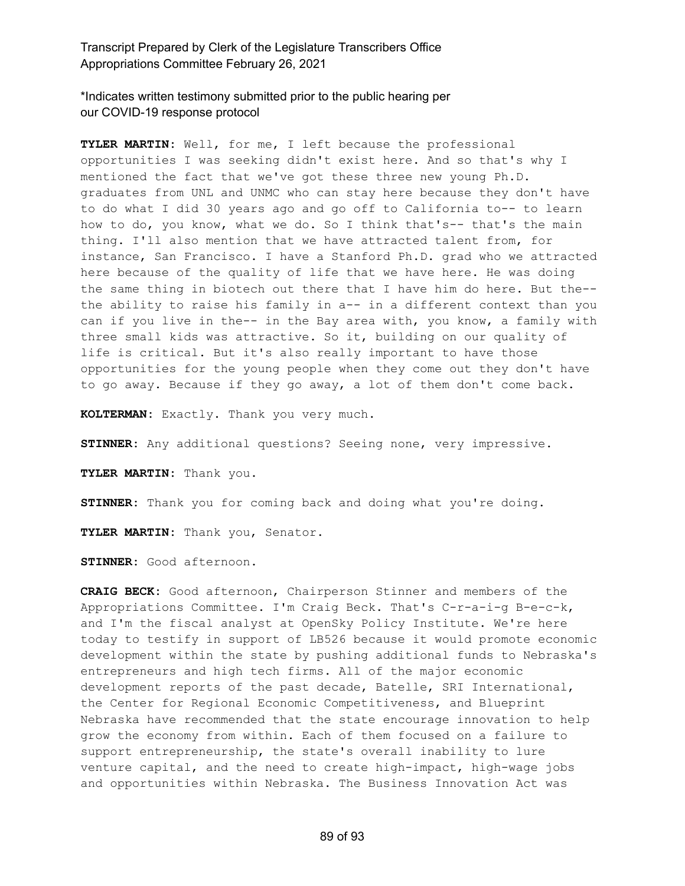*Indicates written testimony submitted prior to the public hearing per our COVID-19 response protocol

**TYLER MARTIN:** Well, for me, I left because the professional opportunities I was seeking didn't exist here. And so that's why I mentioned the fact that we've got these three new young Ph.D. graduates from UNL and UNMC who can stay here because they don't have to do what I did 30 years ago and go off to California to-- to learn how to do, you know, what we do. So I think that's-- that's the main thing. I'll also mention that we have attracted talent from, for instance, San Francisco. I have a Stanford Ph.D. grad who we attracted here because of the quality of life that we have here. He was doing the same thing in biotech out there that I have him do here. But the-- the ability to raise his family in a-- in a different context than you can if you live in the-- in the Bay area with, you know, a family with three small kids was attractive. So it, building on our quality of life is critical. But it's also really important to have those opportunities for the young people when they come out they don't have to go away. Because if they go away, a lot of them don't come back.

**KOLTERMAN:** Exactly. Thank you very much.

**STINNER:** Any additional questions? Seeing none, very impressive.

**TYLER MARTIN:** Thank you.

**STINNER:** Thank you for coming back and doing what you're doing.

**TYLER MARTIN:** Thank you, Senator.

**STINNER:** Good afternoon.

**CRAIG BECK:** Good afternoon, Chairperson Stinner and members of the Appropriations Committee. I'm Craig Beck. That's C-r-a-i-g B-e-c-k, and I'm the fiscal analyst at OpenSky Policy Institute. We're here today to testify in support of LB526 because it would promote economic development within the state by pushing additional funds to Nebraska's entrepreneurs and high tech firms. All of the major economic development reports of the past decade, Batelle, SRI International, the Center for Regional Economic Competitiveness, and Blueprint Nebraska have recommended that the state encourage innovation to help grow the economy from within. Each of them focused on a failure to support entrepreneurship, the state's overall inability to lure venture capital, and the need to create high-impact, high-wage jobs and opportunities within Nebraska. The Business Innovation Act was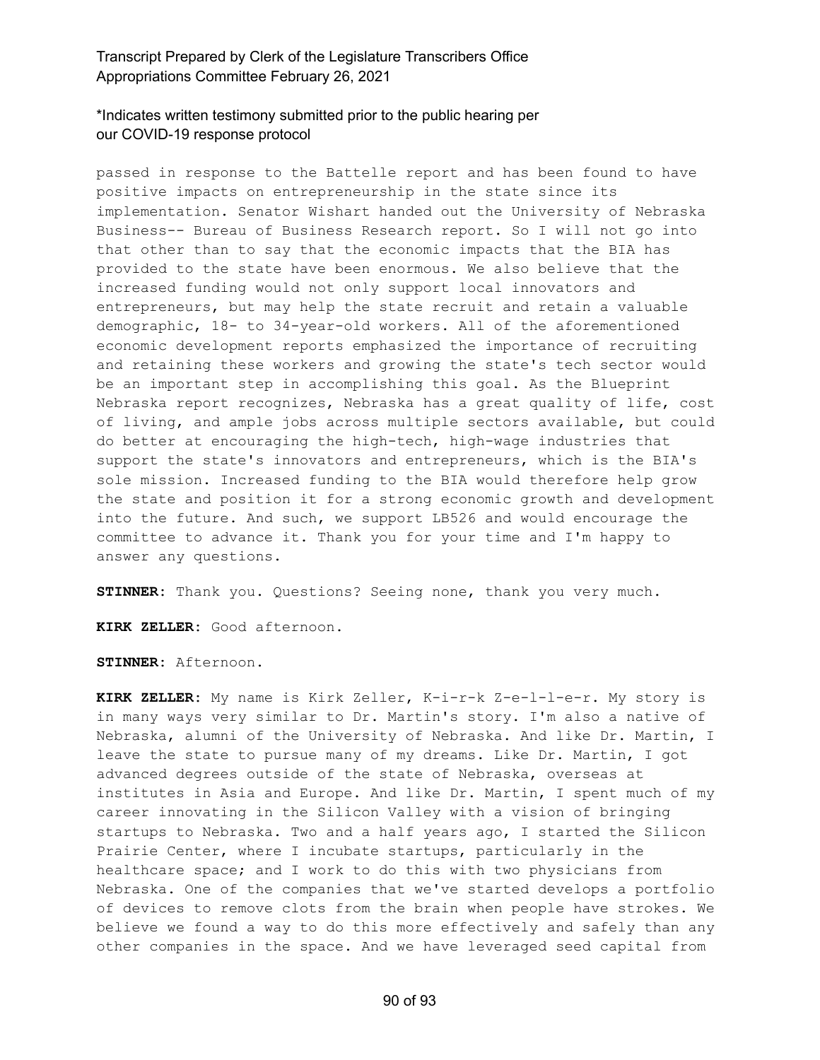passed in response to the Battelle report and has been found to have positive impacts on entrepreneurship in the state since its implementation. Senator Wishart handed out the University of Nebraska Business-- Bureau of Business Research report. So I will not go into that other than to say that the economic impacts that the BIA has provided to the state have been enormous. We also believe that the increased funding would not only support local innovators and entrepreneurs, but may help the state recruit and retain a valuable demographic, 18- to 34-year-old workers. All of the aforementioned economic development reports emphasized the importance of recruiting and retaining these workers and growing the state's tech sector would be an important step in accomplishing this goal. As the Blueprint Nebraska report recognizes, Nebraska has a great quality of life, cost of living, and ample jobs across multiple sectors available, but could do better at encouraging the high-tech, high-wage industries that support the state's innovators and entrepreneurs, which is the BIA's sole mission. Increased funding to the BIA would therefore help grow the state and position it for a strong economic growth and development into the future. And such, we support LB526 and would encourage the committee to advance it. Thank you for your time and I'm happy to answer any questions.

**STINNER:** Thank you. Questions? Seeing none, thank you very much.

**KIRK ZELLER:** Good afternoon.

**STINNER:** Afternoon.

**KIRK ZELLER:** My name is Kirk Zeller, K-i-r-k Z-e-l-l-e-r. My story is in many ways very similar to Dr. Martin's story. I'm also a native of Nebraska, alumni of the University of Nebraska. And like Dr. Martin, I leave the state to pursue many of my dreams. Like Dr. Martin, I got advanced degrees outside of the state of Nebraska, overseas at institutes in Asia and Europe. And like Dr. Martin, I spent much of my career innovating in the Silicon Valley with a vision of bringing startups to Nebraska. Two and a half years ago, I started the Silicon Prairie Center, where I incubate startups, particularly in the healthcare space; and I work to do this with two physicians from Nebraska. One of the companies that we've started develops a portfolio of devices to remove clots from the brain when people have strokes. We believe we found a way to do this more effectively and safely than any other companies in the space. And we have leveraged seed capital from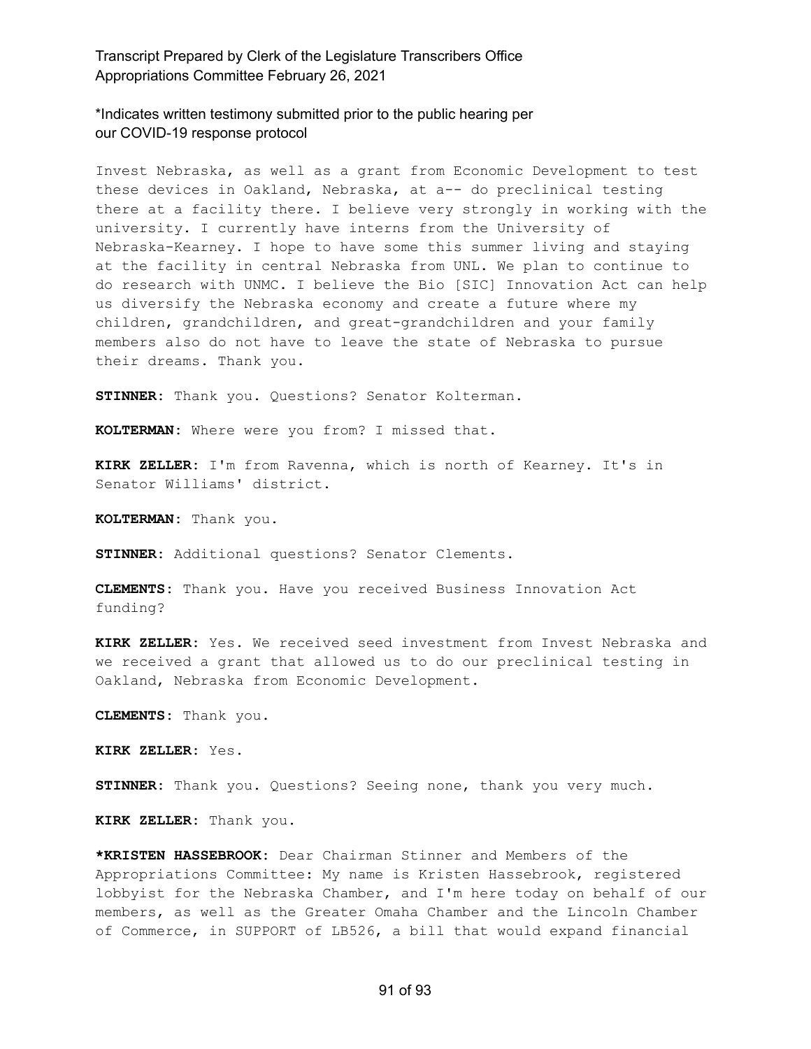\*Indicates written testimony submitted prior to the public hearing per our COVID-19 response protocol

Invest Nebraska, as well as a grant from Economic Development to test these devices in Oakland, Nebraska, at a-- do preclinical testing there at a facility there. I believe very strongly in working with the university. I currently have interns from the University of Nebraska-Kearney. I hope to have some this summer living and staying at the facility in central Nebraska from UNL. We plan to continue to do research with UNMC. I believe the Bio [SIC] Innovation Act can help us diversify the Nebraska economy and create a future where my children, grandchildren, and great-grandchildren and your family members also do not have to leave the state of Nebraska to pursue their dreams. Thank you.

**STINNER:** Thank you. Questions? Senator Kolterman.

**KOLTERMAN:** Where were you from? I missed that.

**KIRK ZELLER:** I'm from Ravenna, which is north of Kearney. It's in Senator Williams' district.

**KOLTERMAN:** Thank you.

**STINNER:** Additional questions? Senator Clements.

**CLEMENTS:** Thank you. Have you received Business Innovation Act funding?

**KIRK ZELLER:** Yes. We received seed investment from Invest Nebraska and we received a grant that allowed us to do our preclinical testing in Oakland, Nebraska from Economic Development.

**CLEMENTS:** Thank you.

**KIRK ZELLER:** Yes.

**STINNER:** Thank you. Questions? Seeing none, thank you very much.

**KIRK ZELLER:** Thank you.

**\*KRISTEN HASSEBROOK:** Dear Chairman Stinner and Members of the Appropriations Committee: My name is Kristen Hassebrook, registered lobbyist for the Nebraska Chamber, and I'm here today on behalf of our members, as well as the Greater Omaha Chamber and the Lincoln Chamber of Commerce, in SUPPORT of LB526, a bill that would expand financial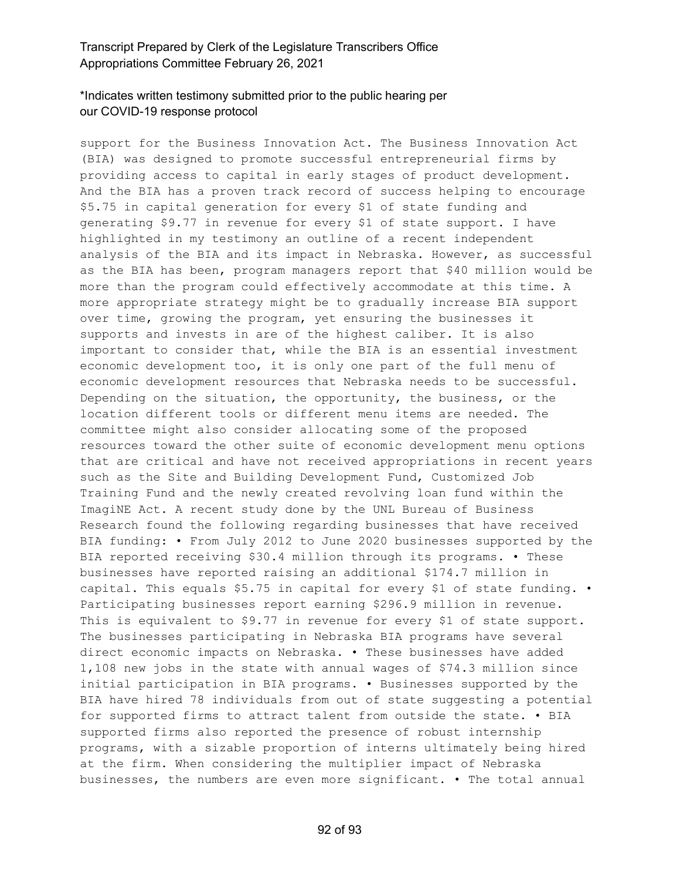support for the Business Innovation Act. The Business Innovation Act (BIA) was designed to promote successful entrepreneurial firms by providing access to capital in early stages of product development. And the BIA has a proven track record of success helping to encourage $5.75 in capital generation for every $1 of state funding and generating $9.77 in revenue for every $1 of state support. I have highlighted in my testimony an outline of a recent independent analysis of the BIA and its impact in Nebraska. However, as successful as the BIA has been, program managers report that $40 million would be more than the program could effectively accommodate at this time. A more appropriate strategy might be to gradually increase BIA support over time, growing the program, yet ensuring the businesses it supports and invests in are of the highest caliber. It is also important to consider that, while the BIA is an essential investment economic development too, it is only one part of the full menu of economic development resources that Nebraska needs to be successful. Depending on the situation, the opportunity, the business, or the location different tools or different menu items are needed. The committee might also consider allocating some of the proposed resources toward the other suite of economic development menu options that are critical and have not received appropriations in recent years such as the Site and Building Development Fund, Customized Job Training Fund and the newly created revolving loan fund within the ImagiNE Act. A recent study done by the UNL Bureau of Business Research found the following regarding businesses that have received BIA funding: • From July 2012 to June 2020 businesses supported by the BIA reported receiving $30.4 million through its programs. • These businesses have reported raising an additional $174.7 million in capital. This equals $5.75 in capital for every $1 of state funding. • Participating businesses report earning $296.9 million in revenue. This is equivalent to $9.77 in revenue for every $1 of state support. The businesses participating in Nebraska BIA programs have several direct economic impacts on Nebraska. • These businesses have added 1,108 new jobs in the state with annual wages of $74.3 million since initial participation in BIA programs. • Businesses supported by the BIA have hired 78 individuals from out of state suggesting a potential for supported firms to attract talent from outside the state. • BIA supported firms also reported the presence of robust internship programs, with a sizable proportion of interns ultimately being hired at the firm. When considering the multiplier impact of Nebraska businesses, the numbers are even more significant. • The total annual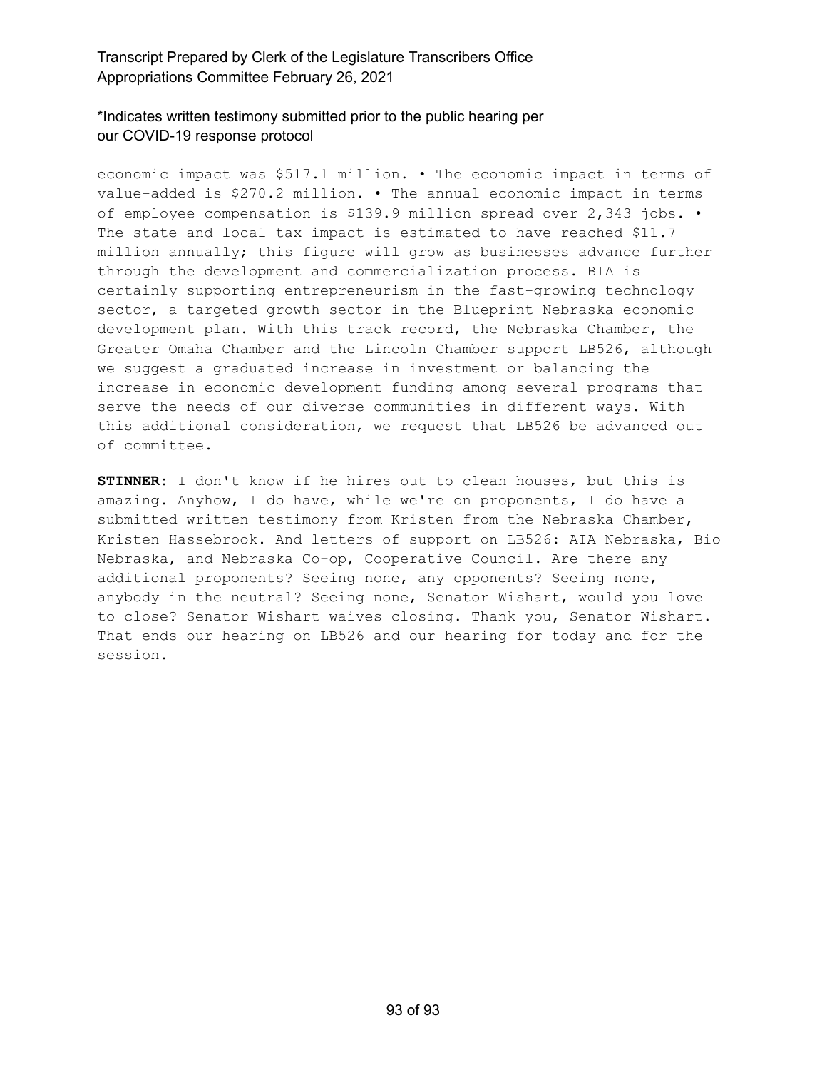economic impact was $517.1 million. • The economic impact in terms of value-added is $270.2 million. • The annual economic impact in terms of employee compensation is $139.9 million spread over 2,343 jobs. • The state and local tax impact is estimated to have reached $11.7 million annually; this figure will grow as businesses advance further through the development and commercialization process. BIA is certainly supporting entrepreneurism in the fast-growing technology sector, a targeted growth sector in the Blueprint Nebraska economic development plan. With this track record, the Nebraska Chamber, the Greater Omaha Chamber and the Lincoln Chamber support LB526, although we suggest a graduated increase in investment or balancing the increase in economic development funding among several programs that serve the needs of our diverse communities in different ways. With this additional consideration, we request that LB526 be advanced out of committee.

**STINNER**: I don't know if he hires out to clean houses, but this is amazing. Anyhow, I do have, while we're on proponents, I do have a submitted written testimony from Kristen from the Nebraska Chamber, Kristen Hassebrook. And letters of support on LB526: AIA Nebraska, Bio Nebraska, and Nebraska Co-op, Cooperative Council. Are there any additional proponents? Seeing none, any opponents? Seeing none, anybody in the neutral? Seeing none, Senator Wishart, would you love to close? Senator Wishart waives closing. Thank you, Senator Wishart. That ends our hearing on LB526 and our hearing for today and for the session.